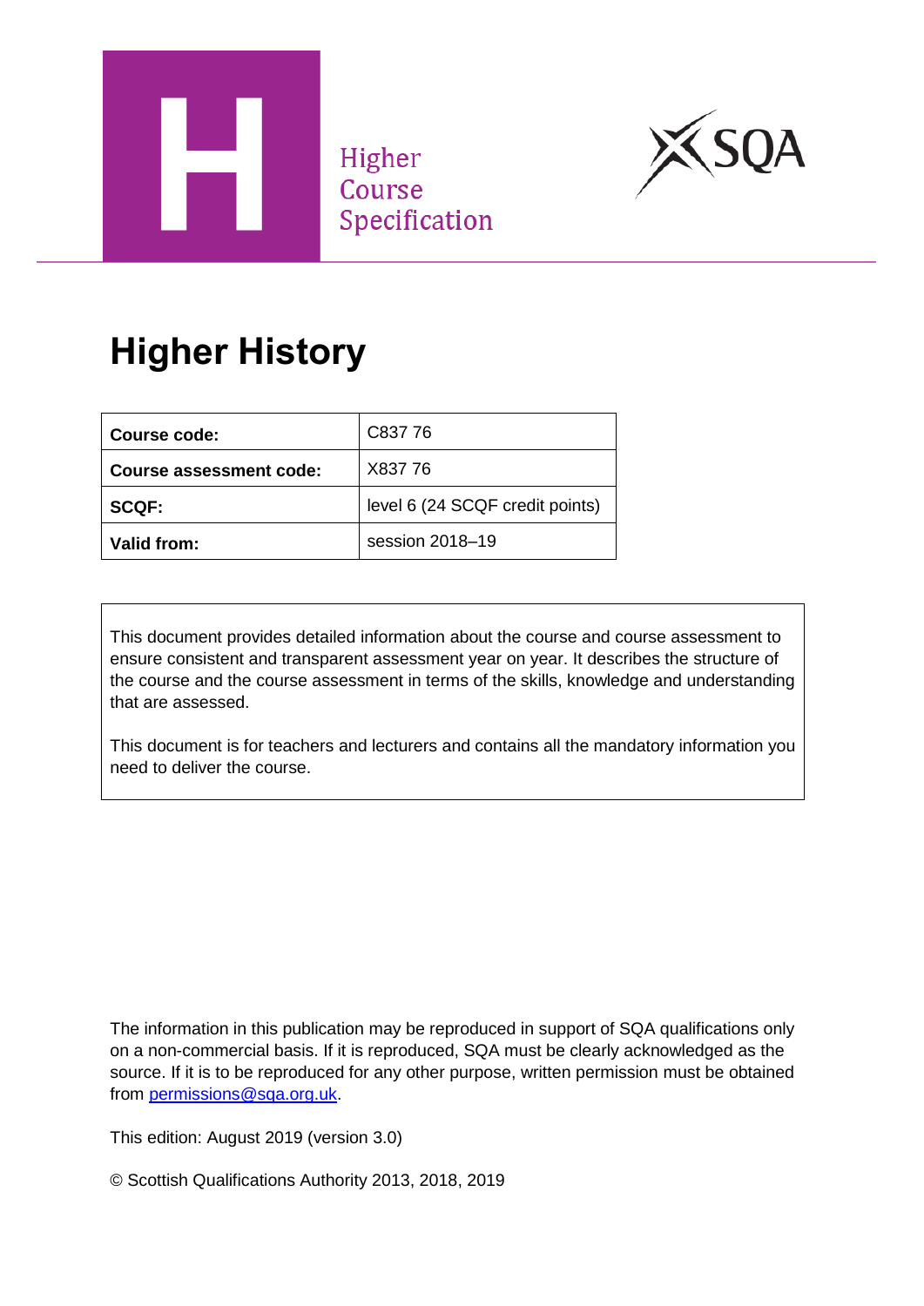Higher Course Specification

# Higher History

| Course code: | C837 76 |
| --- | --- |
| Course assessment code: | X837 76 |
| SCQF: | level 6 (24 SCQF credit points) |
| Valid from: | session 2018–19 |

This document provides detailed information about the course and course assessment to ensure consistent and transparent assessment year on year. It describes the structure of the course and the course assessment in terms of the skills, knowledge and understanding that are assessed.

This document is for teachers and lecturers and contains all the mandatory information you need to deliver the course.

The information in this publication may be reproduced in support of SQA qualifications only on a non-commercial basis. If it is reproduced, SQA must be clearly acknowledged as the source. If it is to be reproduced for any other purpose, written permission must be obtained from permissions@sqa.org.uk.

This edition: August 2019 (version 3.0)

© Scottish Qualifications Authority 2013, 2018, 2019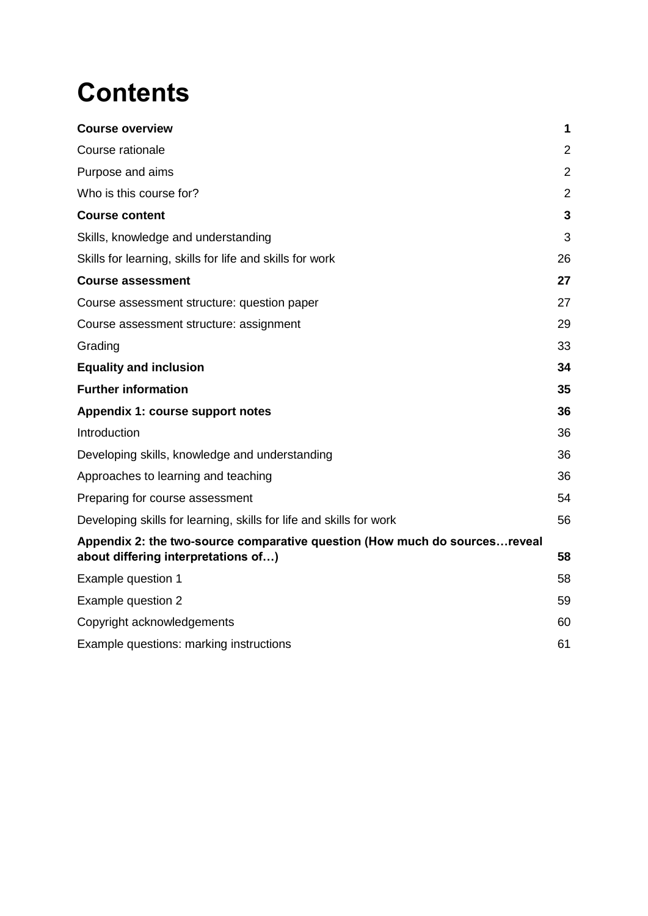# Contents

| | |
|---|---|
| **Course overview** | **1** |
| Course rationale | 2 |
| Purpose and aims | 2 |
| Who is this course for? | 2 |
| **Course content** | **3** |
| Skills, knowledge and understanding | 3 |
| Skills for learning, skills for life and skills for work | 26 |
| **Course assessment** | **27** |
| Course assessment structure: question paper | 27 |
| Course assessment structure: assignment | 29 |
| Grading | 33 |
| **Equality and inclusion** | **34** |
| **Further information** | **35** |
| **Appendix 1: course support notes** | **36** |
| Introduction | 36 |
| Developing skills, knowledge and understanding | 36 |
| Approaches to learning and teaching | 36 |
| Preparing for course assessment | 54 |
| Developing skills for learning, skills for life and skills for work | 56 |
| **Appendix 2: the two-source comparative question (How much do sources…reveal about differing interpretations of…)** | **58** |
| Example question 1 | 58 |
| Example question 2 | 59 |
| Copyright acknowledgements | 60 |
| Example questions: marking instructions | 61 |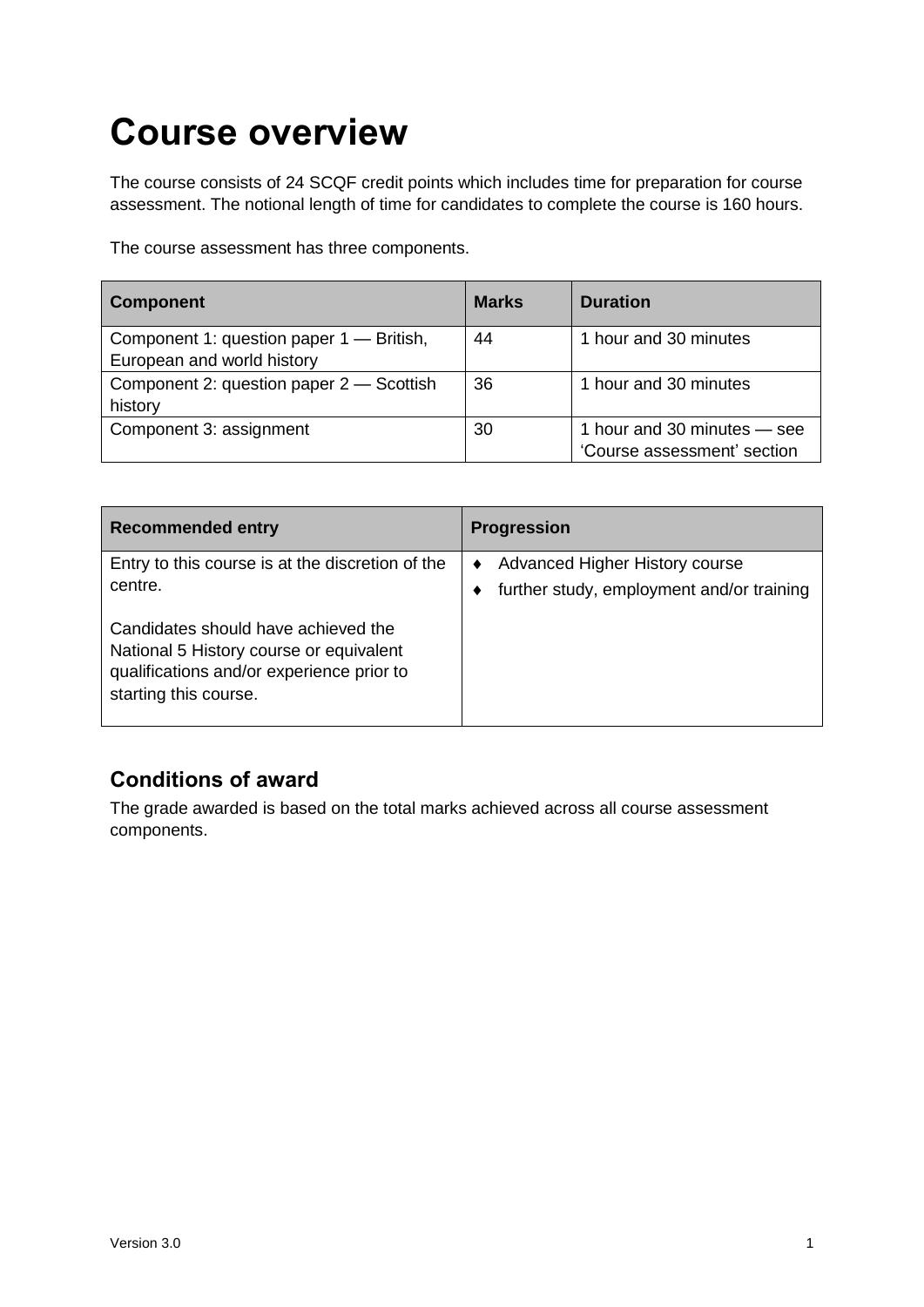# Course overview

The course consists of 24 SCQF credit points which includes time for preparation for course assessment. The notional length of time for candidates to complete the course is 160 hours.

The course assessment has three components.

| Component | Marks | Duration |
|---|---|---|
| Component 1: question paper 1 — British, European and world history | 44 | 1 hour and 30 minutes |
| Component 2: question paper 2 — Scottish history | 36 | 1 hour and 30 minutes |
| Component 3: assignment | 30 | 1 hour and 30 minutes — see 'Course assessment' section |

| Recommended entry | Progression |
|---|---|
| Entry to this course is at the discretion of the centre.<br><br>Candidates should have achieved the National 5 History course or equivalent qualifications and/or experience prior to starting this course. | ♦ Advanced Higher History course<br>♦ further study, employment and/or training |

## Conditions of award

The grade awarded is based on the total marks achieved across all course assessment components.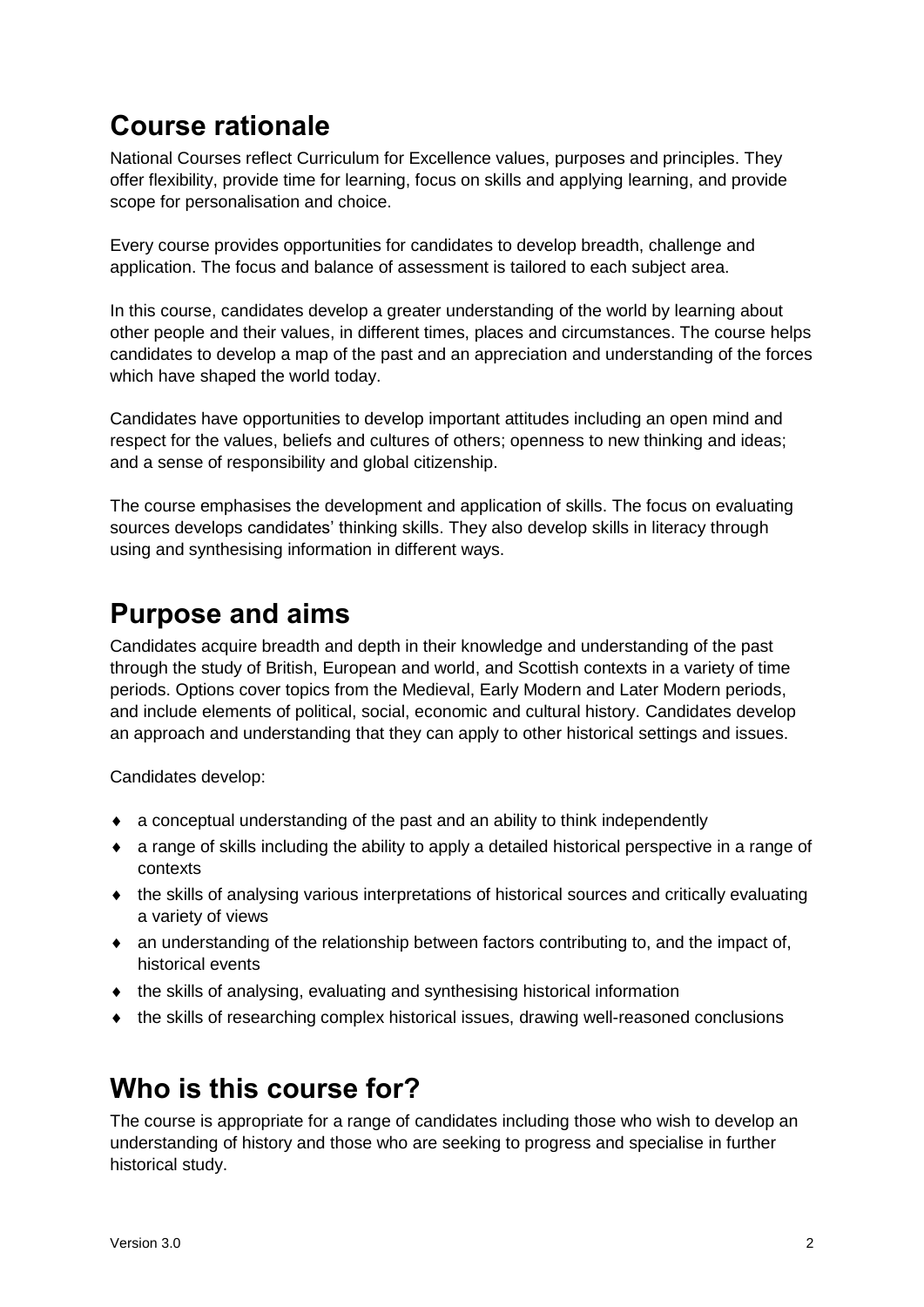## Course rationale

National Courses reflect Curriculum for Excellence values, purposes and principles. They offer flexibility, provide time for learning, focus on skills and applying learning, and provide scope for personalisation and choice.

Every course provides opportunities for candidates to develop breadth, challenge and application. The focus and balance of assessment is tailored to each subject area.

In this course, candidates develop a greater understanding of the world by learning about other people and their values, in different times, places and circumstances. The course helps candidates to develop a map of the past and an appreciation and understanding of the forces which have shaped the world today.

Candidates have opportunities to develop important attitudes including an open mind and respect for the values, beliefs and cultures of others; openness to new thinking and ideas; and a sense of responsibility and global citizenship.

The course emphasises the development and application of skills. The focus on evaluating sources develops candidates' thinking skills. They also develop skills in literacy through using and synthesising information in different ways.

## Purpose and aims

Candidates acquire breadth and depth in their knowledge and understanding of the past through the study of British, European and world, and Scottish contexts in a variety of time periods. Options cover topics from the Medieval, Early Modern and Later Modern periods, and include elements of political, social, economic and cultural history. Candidates develop an approach and understanding that they can apply to other historical settings and issues.

Candidates develop:

- a conceptual understanding of the past and an ability to think independently
- a range of skills including the ability to apply a detailed historical perspective in a range of contexts
- the skills of analysing various interpretations of historical sources and critically evaluating a variety of views
- an understanding of the relationship between factors contributing to, and the impact of, historical events
- the skills of analysing, evaluating and synthesising historical information
- the skills of researching complex historical issues, drawing well-reasoned conclusions

## Who is this course for?

The course is appropriate for a range of candidates including those who wish to develop an understanding of history and those who are seeking to progress and specialise in further historical study.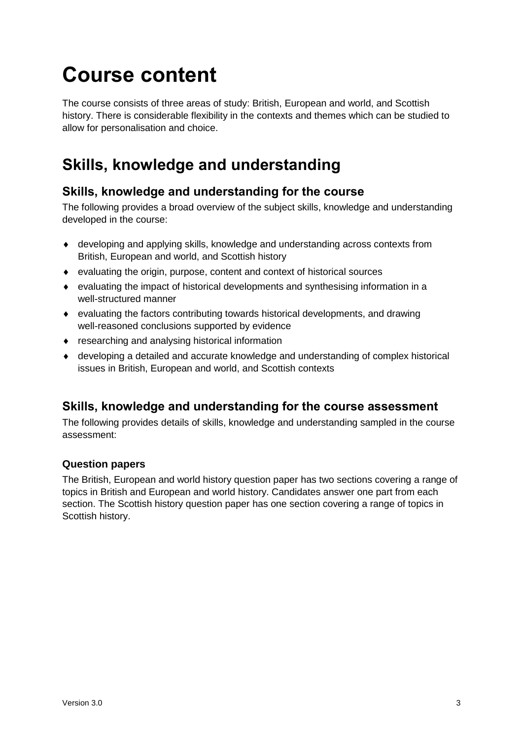# Course content

The course consists of three areas of study: British, European and world, and Scottish history. There is considerable flexibility in the contexts and themes which can be studied to allow for personalisation and choice.

## Skills, knowledge and understanding

### Skills, knowledge and understanding for the course

The following provides a broad overview of the subject skills, knowledge and understanding developed in the course:

- developing and applying skills, knowledge and understanding across contexts from British, European and world, and Scottish history
- evaluating the origin, purpose, content and context of historical sources
- evaluating the impact of historical developments and synthesising information in a well-structured manner
- evaluating the factors contributing towards historical developments, and drawing well-reasoned conclusions supported by evidence
- researching and analysing historical information
- developing a detailed and accurate knowledge and understanding of complex historical issues in British, European and world, and Scottish contexts

### Skills, knowledge and understanding for the course assessment

The following provides details of skills, knowledge and understanding sampled in the course assessment:

#### Question papers

The British, European and world history question paper has two sections covering a range of topics in British and European and world history. Candidates answer one part from each section. The Scottish history question paper has one section covering a range of topics in Scottish history.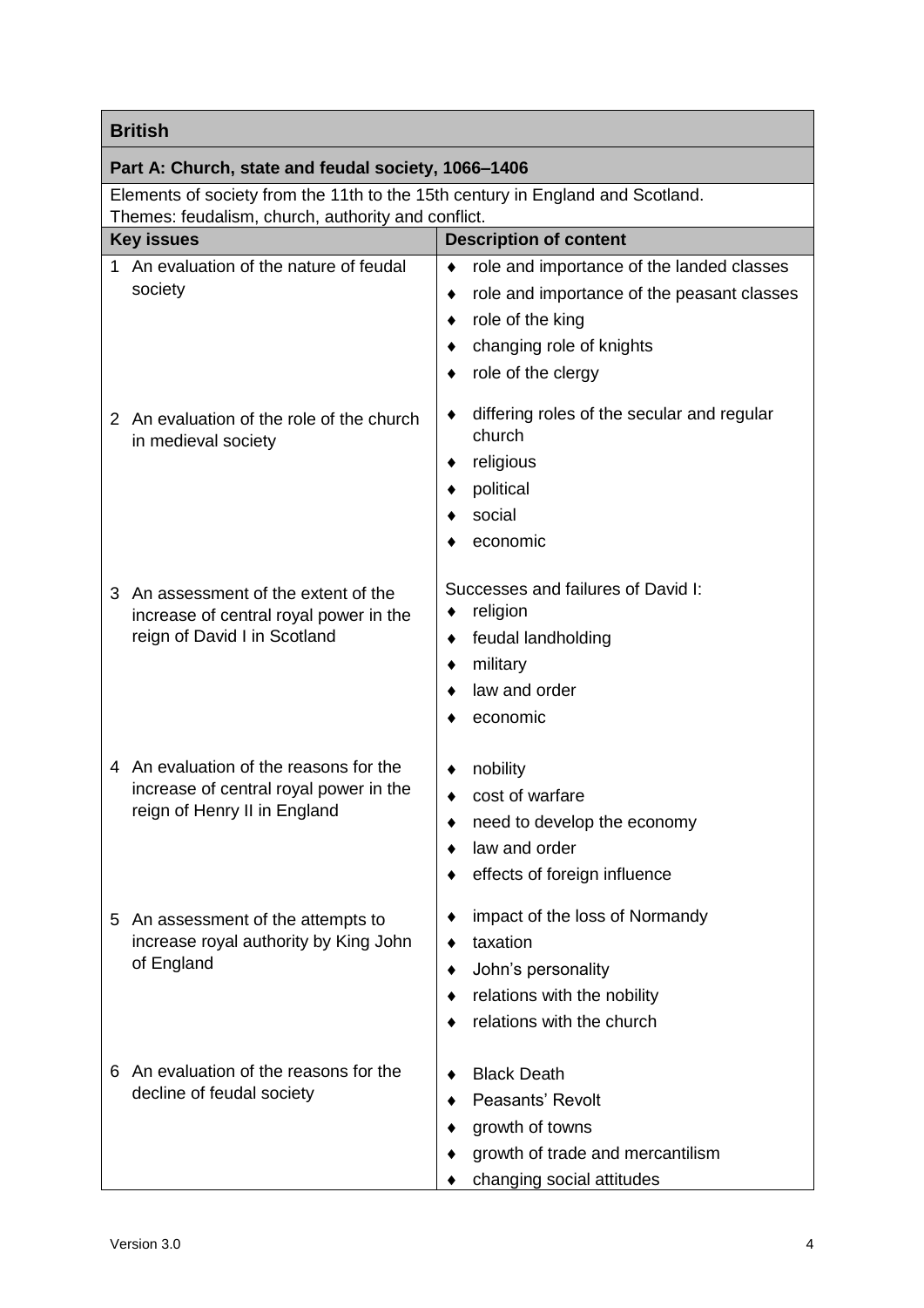| **British** | |
|---|---|
| **Part A: Church, state and feudal society, 1066–1406** | |
| Elements of society from the 11th to the 15th century in England and Scotland.<br>Themes: feudalism, church, authority and conflict. | |
| **Key issues** | **Description of content** |
| 1 An evaluation of the nature of feudal society | ♦ role and importance of the landed classes<br>♦ role and importance of the peasant classes<br>♦ role of the king<br>♦ changing role of knights<br>♦ role of the clergy |
| 2 An evaluation of the role of the church in medieval society | ♦ differing roles of the secular and regular church<br>♦ religious<br>♦ political<br>♦ social<br>♦ economic |
| 3 An assessment of the extent of the increase of central royal power in the reign of David I in Scotland | Successes and failures of David I:<br>♦ religion<br>♦ feudal landholding<br>♦ military<br>♦ law and order<br>♦ economic |
| 4 An evaluation of the reasons for the increase of central royal power in the reign of Henry II in England | ♦ nobility<br>♦ cost of warfare<br>♦ need to develop the economy<br>♦ law and order<br>♦ effects of foreign influence |
| 5 An assessment of the attempts to increase royal authority by King John of England | ♦ impact of the loss of Normandy<br>♦ taxation<br>♦ John's personality<br>♦ relations with the nobility<br>♦ relations with the church |
| 6 An evaluation of the reasons for the decline of feudal society | ♦ Black Death<br>♦ Peasants' Revolt<br>♦ growth of towns<br>♦ growth of trade and mercantilism<br>♦ changing social attitudes |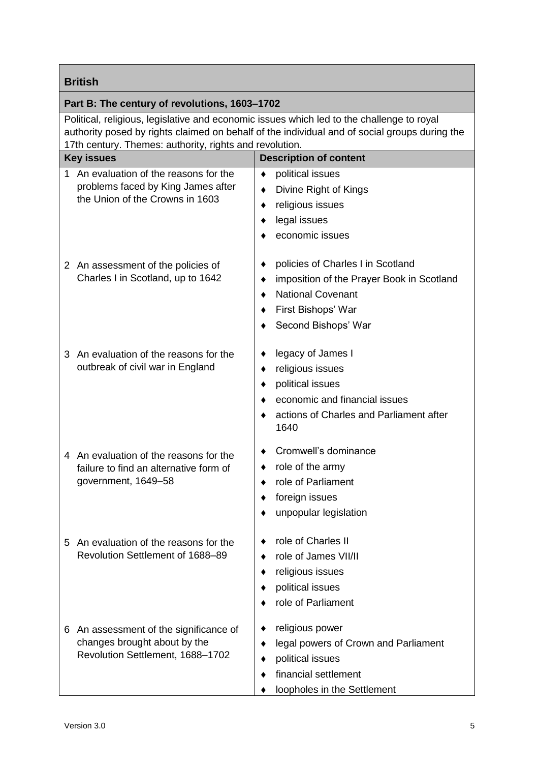| British | |
|---|---|
| **Part B: The century of revolutions, 1603–1702** | |
| Political, religious, legislative and economic issues which led to the challenge to royal authority posed by rights claimed on behalf of the individual and of social groups during the 17th century. Themes: authority, rights and revolution. | |
| **Key issues** | **Description of content** |
| 1 An evaluation of the reasons for the problems faced by King James after the Union of the Crowns in 1603 | ♦ political issues<br>♦ Divine Right of Kings<br>♦ religious issues<br>♦ legal issues<br>♦ economic issues |
| 2 An assessment of the policies of Charles I in Scotland, up to 1642 | ♦ policies of Charles I in Scotland<br>♦ imposition of the Prayer Book in Scotland<br>♦ National Covenant<br>♦ First Bishops' War<br>♦ Second Bishops' War |
| 3 An evaluation of the reasons for the outbreak of civil war in England | ♦ legacy of James I<br>♦ religious issues<br>♦ political issues<br>♦ economic and financial issues<br>♦ actions of Charles and Parliament after 1640 |
| 4 An evaluation of the reasons for the failure to find an alternative form of government, 1649–58 | ♦ Cromwell's dominance<br>♦ role of the army<br>♦ role of Parliament<br>♦ foreign issues<br>♦ unpopular legislation |
| 5 An evaluation of the reasons for the Revolution Settlement of 1688–89 | ♦ role of Charles II<br>♦ role of James VII/II<br>♦ religious issues<br>♦ political issues<br>♦ role of Parliament |
| 6 An assessment of the significance of changes brought about by the Revolution Settlement, 1688–1702 | ♦ religious power<br>♦ legal powers of Crown and Parliament<br>♦ political issues<br>♦ financial settlement<br>♦ loopholes in the Settlement |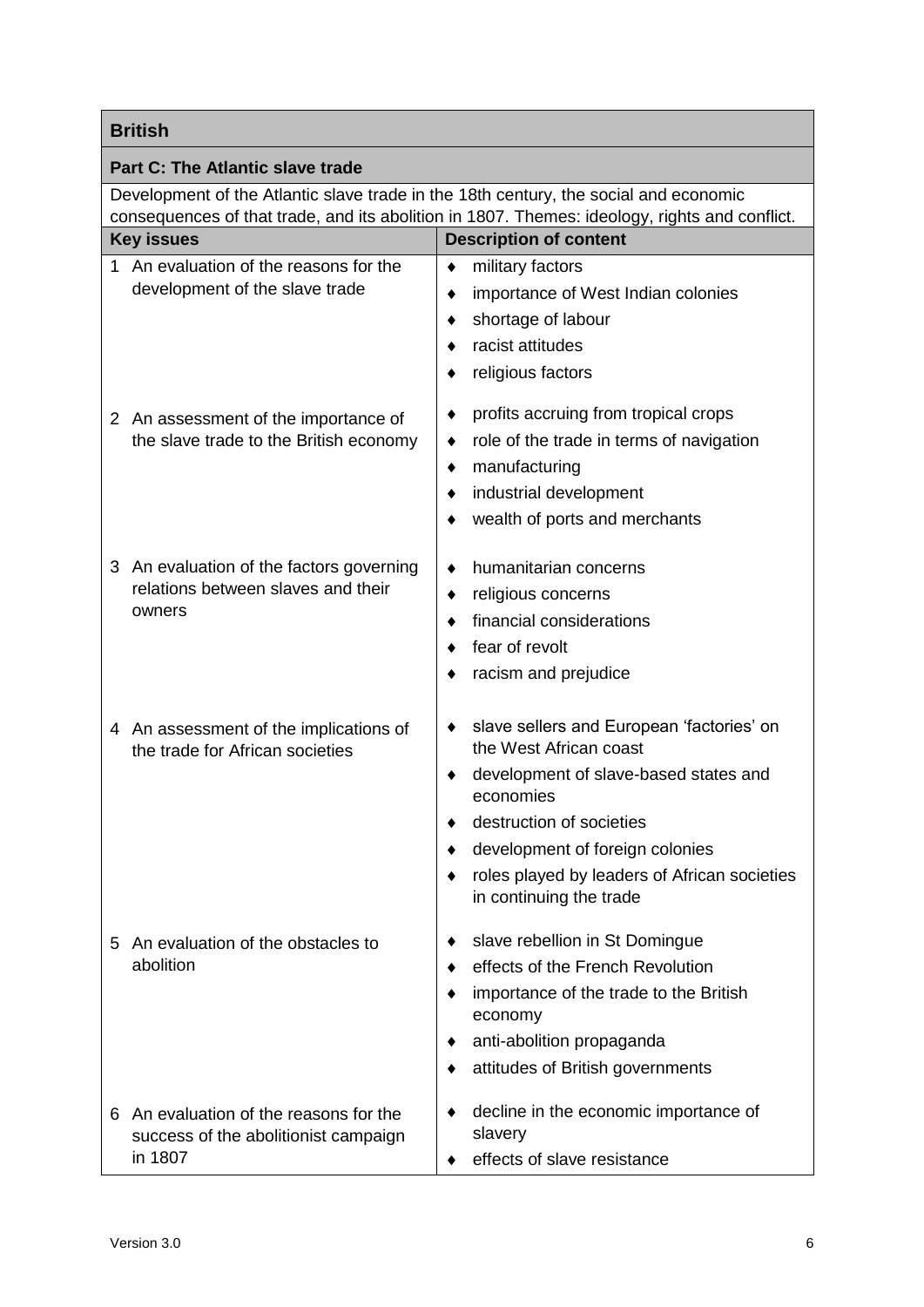## British

### Part C: The Atlantic slave trade

Development of the Atlantic slave trade in the 18th century, the social and economic consequences of that trade, and its abolition in 1807. Themes: ideology, rights and conflict.

| Key issues | Description of content |
|---|---|
| 1 An evaluation of the reasons for the development of the slave trade | ♦ military factors<br>♦ importance of West Indian colonies<br>♦ shortage of labour<br>♦ racist attitudes<br>♦ religious factors |
| 2 An assessment of the importance of the slave trade to the British economy | ♦ profits accruing from tropical crops<br>♦ role of the trade in terms of navigation<br>♦ manufacturing<br>♦ industrial development<br>♦ wealth of ports and merchants |
| 3 An evaluation of the factors governing relations between slaves and their owners | ♦ humanitarian concerns<br>♦ religious concerns<br>♦ financial considerations<br>♦ fear of revolt<br>♦ racism and prejudice |
| 4 An assessment of the implications of the trade for African societies | ♦ slave sellers and European 'factories' on the West African coast<br>♦ development of slave-based states and economies<br>♦ destruction of societies<br>♦ development of foreign colonies<br>♦ roles played by leaders of African societies in continuing the trade |
| 5 An evaluation of the obstacles to abolition | ♦ slave rebellion in St Domingue<br>♦ effects of the French Revolution<br>♦ importance of the trade to the British economy<br>♦ anti-abolition propaganda<br>♦ attitudes of British governments |
| 6 An evaluation of the reasons for the success of the abolitionist campaign in 1807 | ♦ decline in the economic importance of slavery<br>♦ effects of slave resistance |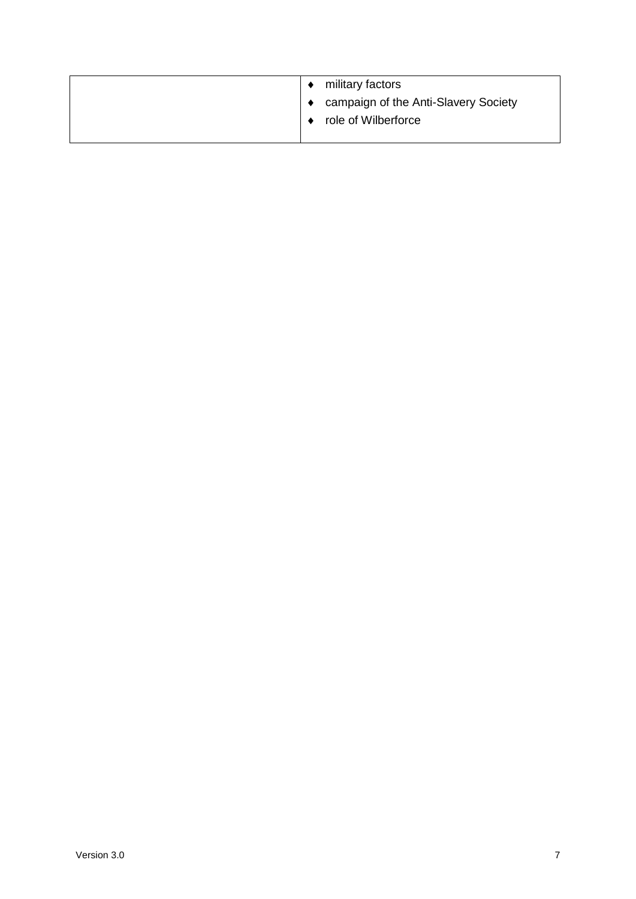| | |
|---|---|
| | - military factors<br>- campaign of the Anti-Slavery Society<br>- role of Wilberforce |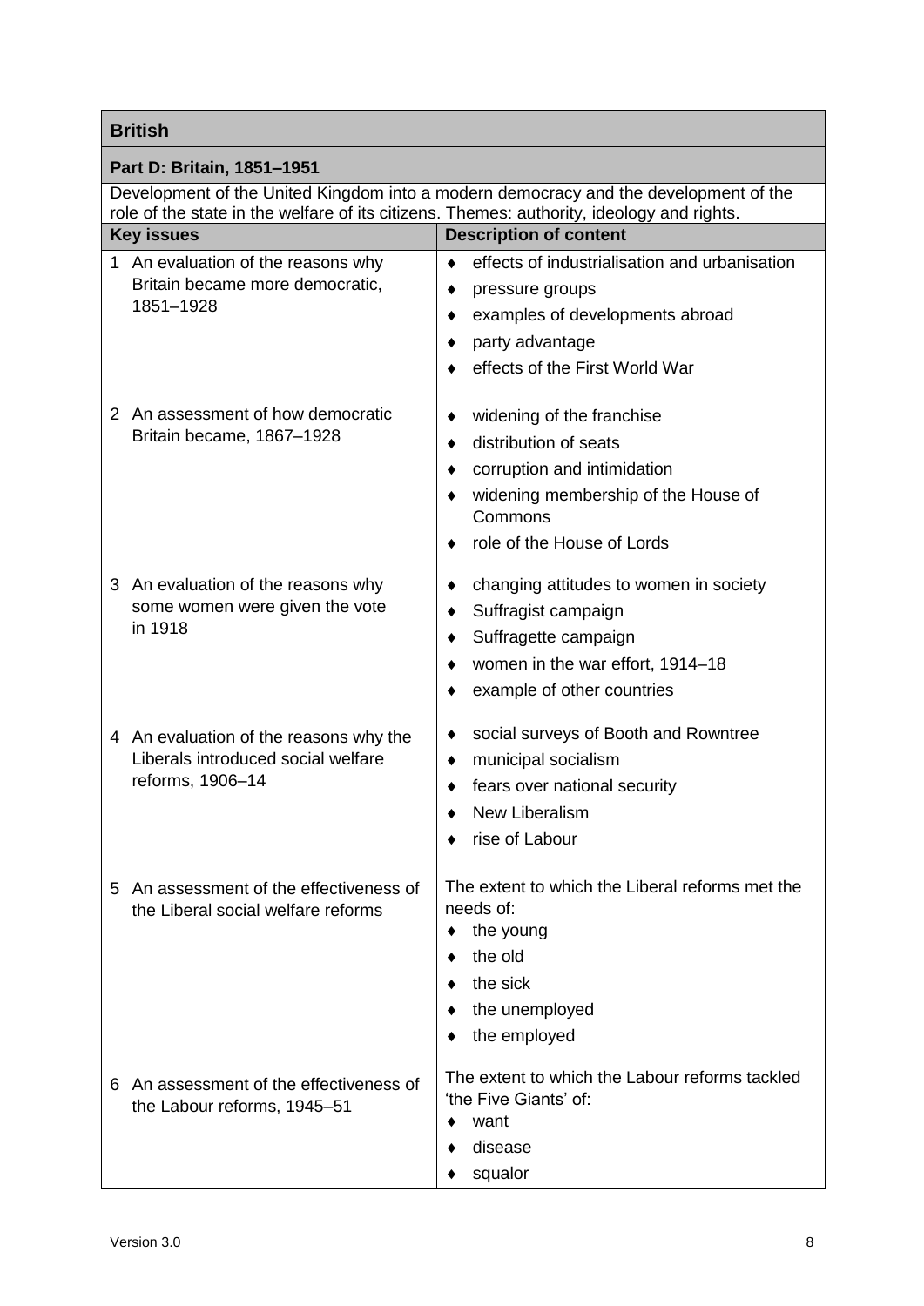| **British** | |
|---|---|
| **Part D: Britain, 1851–1951** | |
| Development of the United Kingdom into a modern democracy and the development of the role of the state in the welfare of its citizens. Themes: authority, ideology and rights. | |
| **Key issues** | **Description of content** |
| 1 An evaluation of the reasons why Britain became more democratic, 1851–1928 | ♦ effects of industrialisation and urbanisation<br>♦ pressure groups<br>♦ examples of developments abroad<br>♦ party advantage<br>♦ effects of the First World War |
| 2 An assessment of how democratic Britain became, 1867–1928 | ♦ widening of the franchise<br>♦ distribution of seats<br>♦ corruption and intimidation<br>♦ widening membership of the House of Commons<br>♦ role of the House of Lords |
| 3 An evaluation of the reasons why some women were given the vote in 1918 | ♦ changing attitudes to women in society<br>♦ Suffragist campaign<br>♦ Suffragette campaign<br>♦ women in the war effort, 1914–18<br>♦ example of other countries |
| 4 An evaluation of the reasons why the Liberals introduced social welfare reforms, 1906–14 | ♦ social surveys of Booth and Rowntree<br>♦ municipal socialism<br>♦ fears over national security<br>♦ New Liberalism<br>♦ rise of Labour |
| 5 An assessment of the effectiveness of the Liberal social welfare reforms | The extent to which the Liberal reforms met the needs of:<br>♦ the young<br>♦ the old<br>♦ the sick<br>♦ the unemployed<br>♦ the employed |
| 6 An assessment of the effectiveness of the Labour reforms, 1945–51 | The extent to which the Labour reforms tackled 'the Five Giants' of:<br>♦ want<br>♦ disease<br>♦ squalor |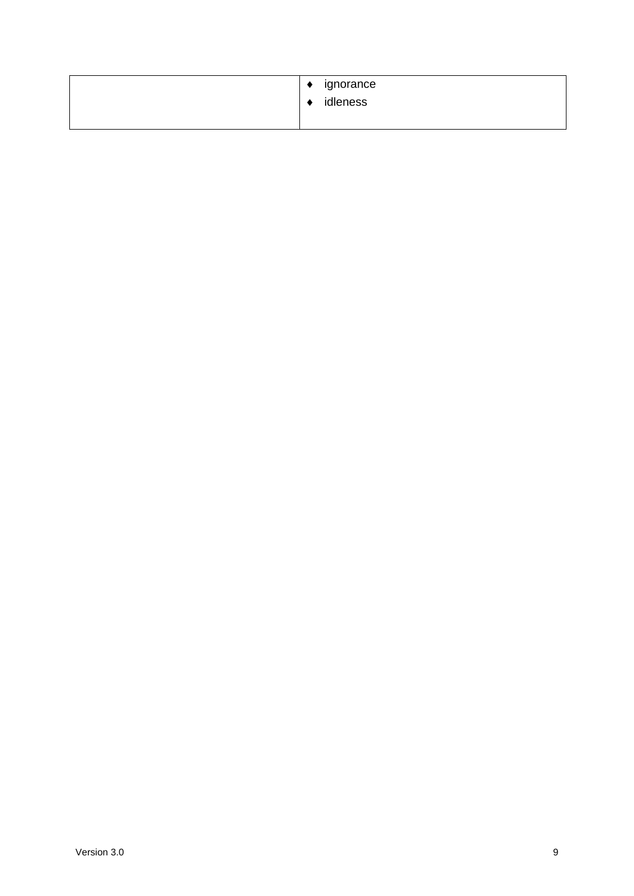| | |
|---|---|
| | ♦ ignorance<br>♦ idleness |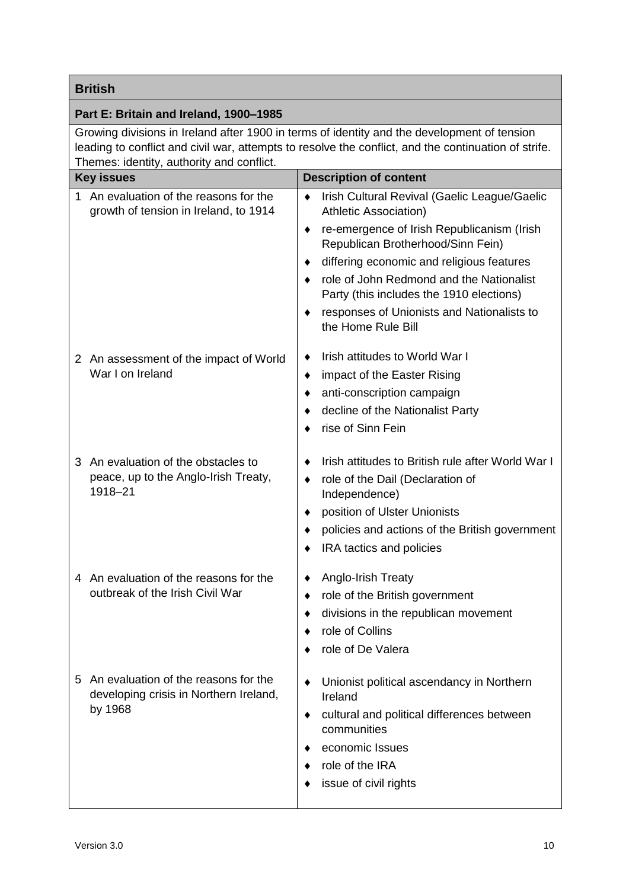## British

### Part E: Britain and Ireland, 1900–1985

Growing divisions in Ireland after 1900 in terms of identity and the development of tension leading to conflict and civil war, attempts to resolve the conflict, and the continuation of strife. Themes: identity, authority and conflict.

| Key issues | Description of content |
|---|---|
| 1 An evaluation of the reasons for the growth of tension in Ireland, to 1914 | ♦ Irish Cultural Revival (Gaelic League/Gaelic Athletic Association)<br>♦ re-emergence of Irish Republicanism (Irish Republican Brotherhood/Sinn Fein)<br>♦ differing economic and religious features<br>♦ role of John Redmond and the Nationalist Party (this includes the 1910 elections)<br>♦ responses of Unionists and Nationalists to the Home Rule Bill |
| 2 An assessment of the impact of World War I on Ireland | ♦ Irish attitudes to World War I<br>♦ impact of the Easter Rising<br>♦ anti-conscription campaign<br>♦ decline of the Nationalist Party<br>♦ rise of Sinn Fein |
| 3 An evaluation of the obstacles to peace, up to the Anglo-Irish Treaty, 1918–21 | ♦ Irish attitudes to British rule after World War I<br>♦ role of the Dail (Declaration of Independence)<br>♦ position of Ulster Unionists<br>♦ policies and actions of the British government<br>♦ IRA tactics and policies |
| 4 An evaluation of the reasons for the outbreak of the Irish Civil War | ♦ Anglo-Irish Treaty<br>♦ role of the British government<br>♦ divisions in the republican movement<br>♦ role of Collins<br>♦ role of De Valera |
| 5 An evaluation of the reasons for the developing crisis in Northern Ireland, by 1968 | ♦ Unionist political ascendancy in Northern Ireland<br>♦ cultural and political differences between communities<br>♦ economic Issues<br>♦ role of the IRA<br>♦ issue of civil rights |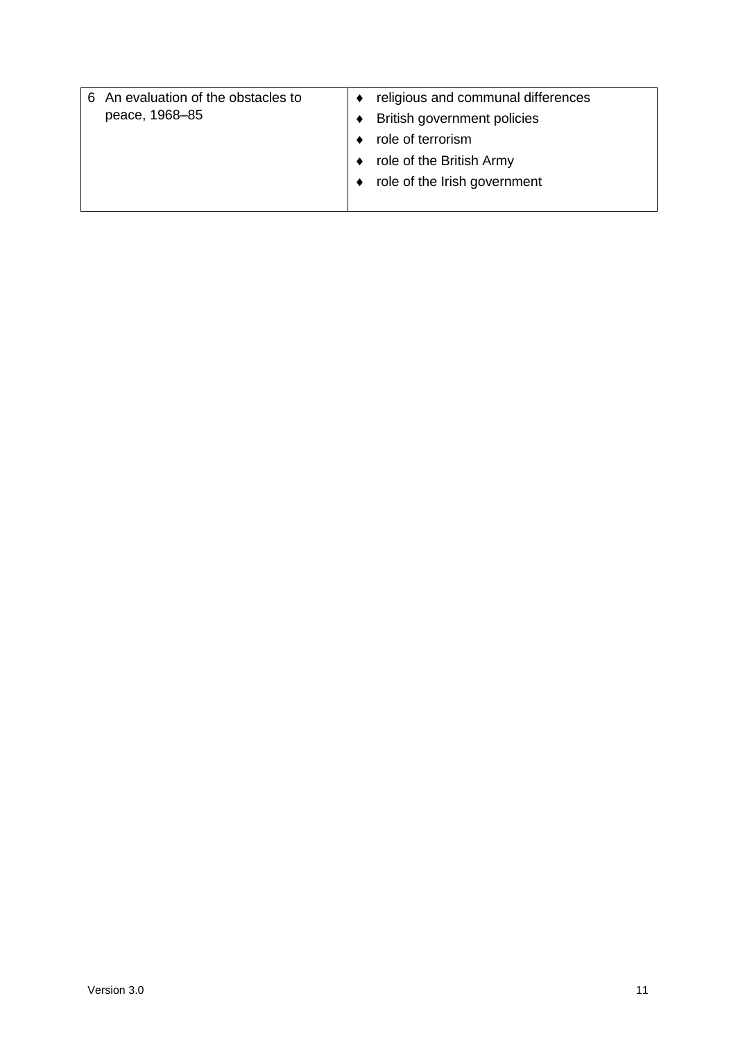| | |
|---|---|
| 6 An evaluation of the obstacles to peace, 1968–85 | ♦ religious and communal differences<br>♦ British government policies<br>♦ role of terrorism<br>♦ role of the British Army<br>♦ role of the Irish government |

Version 3.0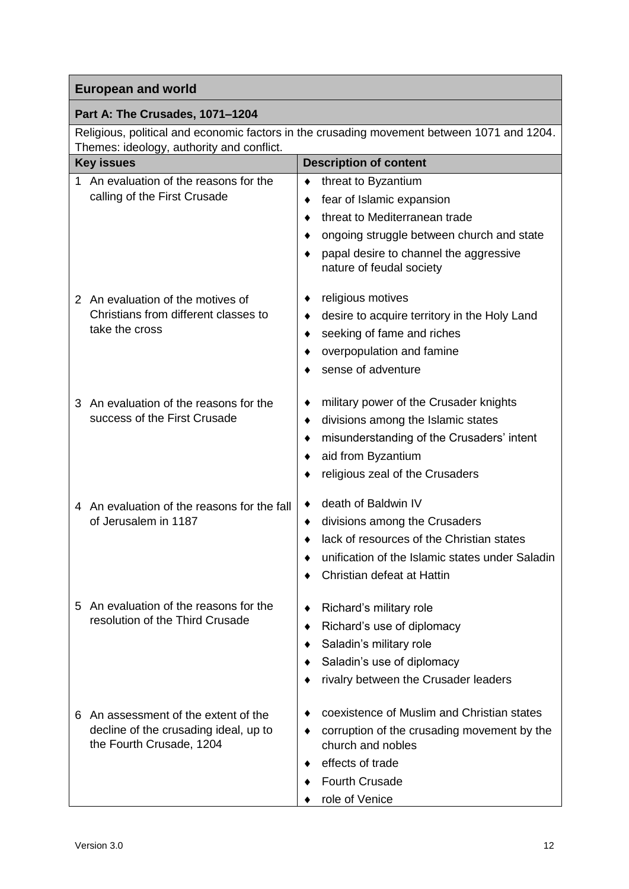| European and world | |
|---|---|
| **Part A: The Crusades, 1071–1204** | |
| Religious, political and economic factors in the crusading movement between 1071 and 1204. Themes: ideology, authority and conflict. | |
| **Key issues** | **Description of content** |
| 1 An evaluation of the reasons for the calling of the First Crusade | ♦ threat to Byzantium<br>♦ fear of Islamic expansion<br>♦ threat to Mediterranean trade<br>♦ ongoing struggle between church and state<br>♦ papal desire to channel the aggressive nature of feudal society |
| 2 An evaluation of the motives of Christians from different classes to take the cross | ♦ religious motives<br>♦ desire to acquire territory in the Holy Land<br>♦ seeking of fame and riches<br>♦ overpopulation and famine<br>♦ sense of adventure |
| 3 An evaluation of the reasons for the success of the First Crusade | ♦ military power of the Crusader knights<br>♦ divisions among the Islamic states<br>♦ misunderstanding of the Crusaders' intent<br>♦ aid from Byzantium<br>♦ religious zeal of the Crusaders |
| 4 An evaluation of the reasons for the fall of Jerusalem in 1187 | ♦ death of Baldwin IV<br>♦ divisions among the Crusaders<br>♦ lack of resources of the Christian states<br>♦ unification of the Islamic states under Saladin<br>♦ Christian defeat at Hattin |
| 5 An evaluation of the reasons for the resolution of the Third Crusade | ♦ Richard's military role<br>♦ Richard's use of diplomacy<br>♦ Saladin's military role<br>♦ Saladin's use of diplomacy<br>♦ rivalry between the Crusader leaders |
| 6 An assessment of the extent of the decline of the crusading ideal, up to the Fourth Crusade, 1204 | ♦ coexistence of Muslim and Christian states<br>♦ corruption of the crusading movement by the church and nobles<br>♦ effects of trade<br>♦ Fourth Crusade<br>♦ role of Venice |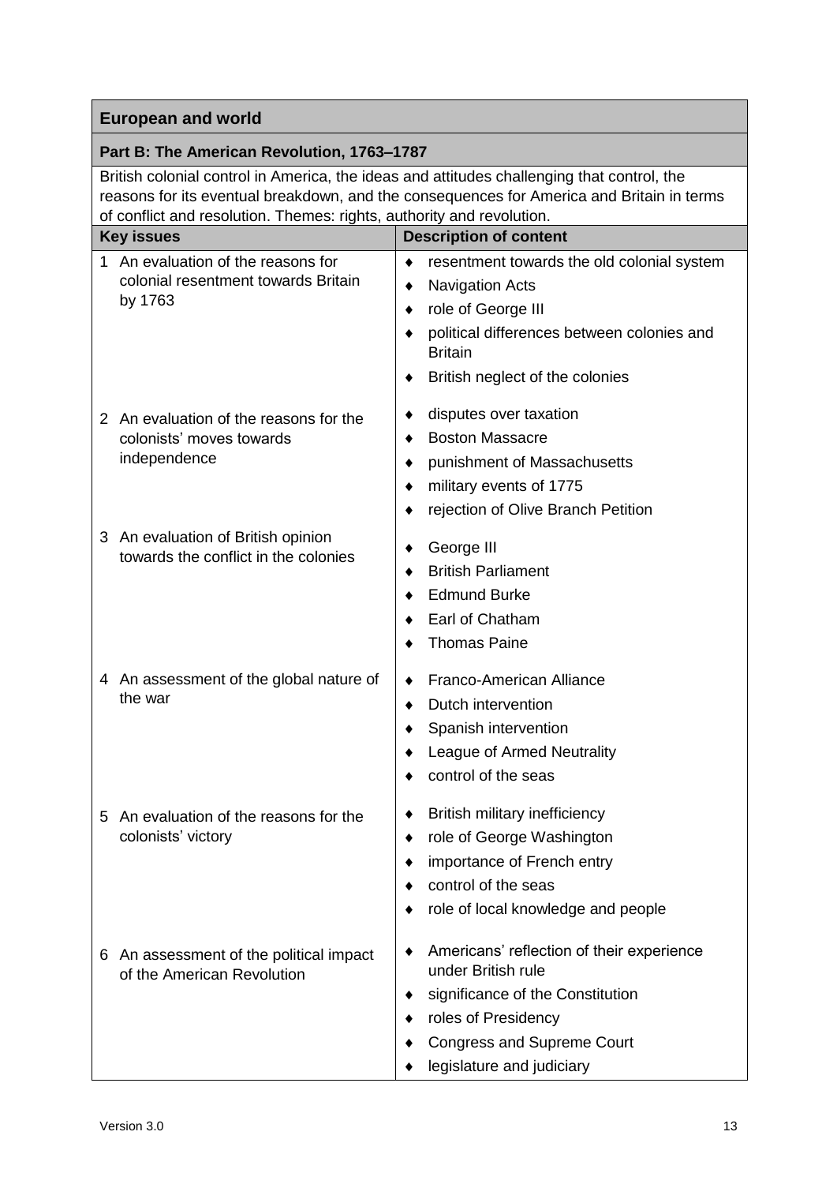## European and world

### Part B: The American Revolution, 1763–1787

British colonial control in America, the ideas and attitudes challenging that control, the reasons for its eventual breakdown, and the consequences for America and Britain in terms of conflict and resolution. Themes: rights, authority and revolution.

| Key issues | Description of content |
|---|---|
| 1 An evaluation of the reasons for colonial resentment towards Britain by 1763 | ♦ resentment towards the old colonial system<br>♦ Navigation Acts<br>♦ role of George III<br>♦ political differences between colonies and Britain<br>♦ British neglect of the colonies |
| 2 An evaluation of the reasons for the colonists' moves towards independence | ♦ disputes over taxation<br>♦ Boston Massacre<br>♦ punishment of Massachusetts<br>♦ military events of 1775<br>♦ rejection of Olive Branch Petition |
| 3 An evaluation of British opinion towards the conflict in the colonies | ♦ George III<br>♦ British Parliament<br>♦ Edmund Burke<br>♦ Earl of Chatham<br>♦ Thomas Paine |
| 4 An assessment of the global nature of the war | ♦ Franco-American Alliance<br>♦ Dutch intervention<br>♦ Spanish intervention<br>♦ League of Armed Neutrality<br>♦ control of the seas |
| 5 An evaluation of the reasons for the colonists' victory | ♦ British military inefficiency<br>♦ role of George Washington<br>♦ importance of French entry<br>♦ control of the seas<br>♦ role of local knowledge and people |
| 6 An assessment of the political impact of the American Revolution | ♦ Americans' reflection of their experience under British rule<br>♦ significance of the Constitution<br>♦ roles of Presidency<br>♦ Congress and Supreme Court<br>♦ legislature and judiciary |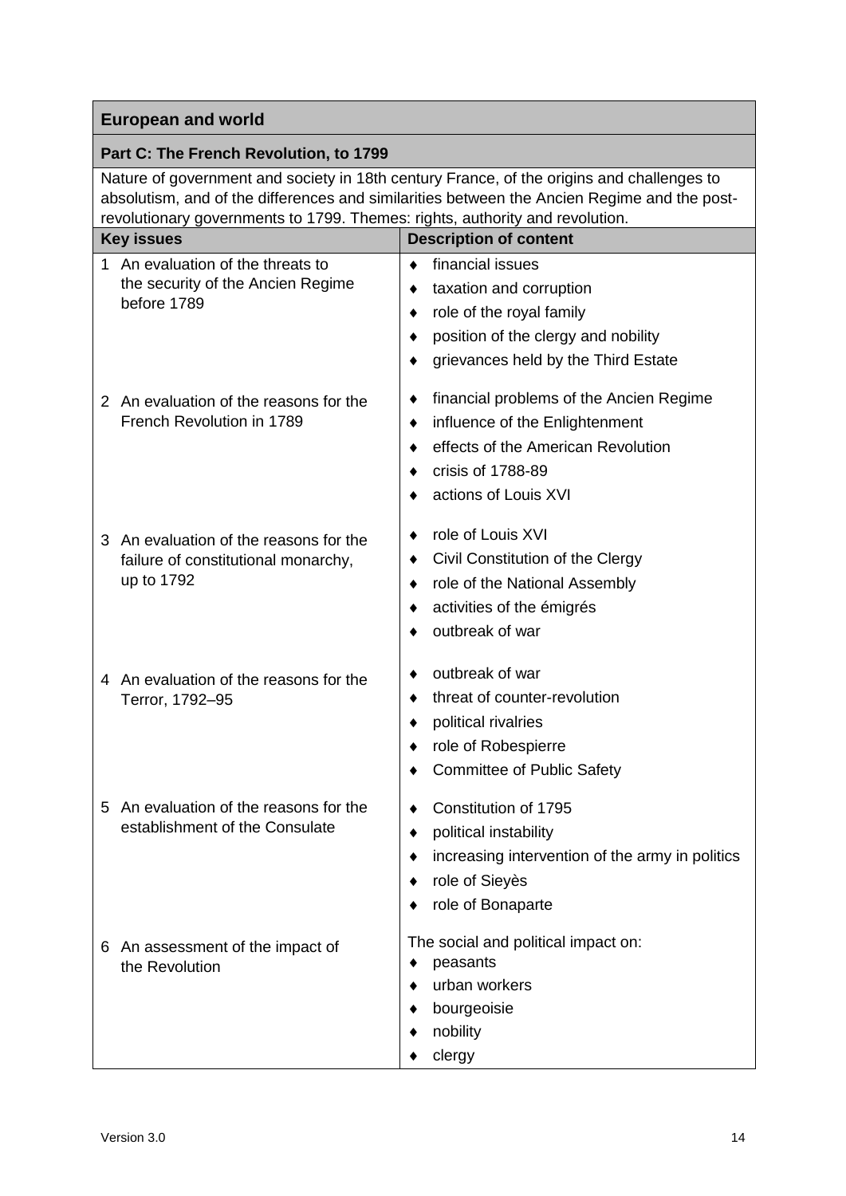## European and world

### Part C: The French Revolution, to 1799

Nature of government and society in 18th century France, of the origins and challenges to absolutism, and of the differences and similarities between the Ancien Regime and the post-revolutionary governments to 1799. Themes: rights, authority and revolution.

| Key issues | Description of content |
|---|---|
| 1 An evaluation of the threats to the security of the Ancien Regime before 1789 | ♦ financial issues<br>♦ taxation and corruption<br>♦ role of the royal family<br>♦ position of the clergy and nobility<br>♦ grievances held by the Third Estate |
| 2 An evaluation of the reasons for the French Revolution in 1789 | ♦ financial problems of the Ancien Regime<br>♦ influence of the Enlightenment<br>♦ effects of the American Revolution<br>♦ crisis of 1788-89<br>♦ actions of Louis XVI |
| 3 An evaluation of the reasons for the failure of constitutional monarchy, up to 1792 | ♦ role of Louis XVI<br>♦ Civil Constitution of the Clergy<br>♦ role of the National Assembly<br>♦ activities of the émigrés<br>♦ outbreak of war |
| 4 An evaluation of the reasons for the Terror, 1792–95 | ♦ outbreak of war<br>♦ threat of counter-revolution<br>♦ political rivalries<br>♦ role of Robespierre<br>♦ Committee of Public Safety |
| 5 An evaluation of the reasons for the establishment of the Consulate | ♦ Constitution of 1795<br>♦ political instability<br>♦ increasing intervention of the army in politics<br>♦ role of Sieyès<br>♦ role of Bonaparte |
| 6 An assessment of the impact of the Revolution | The social and political impact on:<br>♦ peasants<br>♦ urban workers<br>♦ bourgeoisie<br>♦ nobility<br>♦ clergy |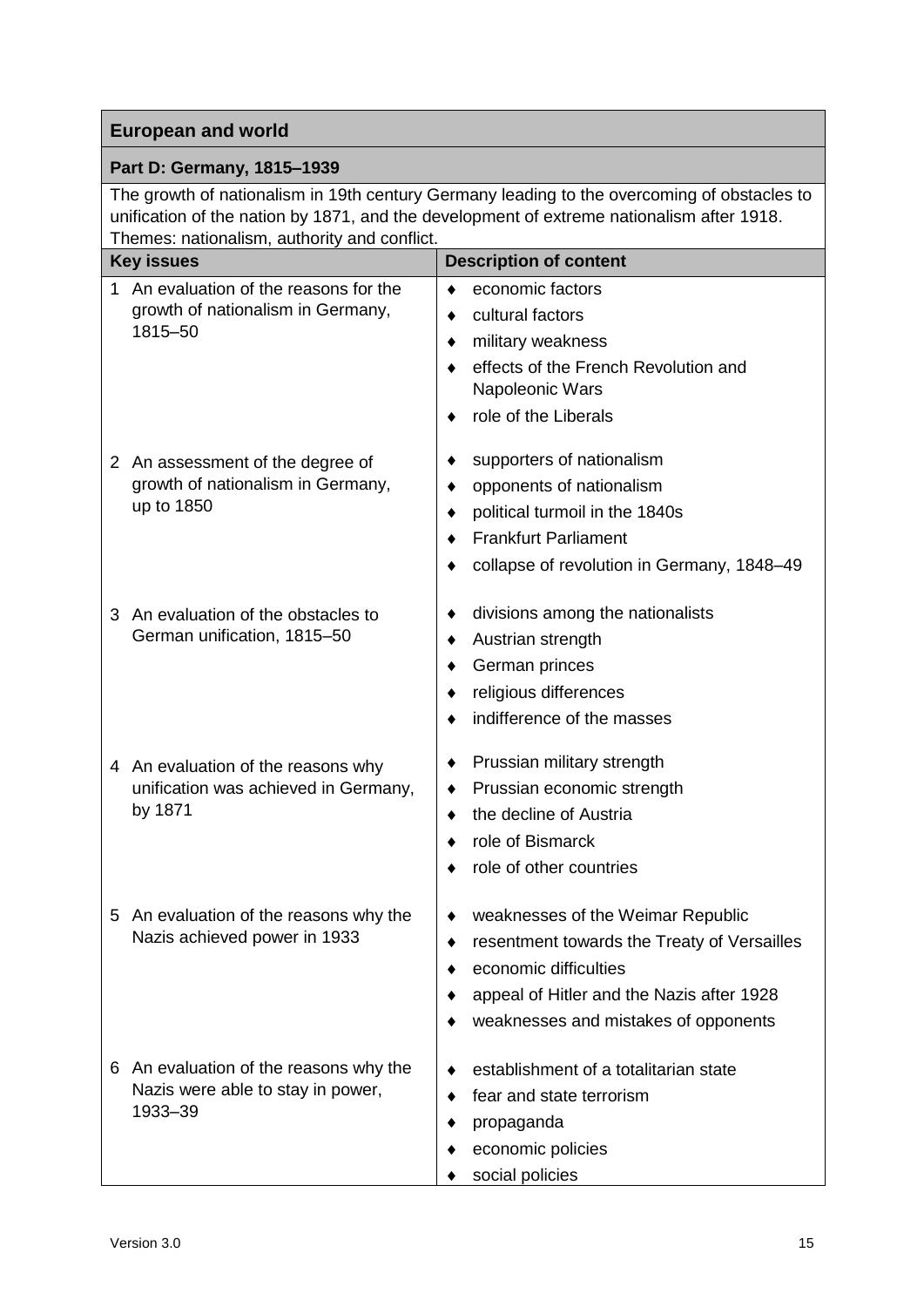## European and world

### Part D: Germany, 1815–1939

The growth of nationalism in 19th century Germany leading to the overcoming of obstacles to unification of the nation by 1871, and the development of extreme nationalism after 1918. Themes: nationalism, authority and conflict.

| Key issues | Description of content |
| --- | --- |
| 1 An evaluation of the reasons for the growth of nationalism in Germany, 1815–50 | ♦ economic factors<br>♦ cultural factors<br>♦ military weakness<br>♦ effects of the French Revolution and Napoleonic Wars<br>♦ role of the Liberals |
| 2 An assessment of the degree of growth of nationalism in Germany, up to 1850 | ♦ supporters of nationalism<br>♦ opponents of nationalism<br>♦ political turmoil in the 1840s<br>♦ Frankfurt Parliament<br>♦ collapse of revolution in Germany, 1848–49 |
| 3 An evaluation of the obstacles to German unification, 1815–50 | ♦ divisions among the nationalists<br>♦ Austrian strength<br>♦ German princes<br>♦ religious differences<br>♦ indifference of the masses |
| 4 An evaluation of the reasons why unification was achieved in Germany, by 1871 | ♦ Prussian military strength<br>♦ Prussian economic strength<br>♦ the decline of Austria<br>♦ role of Bismarck<br>♦ role of other countries |
| 5 An evaluation of the reasons why the Nazis achieved power in 1933 | ♦ weaknesses of the Weimar Republic<br>♦ resentment towards the Treaty of Versailles<br>♦ economic difficulties<br>♦ appeal of Hitler and the Nazis after 1928<br>♦ weaknesses and mistakes of opponents |
| 6 An evaluation of the reasons why the Nazis were able to stay in power, 1933–39 | ♦ establishment of a totalitarian state<br>♦ fear and state terrorism<br>♦ propaganda<br>♦ economic policies<br>♦ social policies |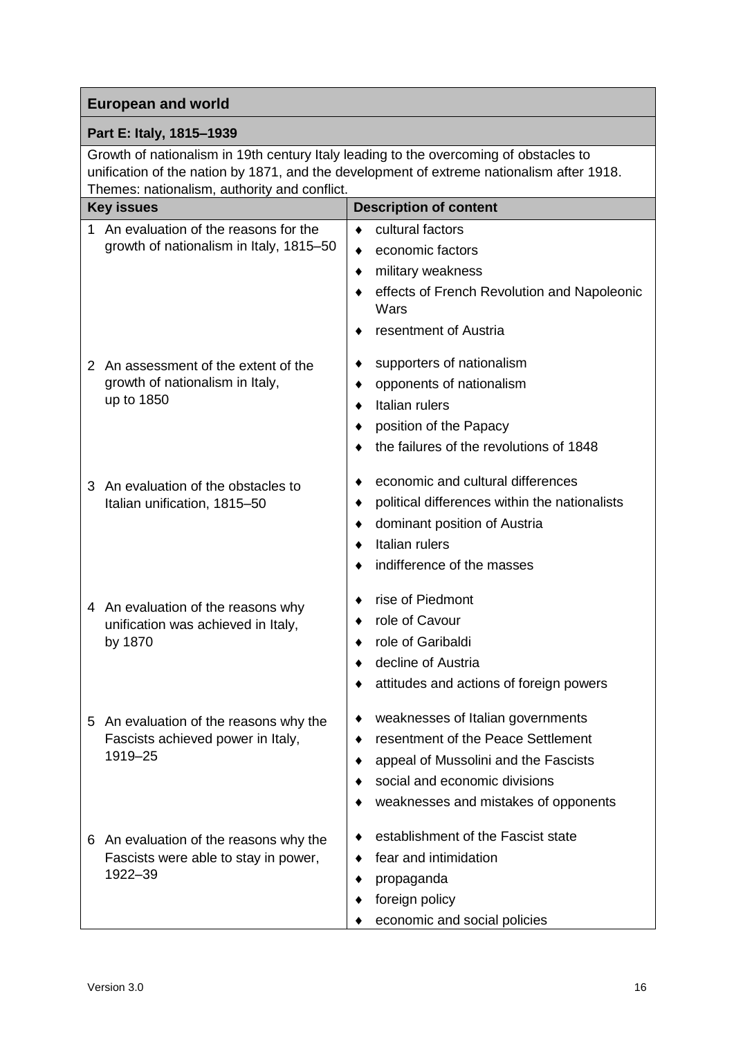## European and world

### Part E: Italy, 1815–1939

Growth of nationalism in 19th century Italy leading to the overcoming of obstacles to unification of the nation by 1871, and the development of extreme nationalism after 1918. Themes: nationalism, authority and conflict.

| Key issues | Description of content |
|---|---|
| 1 An evaluation of the reasons for the growth of nationalism in Italy, 1815–50 | ♦ cultural factors<br>♦ economic factors<br>♦ military weakness<br>♦ effects of French Revolution and Napoleonic Wars<br>♦ resentment of Austria |
| 2 An assessment of the extent of the growth of nationalism in Italy, up to 1850 | ♦ supporters of nationalism<br>♦ opponents of nationalism<br>♦ Italian rulers<br>♦ position of the Papacy<br>♦ the failures of the revolutions of 1848 |
| 3 An evaluation of the obstacles to Italian unification, 1815–50 | ♦ economic and cultural differences<br>♦ political differences within the nationalists<br>♦ dominant position of Austria<br>♦ Italian rulers<br>♦ indifference of the masses |
| 4 An evaluation of the reasons why unification was achieved in Italy, by 1870 | ♦ rise of Piedmont<br>♦ role of Cavour<br>♦ role of Garibaldi<br>♦ decline of Austria<br>♦ attitudes and actions of foreign powers |
| 5 An evaluation of the reasons why the Fascists achieved power in Italy, 1919–25 | ♦ weaknesses of Italian governments<br>♦ resentment of the Peace Settlement<br>♦ appeal of Mussolini and the Fascists<br>♦ social and economic divisions<br>♦ weaknesses and mistakes of opponents |
| 6 An evaluation of the reasons why the Fascists were able to stay in power, 1922–39 | ♦ establishment of the Fascist state<br>♦ fear and intimidation<br>♦ propaganda<br>♦ foreign policy<br>♦ economic and social policies |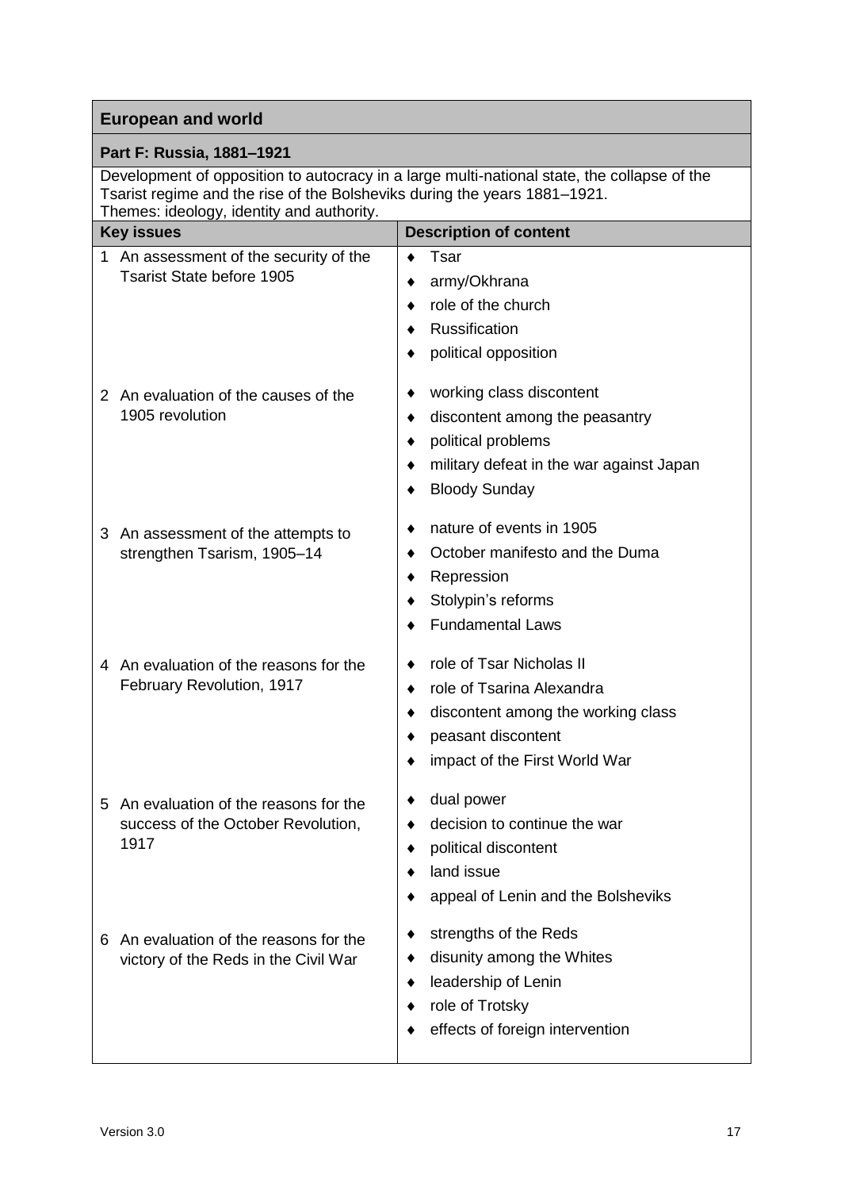## European and world

### Part F: Russia, 1881–1921

Development of opposition to autocracy in a large multi-national state, the collapse of the Tsarist regime and the rise of the Bolsheviks during the years 1881–1921.
Themes: ideology, identity and authority.

| Key issues | Description of content |
|---|---|
| 1 An assessment of the security of the Tsarist State before 1905 | ♦ Tsar<br>♦ army/Okhrana<br>♦ role of the church<br>♦ Russification<br>♦ political opposition |
| 2 An evaluation of the causes of the 1905 revolution | ♦ working class discontent<br>♦ discontent among the peasantry<br>♦ political problems<br>♦ military defeat in the war against Japan<br>♦ Bloody Sunday |
| 3 An assessment of the attempts to strengthen Tsarism, 1905–14 | ♦ nature of events in 1905<br>♦ October manifesto and the Duma<br>♦ Repression<br>♦ Stolypin's reforms<br>♦ Fundamental Laws |
| 4 An evaluation of the reasons for the February Revolution, 1917 | ♦ role of Tsar Nicholas II<br>♦ role of Tsarina Alexandra<br>♦ discontent among the working class<br>♦ peasant discontent<br>♦ impact of the First World War |
| 5 An evaluation of the reasons for the success of the October Revolution, 1917 | ♦ dual power<br>♦ decision to continue the war<br>♦ political discontent<br>♦ land issue<br>♦ appeal of Lenin and the Bolsheviks |
| 6 An evaluation of the reasons for the victory of the Reds in the Civil War | ♦ strengths of the Reds<br>♦ disunity among the Whites<br>♦ leadership of Lenin<br>♦ role of Trotsky<br>♦ effects of foreign intervention |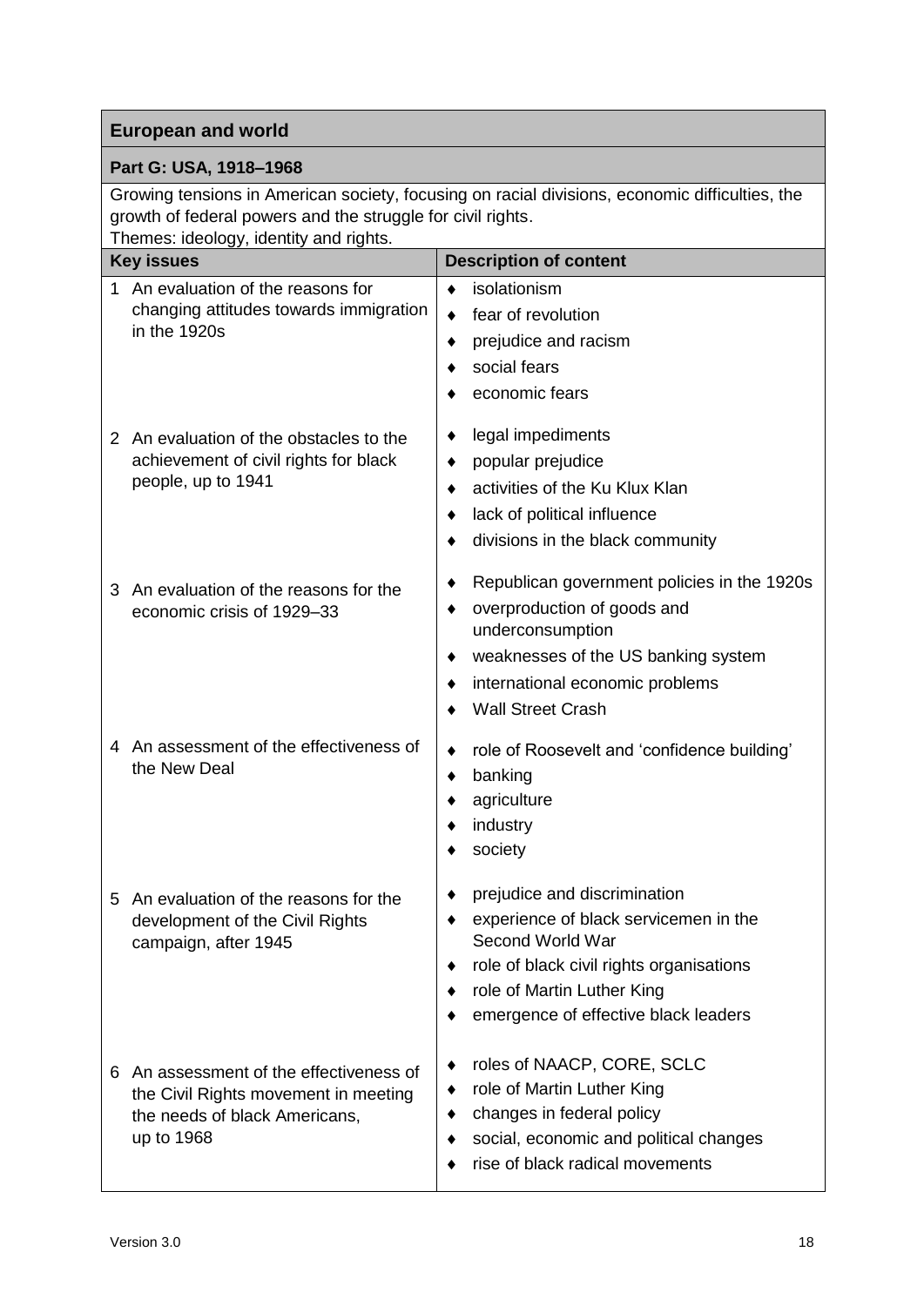## European and world

### Part G: USA, 1918–1968

Growing tensions in American society, focusing on racial divisions, economic difficulties, the growth of federal powers and the struggle for civil rights.
Themes: ideology, identity and rights.

| Key issues | Description of content |
|---|---|
| 1 An evaluation of the reasons for changing attitudes towards immigration in the 1920s | ♦ isolationism<br>♦ fear of revolution<br>♦ prejudice and racism<br>♦ social fears<br>♦ economic fears |
| 2 An evaluation of the obstacles to the achievement of civil rights for black people, up to 1941 | ♦ legal impediments<br>♦ popular prejudice<br>♦ activities of the Ku Klux Klan<br>♦ lack of political influence<br>♦ divisions in the black community |
| 3 An evaluation of the reasons for the economic crisis of 1929–33 | ♦ Republican government policies in the 1920s<br>♦ overproduction of goods and underconsumption<br>♦ weaknesses of the US banking system<br>♦ international economic problems<br>♦ Wall Street Crash |
| 4 An assessment of the effectiveness of the New Deal | ♦ role of Roosevelt and 'confidence building'<br>♦ banking<br>♦ agriculture<br>♦ industry<br>♦ society |
| 5 An evaluation of the reasons for the development of the Civil Rights campaign, after 1945 | ♦ prejudice and discrimination<br>♦ experience of black servicemen in the Second World War<br>♦ role of black civil rights organisations<br>♦ role of Martin Luther King<br>♦ emergence of effective black leaders |
| 6 An assessment of the effectiveness of the Civil Rights movement in meeting the needs of black Americans, up to 1968 | ♦ roles of NAACP, CORE, SCLC<br>♦ role of Martin Luther King<br>♦ changes in federal policy<br>♦ social, economic and political changes<br>♦ rise of black radical movements |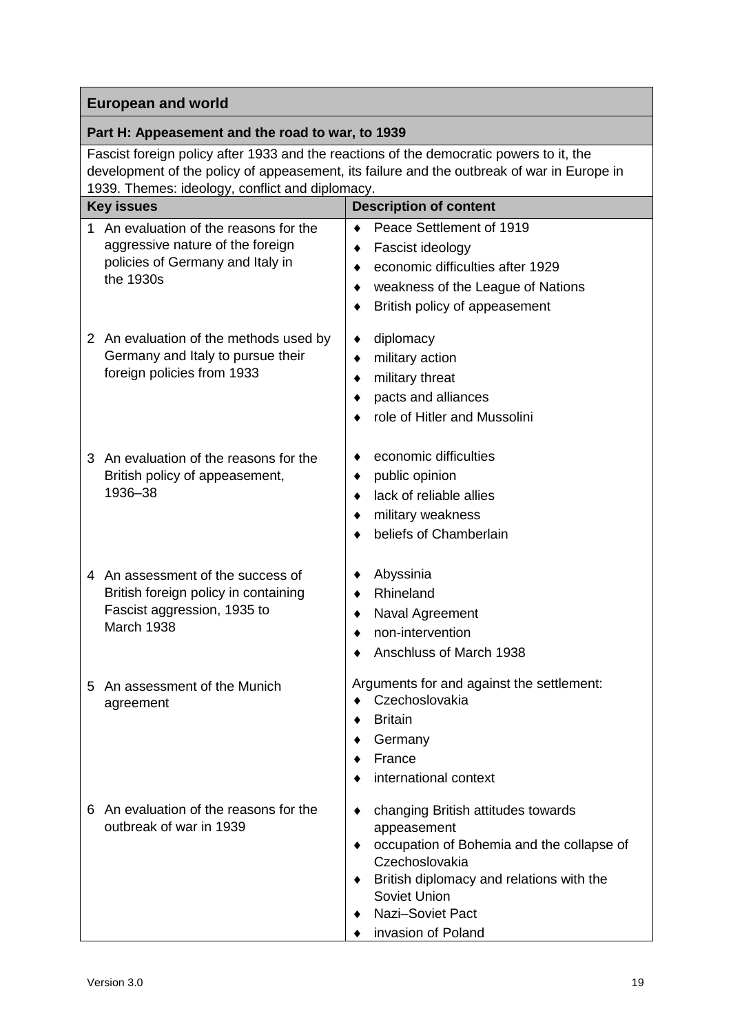## European and world

### Part H: Appeasement and the road to war, to 1939

Fascist foreign policy after 1933 and the reactions of the democratic powers to it, the development of the policy of appeasement, its failure and the outbreak of war in Europe in 1939. Themes: ideology, conflict and diplomacy.

| Key issues | Description of content |
| --- | --- |
| 1 An evaluation of the reasons for the aggressive nature of the foreign policies of Germany and Italy in the 1930s | ♦ Peace Settlement of 1919<br>♦ Fascist ideology<br>♦ economic difficulties after 1929<br>♦ weakness of the League of Nations<br>♦ British policy of appeasement |
| 2 An evaluation of the methods used by Germany and Italy to pursue their foreign policies from 1933 | ♦ diplomacy<br>♦ military action<br>♦ military threat<br>♦ pacts and alliances<br>♦ role of Hitler and Mussolini |
| 3 An evaluation of the reasons for the British policy of appeasement, 1936–38 | ♦ economic difficulties<br>♦ public opinion<br>♦ lack of reliable allies<br>♦ military weakness<br>♦ beliefs of Chamberlain |
| 4 An assessment of the success of British foreign policy in containing Fascist aggression, 1935 to March 1938 | ♦ Abyssinia<br>♦ Rhineland<br>♦ Naval Agreement<br>♦ non-intervention<br>♦ Anschluss of March 1938 |
| 5 An assessment of the Munich agreement | Arguments for and against the settlement:<br>♦ Czechoslovakia<br>♦ Britain<br>♦ Germany<br>♦ France<br>♦ international context |
| 6 An evaluation of the reasons for the outbreak of war in 1939 | ♦ changing British attitudes towards appeasement<br>♦ occupation of Bohemia and the collapse of Czechoslovakia<br>♦ British diplomacy and relations with the Soviet Union<br>♦ Nazi–Soviet Pact<br>♦ invasion of Poland |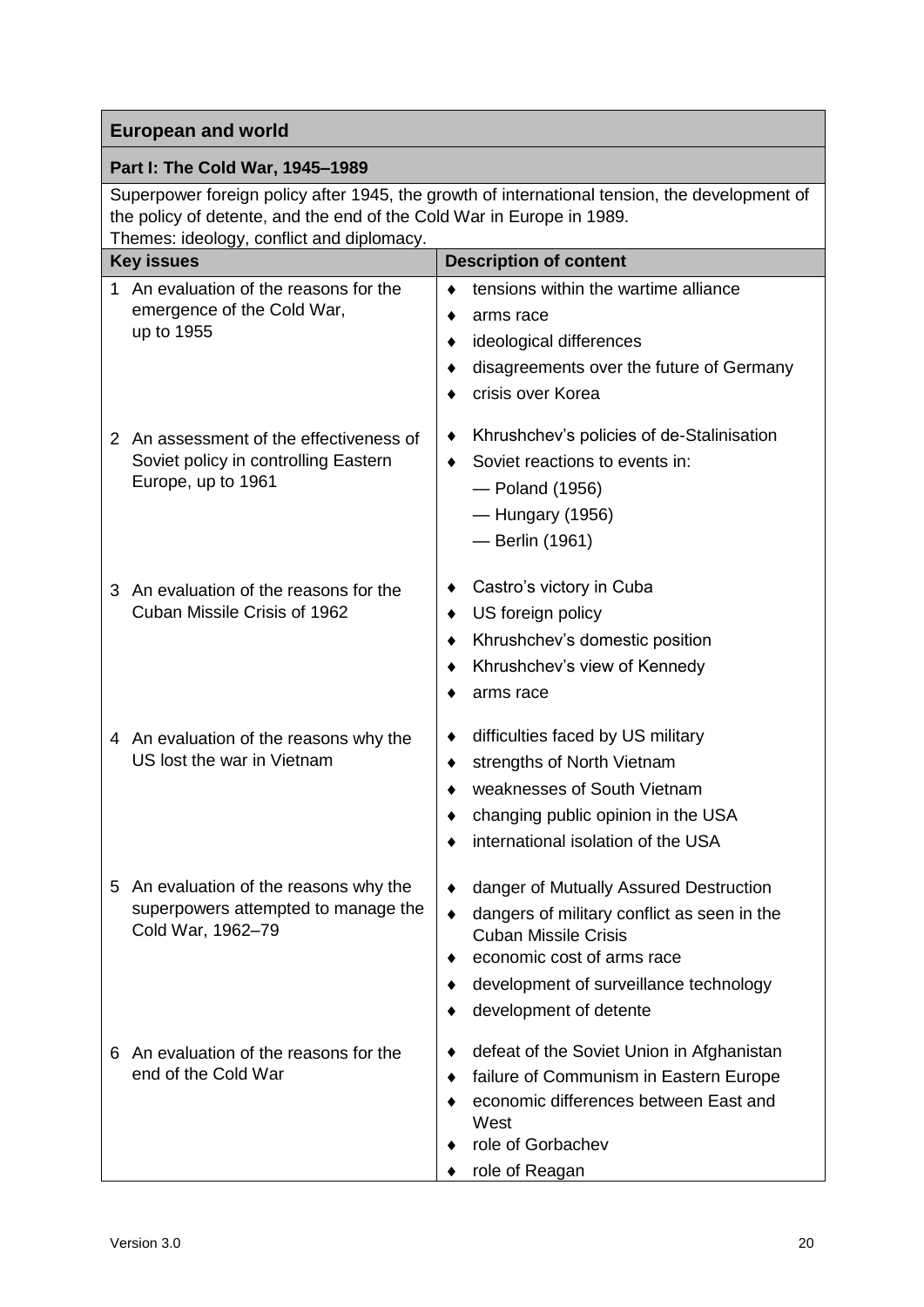## European and world

### Part I: The Cold War, 1945–1989

Superpower foreign policy after 1945, the growth of international tension, the development of the policy of detente, and the end of the Cold War in Europe in 1989.
Themes: ideology, conflict and diplomacy.

| Key issues | Description of content |
|---|---|
| 1 An evaluation of the reasons for the emergence of the Cold War, up to 1955 | ♦ tensions within the wartime alliance<br>♦ arms race<br>♦ ideological differences<br>♦ disagreements over the future of Germany<br>♦ crisis over Korea |
| 2 An assessment of the effectiveness of Soviet policy in controlling Eastern Europe, up to 1961 | ♦ Khrushchev's policies of de-Stalinisation<br>♦ Soviet reactions to events in:<br>— Poland (1956)<br>— Hungary (1956)<br>— Berlin (1961) |
| 3 An evaluation of the reasons for the Cuban Missile Crisis of 1962 | ♦ Castro's victory in Cuba<br>♦ US foreign policy<br>♦ Khrushchev's domestic position<br>♦ Khrushchev's view of Kennedy<br>♦ arms race |
| 4 An evaluation of the reasons why the US lost the war in Vietnam | ♦ difficulties faced by US military<br>♦ strengths of North Vietnam<br>♦ weaknesses of South Vietnam<br>♦ changing public opinion in the USA<br>♦ international isolation of the USA |
| 5 An evaluation of the reasons why the superpowers attempted to manage the Cold War, 1962–79 | ♦ danger of Mutually Assured Destruction<br>♦ dangers of military conflict as seen in the Cuban Missile Crisis<br>♦ economic cost of arms race<br>♦ development of surveillance technology<br>♦ development of detente |
| 6 An evaluation of the reasons for the end of the Cold War | ♦ defeat of the Soviet Union in Afghanistan<br>♦ failure of Communism in Eastern Europe<br>♦ economic differences between East and West<br>♦ role of Gorbachev<br>♦ role of Reagan |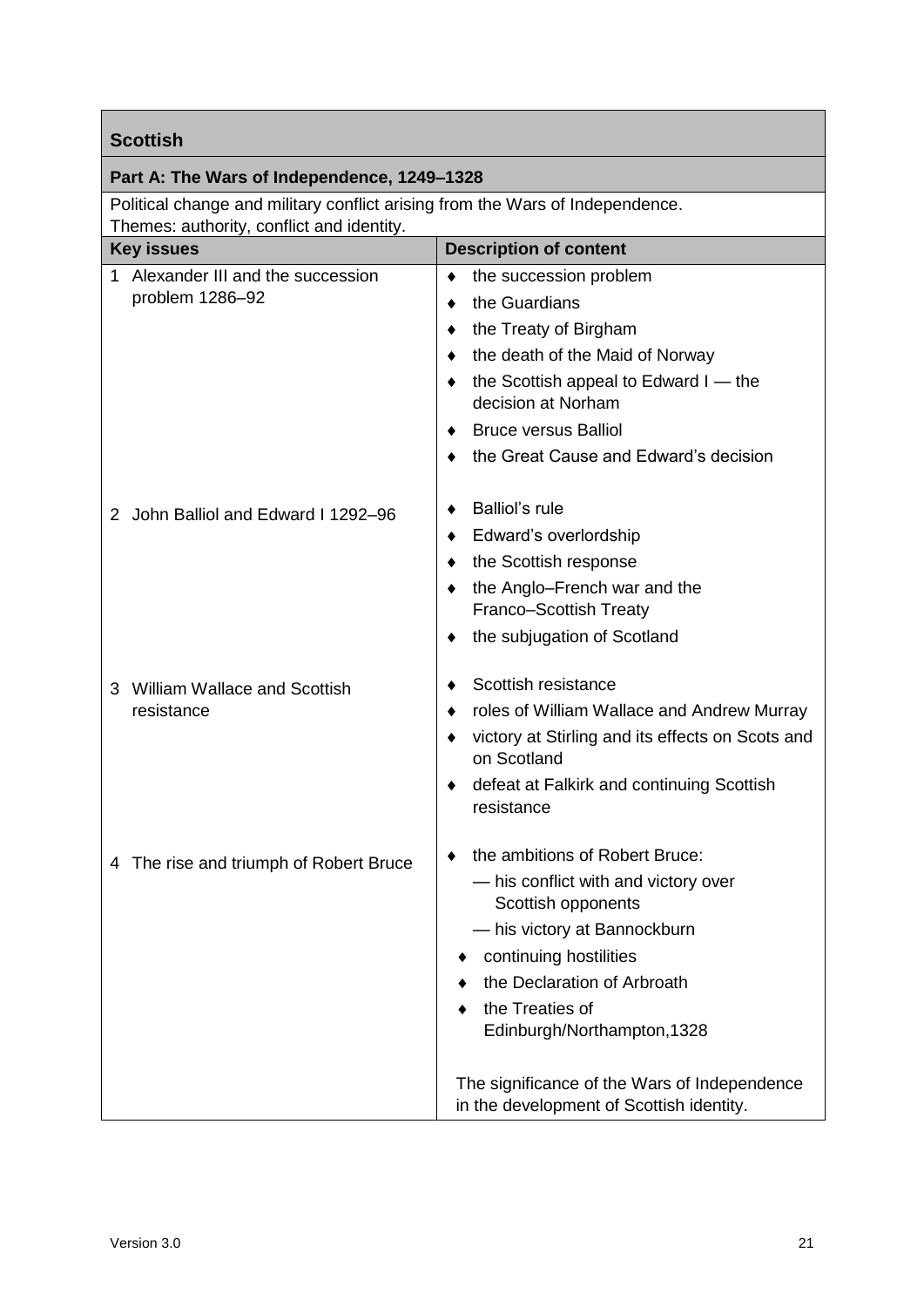## Scottish

### Part A: The Wars of Independence, 1249–1328

Political change and military conflict arising from the Wars of Independence.
Themes: authority, conflict and identity.

| Key issues | Description of content |
|---|---|
| 1 Alexander III and the succession problem 1286–92 | ♦ the succession problem<br>♦ the Guardians<br>♦ the Treaty of Birgham<br>♦ the death of the Maid of Norway<br>♦ the Scottish appeal to Edward I — the decision at Norham<br>♦ Bruce versus Balliol<br>♦ the Great Cause and Edward's decision |
| 2 John Balliol and Edward I 1292–96 | ♦ Balliol's rule<br>♦ Edward's overlordship<br>♦ the Scottish response<br>♦ the Anglo–French war and the Franco–Scottish Treaty<br>♦ the subjugation of Scotland |
| 3 William Wallace and Scottish resistance | ♦ Scottish resistance<br>♦ roles of William Wallace and Andrew Murray<br>♦ victory at Stirling and its effects on Scots and on Scotland<br>♦ defeat at Falkirk and continuing Scottish resistance |
| 4 The rise and triumph of Robert Bruce | ♦ the ambitions of Robert Bruce:<br>— his conflict with and victory over Scottish opponents<br>— his victory at Bannockburn<br>♦ continuing hostilities<br>♦ the Declaration of Arbroath<br>♦ the Treaties of Edinburgh/Northampton,1328<br><br>The significance of the Wars of Independence in the development of Scottish identity. |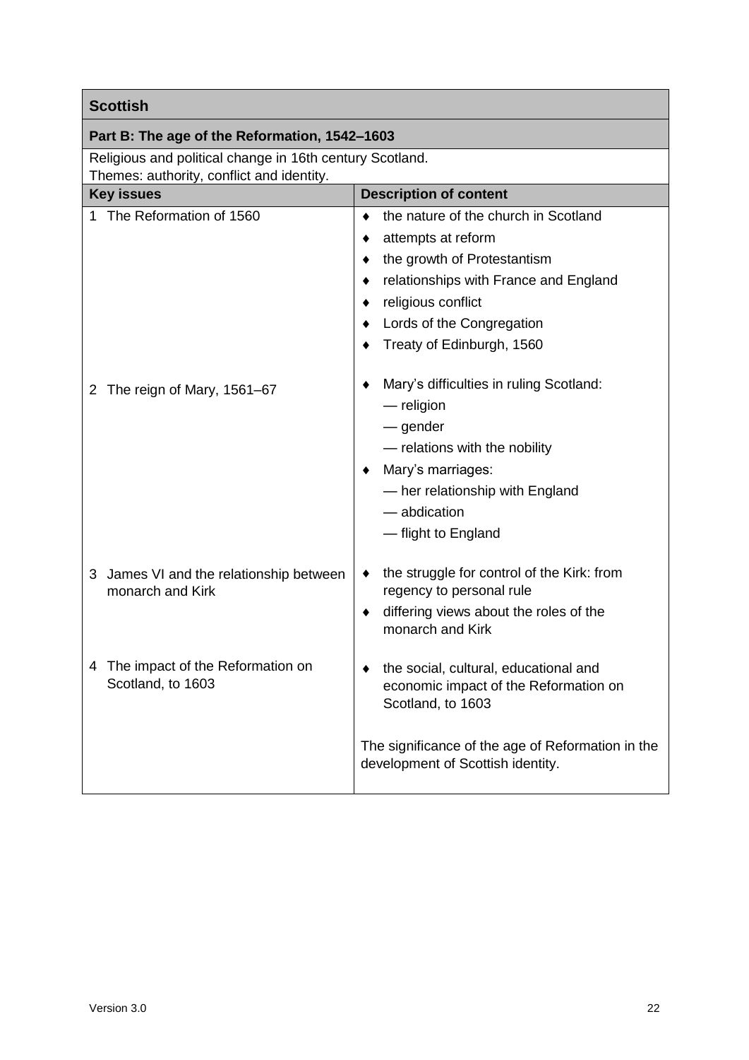| Scottish | |
|---|---|
| **Part B: The age of the Reformation, 1542–1603** | |
| Religious and political change in 16th century Scotland.<br>Themes: authority, conflict and identity. | |
| **Key issues** | **Description of content** |
| 1 The Reformation of 1560 | ♦ the nature of the church in Scotland<br>♦ attempts at reform<br>♦ the growth of Protestantism<br>♦ relationships with France and England<br>♦ religious conflict<br>♦ Lords of the Congregation<br>♦ Treaty of Edinburgh, 1560 |
| 2 The reign of Mary, 1561–67 | ♦ Mary's difficulties in ruling Scotland:<br>— religion<br>— gender<br>— relations with the nobility<br>♦ Mary's marriages:<br>— her relationship with England<br>— abdication<br>— flight to England |
| 3 James VI and the relationship between monarch and Kirk | ♦ the struggle for control of the Kirk: from regency to personal rule<br>♦ differing views about the roles of the monarch and Kirk |
| 4 The impact of the Reformation on Scotland, to 1603 | ♦ the social, cultural, educational and economic impact of the Reformation on Scotland, to 1603<br><br>The significance of the age of Reformation in the development of Scottish identity. |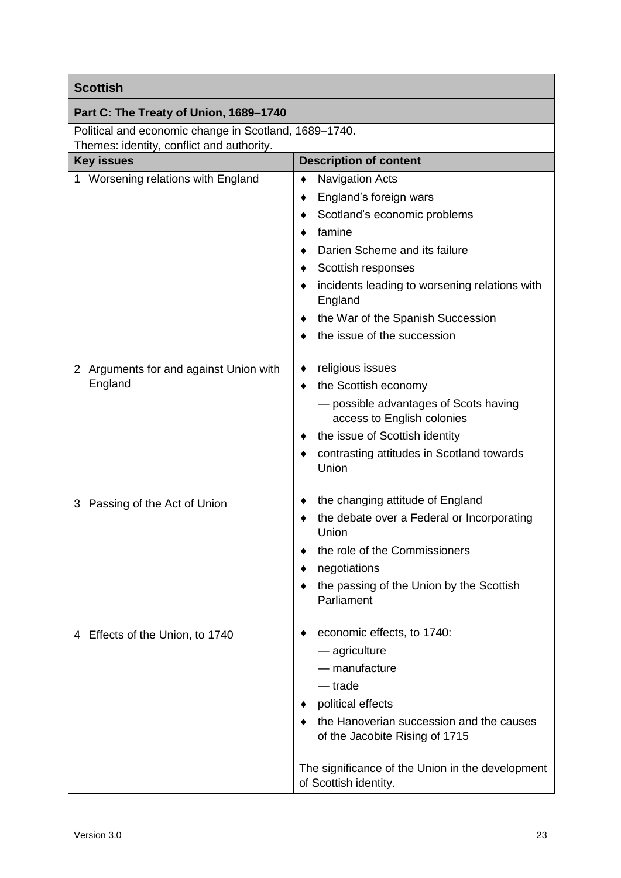| Scottish | |
|---|---|
| **Part C: The Treaty of Union, 1689–1740** | |
| Political and economic change in Scotland, 1689–1740.<br>Themes: identity, conflict and authority. | |
| **Key issues** | **Description of content** |
| 1 Worsening relations with England | ♦ Navigation Acts<br>♦ England's foreign wars<br>♦ Scotland's economic problems<br>♦ famine<br>♦ Darien Scheme and its failure<br>♦ Scottish responses<br>♦ incidents leading to worsening relations with England<br>♦ the War of the Spanish Succession<br>♦ the issue of the succession |
| 2 Arguments for and against Union with England | ♦ religious issues<br>♦ the Scottish economy<br>— possible advantages of Scots having access to English colonies<br>♦ the issue of Scottish identity<br>♦ contrasting attitudes in Scotland towards Union |
| 3 Passing of the Act of Union | ♦ the changing attitude of England<br>♦ the debate over a Federal or Incorporating Union<br>♦ the role of the Commissioners<br>♦ negotiations<br>♦ the passing of the Union by the Scottish Parliament |
| 4 Effects of the Union, to 1740 | ♦ economic effects, to 1740:<br>— agriculture<br>— manufacture<br>— trade<br>♦ political effects<br>♦ the Hanoverian succession and the causes of the Jacobite Rising of 1715<br><br>The significance of the Union in the development of Scottish identity. |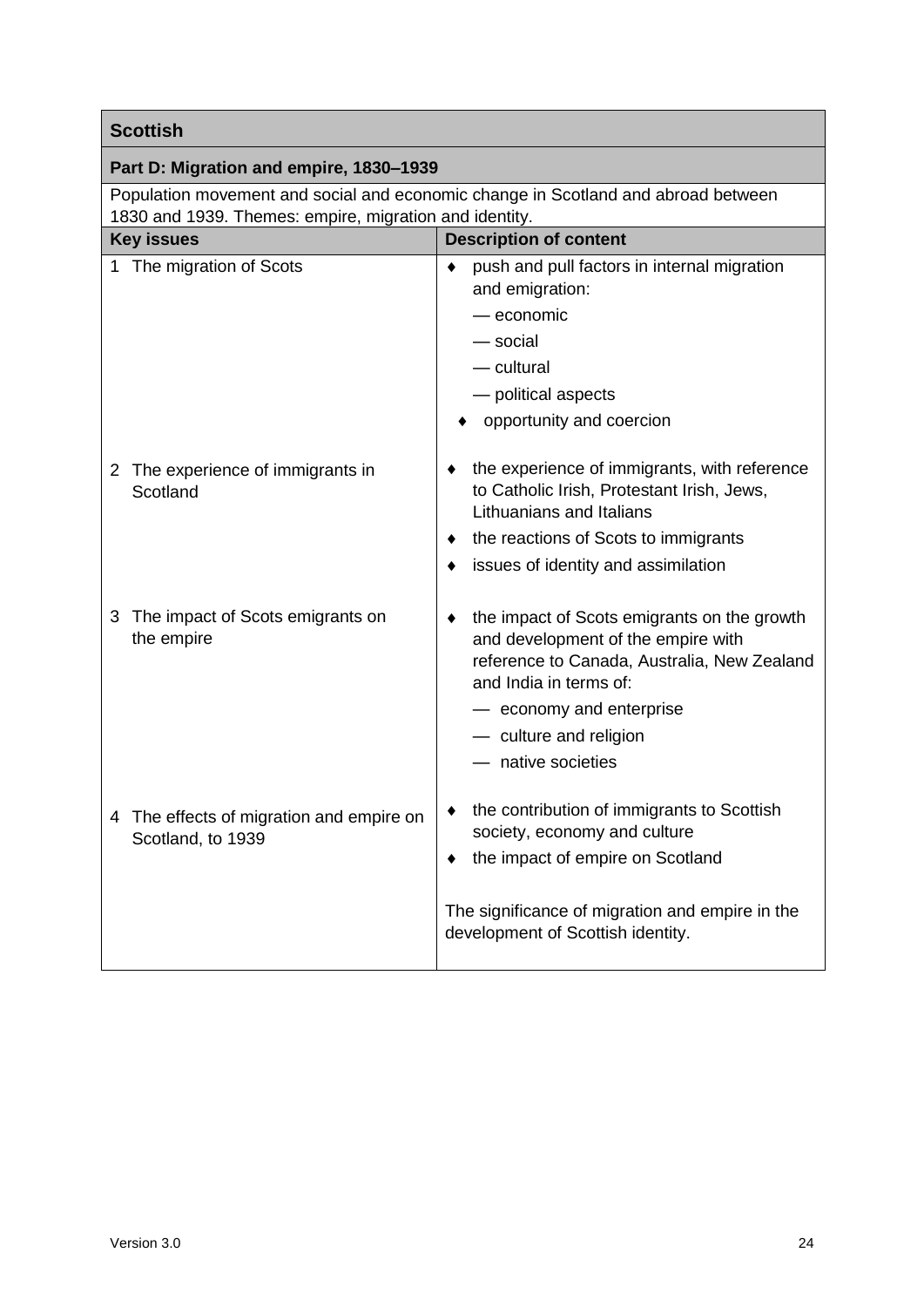| Scottish | |
|---|---|
| **Part D: Migration and empire, 1830–1939** | |
| Population movement and social and economic change in Scotland and abroad between 1830 and 1939. Themes: empire, migration and identity. | |
| **Key issues** | **Description of content** |
| 1 The migration of Scots | ♦ push and pull factors in internal migration and emigration:<br>— economic<br>— social<br>— cultural<br>— political aspects<br>♦ opportunity and coercion |
| 2 The experience of immigrants in Scotland | ♦ the experience of immigrants, with reference to Catholic Irish, Protestant Irish, Jews, Lithuanians and Italians<br>♦ the reactions of Scots to immigrants<br>♦ issues of identity and assimilation |
| 3 The impact of Scots emigrants on the empire | ♦ the impact of Scots emigrants on the growth and development of the empire with reference to Canada, Australia, New Zealand and India in terms of:<br>— economy and enterprise<br>— culture and religion<br>— native societies |
| 4 The effects of migration and empire on Scotland, to 1939 | ♦ the contribution of immigrants to Scottish society, economy and culture<br>♦ the impact of empire on Scotland<br><br>The significance of migration and empire in the development of Scottish identity. |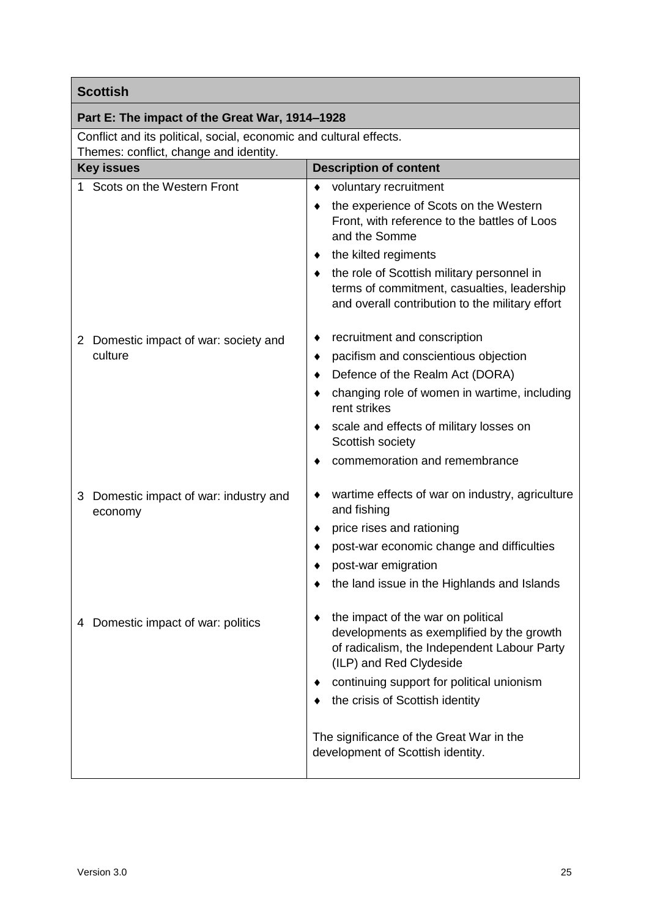| **Scottish** | |
|---|---|
| **Part E: The impact of the Great War, 1914–1928** | |
| Conflict and its political, social, economic and cultural effects.<br>Themes: conflict, change and identity. | |
| **Key issues** | **Description of content** |
| 1 Scots on the Western Front | ♦ voluntary recruitment<br>♦ the experience of Scots on the Western Front, with reference to the battles of Loos and the Somme<br>♦ the kilted regiments<br>♦ the role of Scottish military personnel in terms of commitment, casualties, leadership and overall contribution to the military effort |
| 2 Domestic impact of war: society and culture | ♦ recruitment and conscription<br>♦ pacifism and conscientious objection<br>♦ Defence of the Realm Act (DORA)<br>♦ changing role of women in wartime, including rent strikes<br>♦ scale and effects of military losses on Scottish society<br>♦ commemoration and remembrance |
| 3 Domestic impact of war: industry and economy | ♦ wartime effects of war on industry, agriculture and fishing<br>♦ price rises and rationing<br>♦ post-war economic change and difficulties<br>♦ post-war emigration<br>♦ the land issue in the Highlands and Islands |
| 4 Domestic impact of war: politics | ♦ the impact of the war on political developments as exemplified by the growth of radicalism, the Independent Labour Party (ILP) and Red Clydeside<br>♦ continuing support for political unionism<br>♦ the crisis of Scottish identity<br><br>The significance of the Great War in the development of Scottish identity. |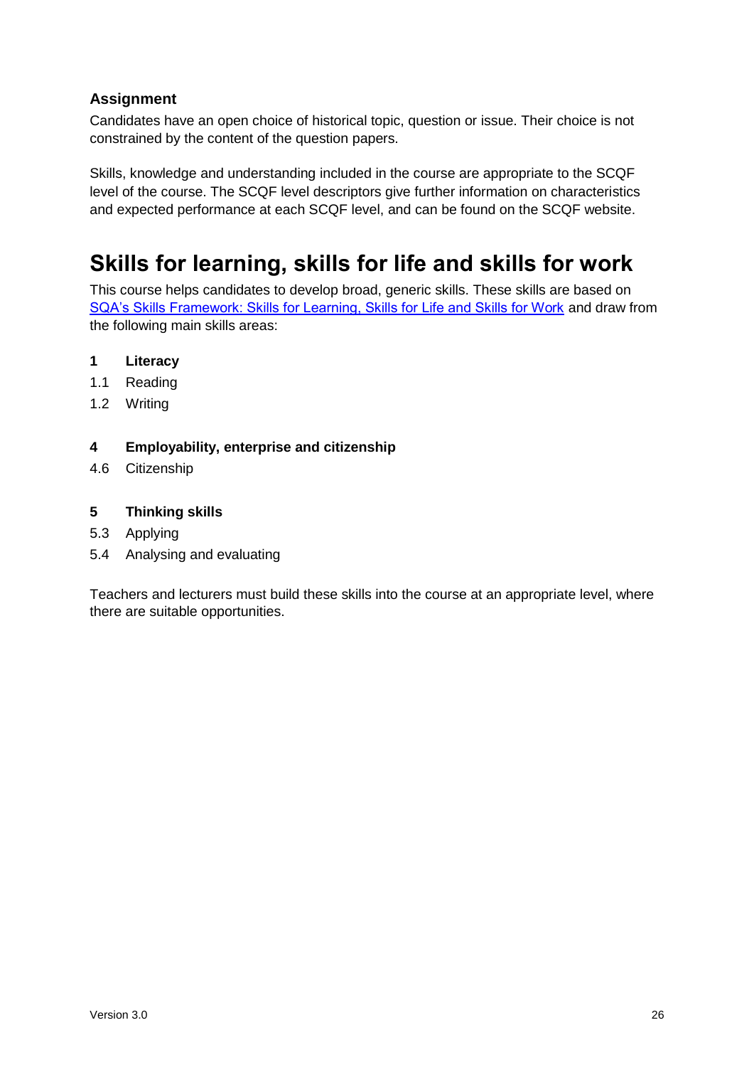### Assignment

Candidates have an open choice of historical topic, question or issue. Their choice is not constrained by the content of the question papers.

Skills, knowledge and understanding included in the course are appropriate to the SCQF level of the course. The SCQF level descriptors give further information on characteristics and expected performance at each SCQF level, and can be found on the SCQF website.

# Skills for learning, skills for life and skills for work

This course helps candidates to develop broad, generic skills. These skills are based on [SQA's Skills Framework: Skills for Learning, Skills for Life and Skills for Work]() and draw from the following main skills areas:

**1 Literacy**

1.1 Reading

1.2 Writing

**4 Employability, enterprise and citizenship**

4.6 Citizenship

**5 Thinking skills**

5.3 Applying

5.4 Analysing and evaluating

Teachers and lecturers must build these skills into the course at an appropriate level, where there are suitable opportunities.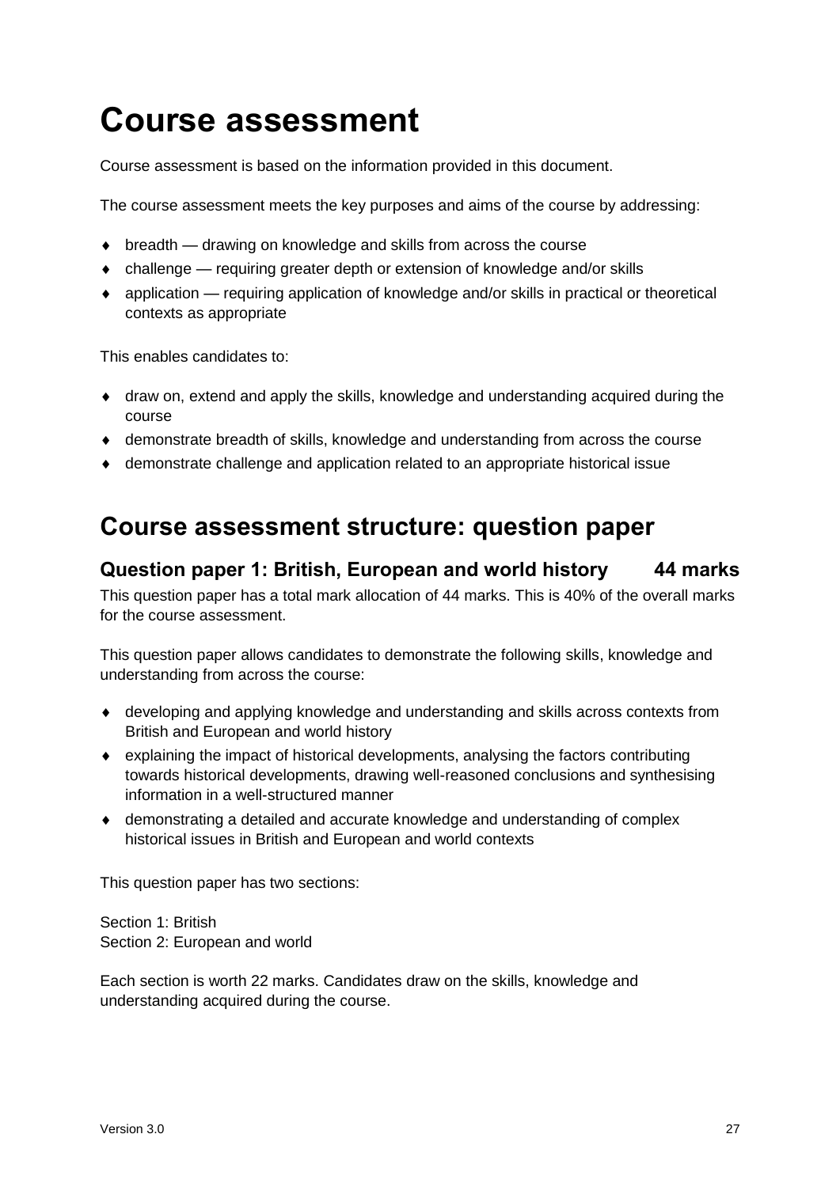# Course assessment

Course assessment is based on the information provided in this document.

The course assessment meets the key purposes and aims of the course by addressing:

- breadth — drawing on knowledge and skills from across the course
- challenge — requiring greater depth or extension of knowledge and/or skills
- application — requiring application of knowledge and/or skills in practical or theoretical contexts as appropriate

This enables candidates to:

- draw on, extend and apply the skills, knowledge and understanding acquired during the course
- demonstrate breadth of skills, knowledge and understanding from across the course
- demonstrate challenge and application related to an appropriate historical issue

## Course assessment structure: question paper

### Question paper 1: British, European and world history 44 marks

This question paper has a total mark allocation of 44 marks. This is 40% of the overall marks for the course assessment.

This question paper allows candidates to demonstrate the following skills, knowledge and understanding from across the course:

- developing and applying knowledge and understanding and skills across contexts from British and European and world history
- explaining the impact of historical developments, analysing the factors contributing towards historical developments, drawing well-reasoned conclusions and synthesising information in a well-structured manner
- demonstrating a detailed and accurate knowledge and understanding of complex historical issues in British and European and world contexts

This question paper has two sections:

Section 1: British
Section 2: European and world

Each section is worth 22 marks. Candidates draw on the skills, knowledge and understanding acquired during the course.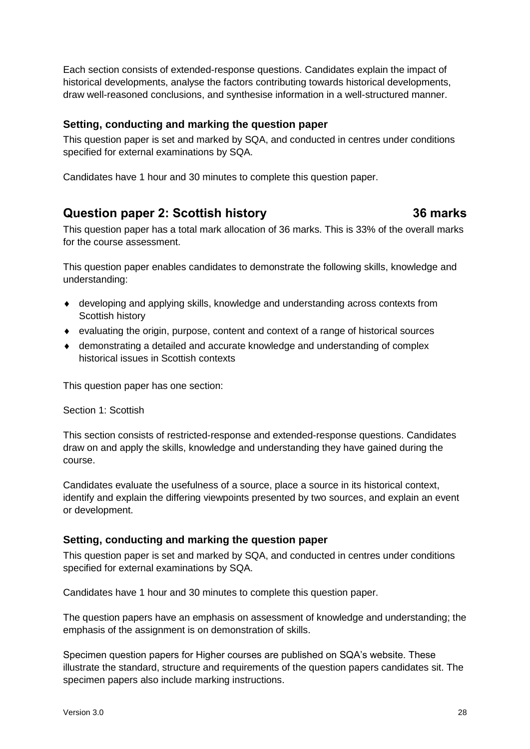Each section consists of extended-response questions. Candidates explain the impact of historical developments, analyse the factors contributing towards historical developments, draw well-reasoned conclusions, and synthesise information in a well-structured manner.

### Setting, conducting and marking the question paper

This question paper is set and marked by SQA, and conducted in centres under conditions specified for external examinations by SQA.

Candidates have 1 hour and 30 minutes to complete this question paper.

## Question paper 2: Scottish history — 36 marks

This question paper has a total mark allocation of 36 marks. This is 33% of the overall marks for the course assessment.

This question paper enables candidates to demonstrate the following skills, knowledge and understanding:

- developing and applying skills, knowledge and understanding across contexts from Scottish history
- evaluating the origin, purpose, content and context of a range of historical sources
- demonstrating a detailed and accurate knowledge and understanding of complex historical issues in Scottish contexts

This question paper has one section:

Section 1: Scottish

This section consists of restricted-response and extended-response questions. Candidates draw on and apply the skills, knowledge and understanding they have gained during the course.

Candidates evaluate the usefulness of a source, place a source in its historical context, identify and explain the differing viewpoints presented by two sources, and explain an event or development.

### Setting, conducting and marking the question paper

This question paper is set and marked by SQA, and conducted in centres under conditions specified for external examinations by SQA.

Candidates have 1 hour and 30 minutes to complete this question paper.

The question papers have an emphasis on assessment of knowledge and understanding; the emphasis of the assignment is on demonstration of skills.

Specimen question papers for Higher courses are published on SQA's website. These illustrate the standard, structure and requirements of the question papers candidates sit. The specimen papers also include marking instructions.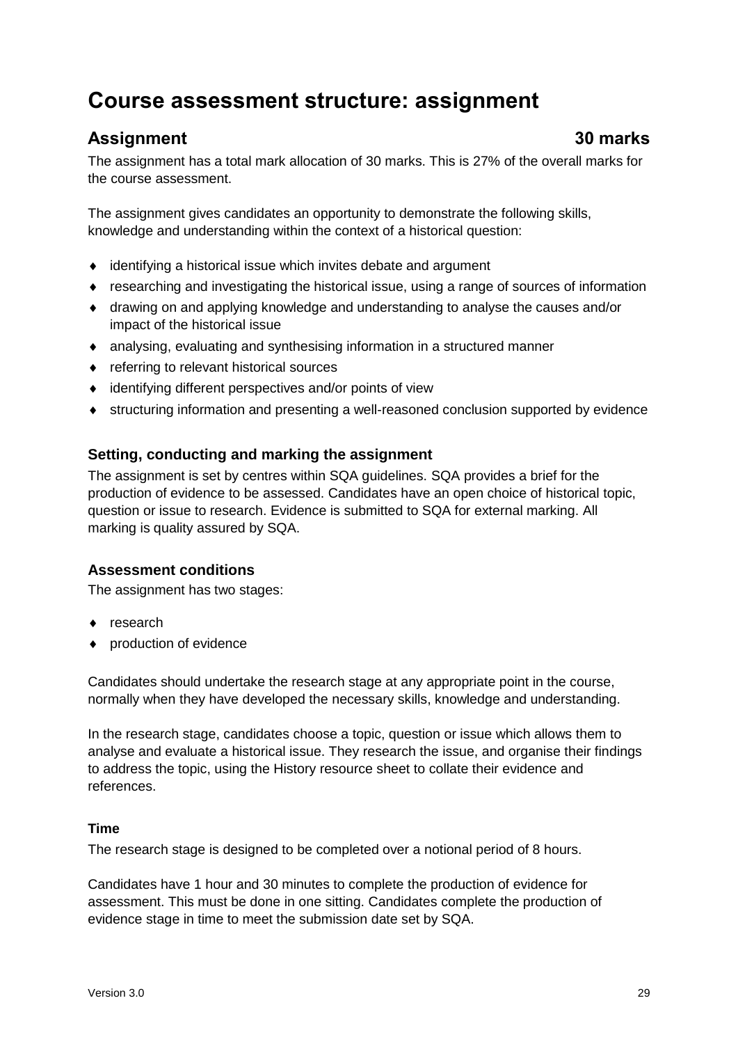# Course assessment structure: assignment

## Assignment 30 marks

The assignment has a total mark allocation of 30 marks. This is 27% of the overall marks for the course assessment.

The assignment gives candidates an opportunity to demonstrate the following skills, knowledge and understanding within the context of a historical question:

- identifying a historical issue which invites debate and argument
- researching and investigating the historical issue, using a range of sources of information
- drawing on and applying knowledge and understanding to analyse the causes and/or impact of the historical issue
- analysing, evaluating and synthesising information in a structured manner
- referring to relevant historical sources
- identifying different perspectives and/or points of view
- structuring information and presenting a well-reasoned conclusion supported by evidence

### Setting, conducting and marking the assignment

The assignment is set by centres within SQA guidelines. SQA provides a brief for the production of evidence to be assessed. Candidates have an open choice of historical topic, question or issue to research. Evidence is submitted to SQA for external marking. All marking is quality assured by SQA.

### Assessment conditions

The assignment has two stages:

- research
- production of evidence

Candidates should undertake the research stage at any appropriate point in the course, normally when they have developed the necessary skills, knowledge and understanding.

In the research stage, candidates choose a topic, question or issue which allows them to analyse and evaluate a historical issue. They research the issue, and organise their findings to address the topic, using the History resource sheet to collate their evidence and references.

#### Time

The research stage is designed to be completed over a notional period of 8 hours.

Candidates have 1 hour and 30 minutes to complete the production of evidence for assessment. This must be done in one sitting. Candidates complete the production of evidence stage in time to meet the submission date set by SQA.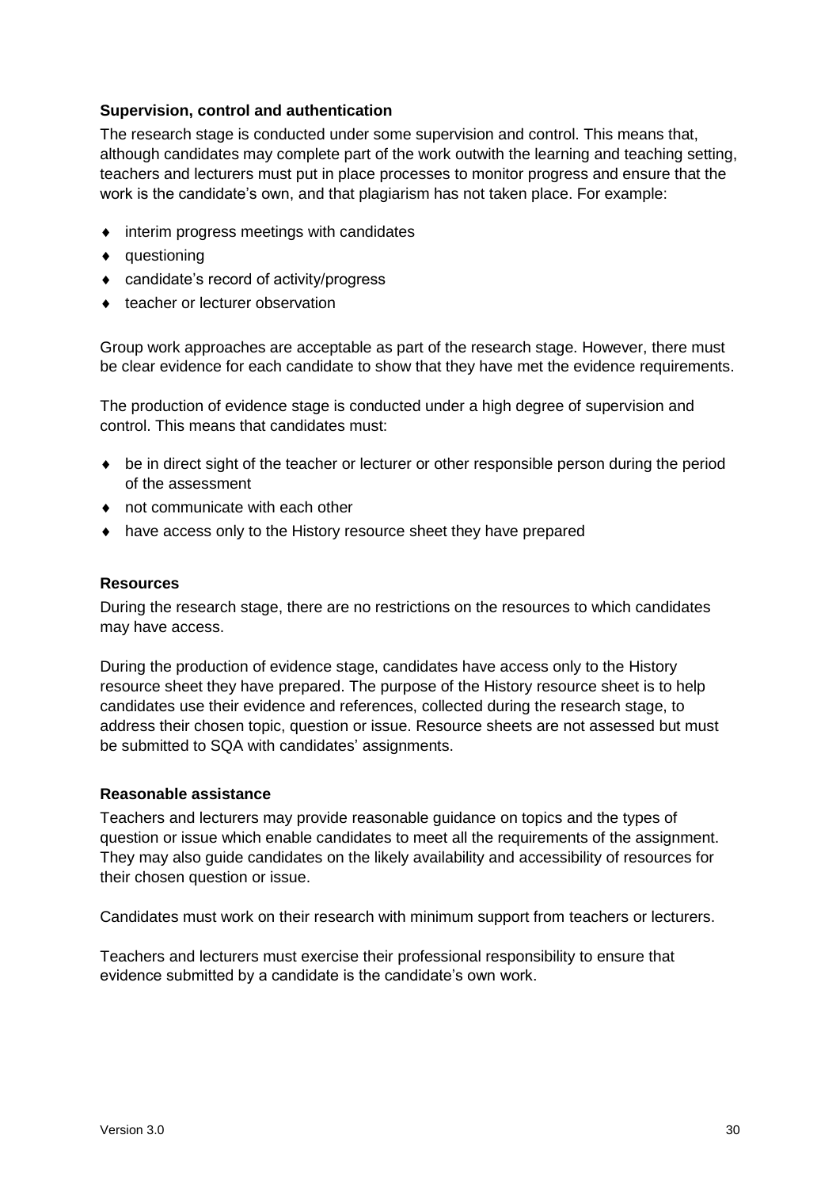### Supervision, control and authentication

The research stage is conducted under some supervision and control. This means that, although candidates may complete part of the work outwith the learning and teaching setting, teachers and lecturers must put in place processes to monitor progress and ensure that the work is the candidate's own, and that plagiarism has not taken place. For example:

- interim progress meetings with candidates
- questioning
- candidate's record of activity/progress
- teacher or lecturer observation

Group work approaches are acceptable as part of the research stage. However, there must be clear evidence for each candidate to show that they have met the evidence requirements.

The production of evidence stage is conducted under a high degree of supervision and control. This means that candidates must:

- be in direct sight of the teacher or lecturer or other responsible person during the period of the assessment
- not communicate with each other
- have access only to the History resource sheet they have prepared

### Resources

During the research stage, there are no restrictions on the resources to which candidates may have access.

During the production of evidence stage, candidates have access only to the History resource sheet they have prepared. The purpose of the History resource sheet is to help candidates use their evidence and references, collected during the research stage, to address their chosen topic, question or issue. Resource sheets are not assessed but must be submitted to SQA with candidates' assignments.

### Reasonable assistance

Teachers and lecturers may provide reasonable guidance on topics and the types of question or issue which enable candidates to meet all the requirements of the assignment. They may also guide candidates on the likely availability and accessibility of resources for their chosen question or issue.

Candidates must work on their research with minimum support from teachers or lecturers.

Teachers and lecturers must exercise their professional responsibility to ensure that evidence submitted by a candidate is the candidate's own work.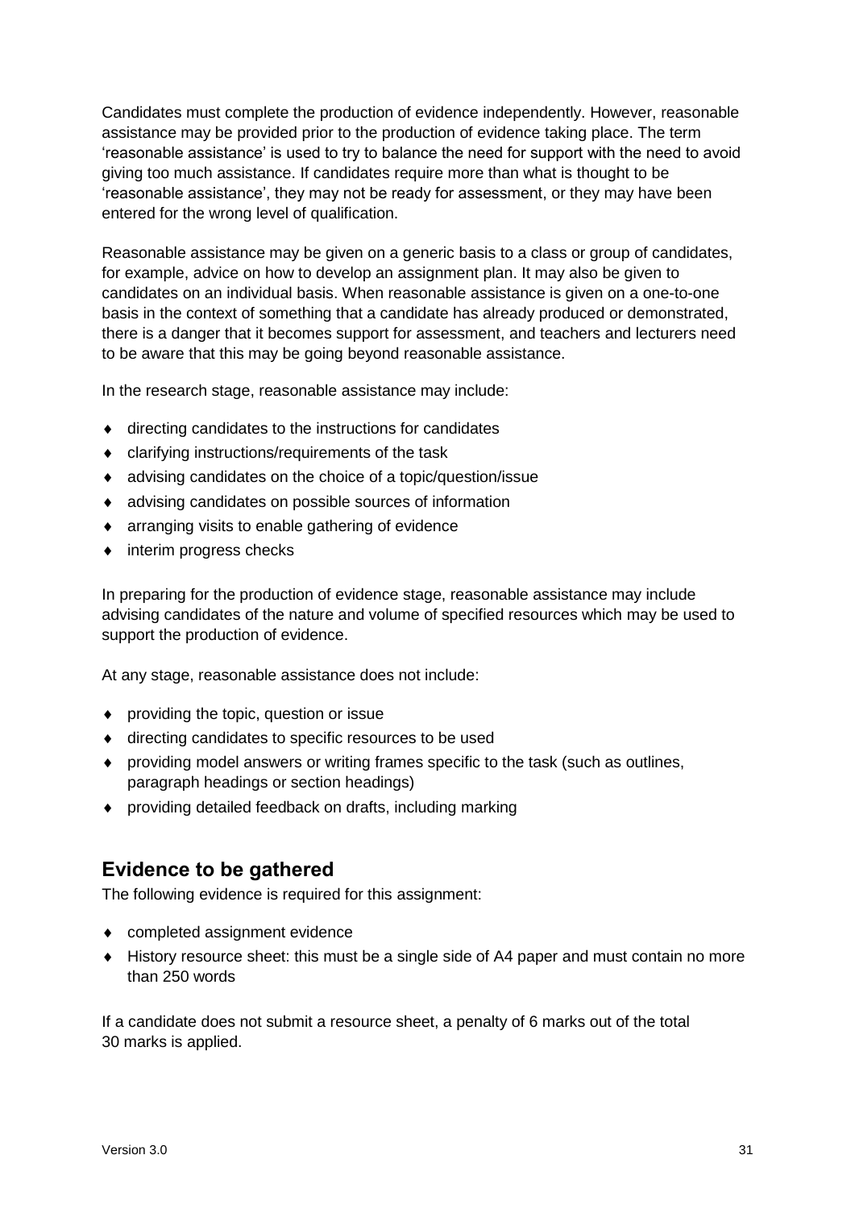Candidates must complete the production of evidence independently. However, reasonable assistance may be provided prior to the production of evidence taking place. The term 'reasonable assistance' is used to try to balance the need for support with the need to avoid giving too much assistance. If candidates require more than what is thought to be 'reasonable assistance', they may not be ready for assessment, or they may have been entered for the wrong level of qualification.

Reasonable assistance may be given on a generic basis to a class or group of candidates, for example, advice on how to develop an assignment plan. It may also be given to candidates on an individual basis. When reasonable assistance is given on a one-to-one basis in the context of something that a candidate has already produced or demonstrated, there is a danger that it becomes support for assessment, and teachers and lecturers need to be aware that this may be going beyond reasonable assistance.

In the research stage, reasonable assistance may include:

- directing candidates to the instructions for candidates
- clarifying instructions/requirements of the task
- advising candidates on the choice of a topic/question/issue
- advising candidates on possible sources of information
- arranging visits to enable gathering of evidence
- interim progress checks

In preparing for the production of evidence stage, reasonable assistance may include advising candidates of the nature and volume of specified resources which may be used to support the production of evidence.

At any stage, reasonable assistance does not include:

- providing the topic, question or issue
- directing candidates to specific resources to be used
- providing model answers or writing frames specific to the task (such as outlines, paragraph headings or section headings)
- providing detailed feedback on drafts, including marking

## Evidence to be gathered

The following evidence is required for this assignment:

- completed assignment evidence
- History resource sheet: this must be a single side of A4 paper and must contain no more than 250 words

If a candidate does not submit a resource sheet, a penalty of 6 marks out of the total 30 marks is applied.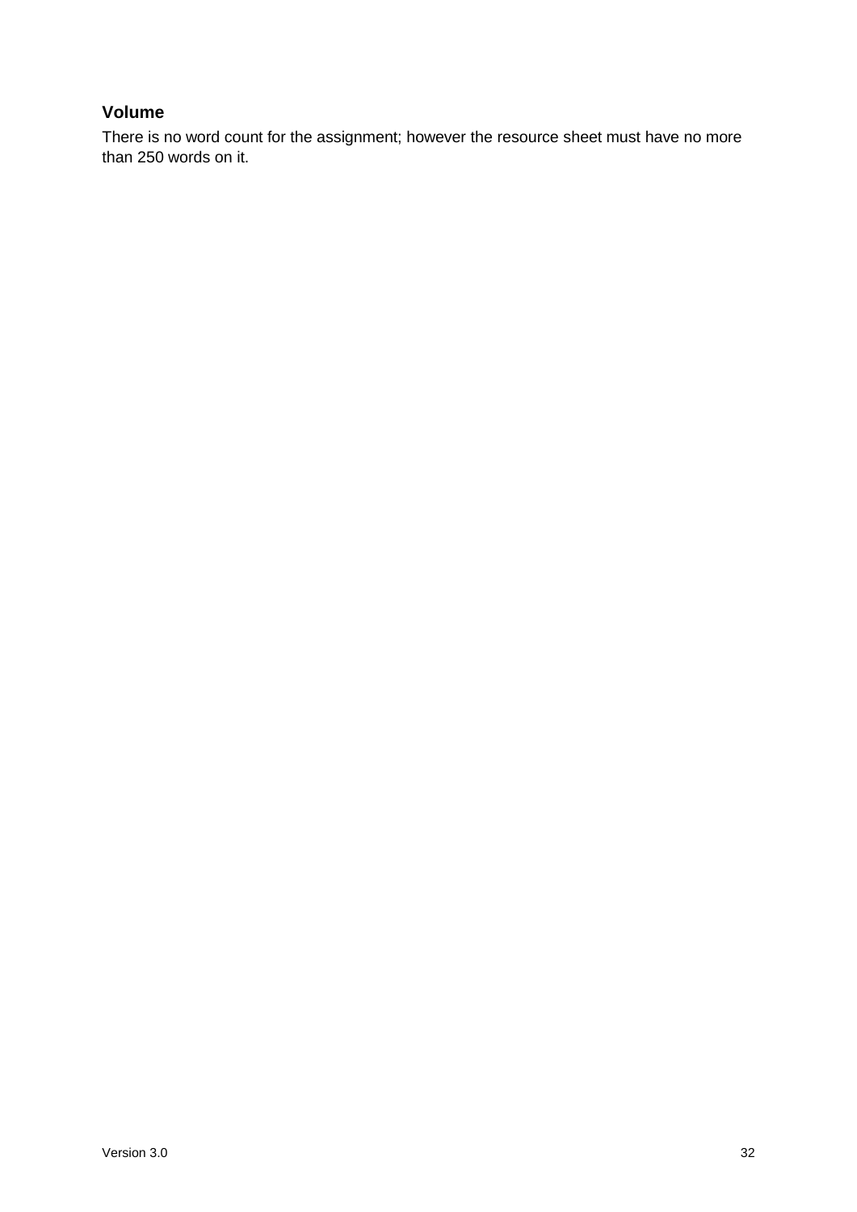### Volume

There is no word count for the assignment; however the resource sheet must have no more than 250 words on it.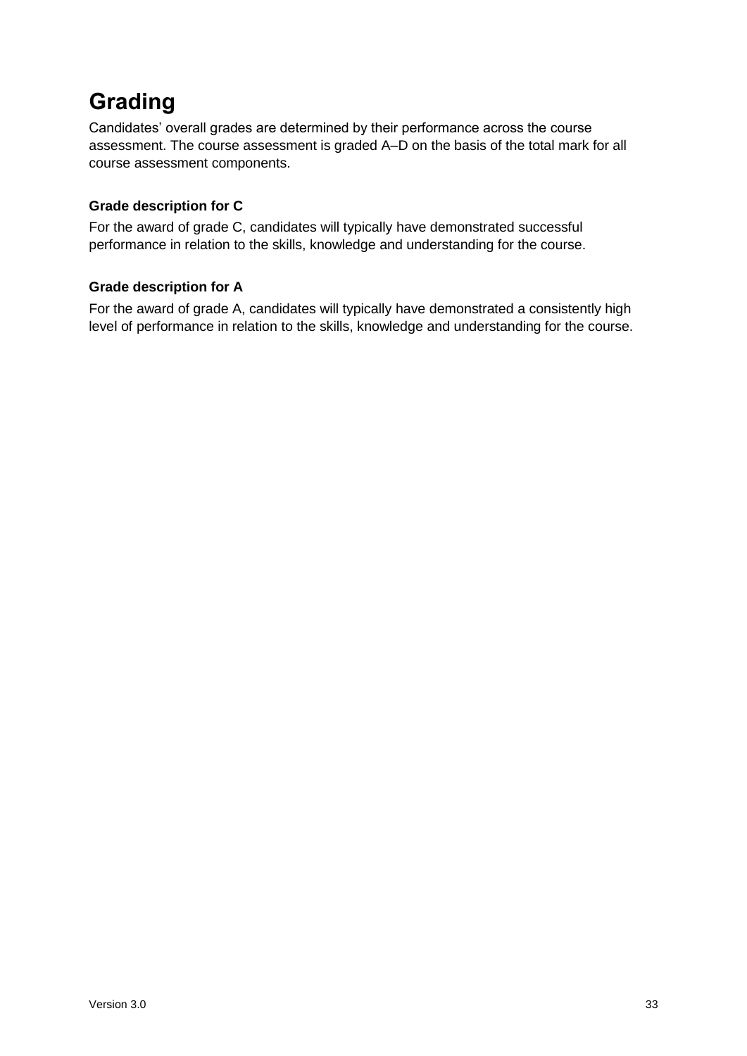# Grading

Candidates' overall grades are determined by their performance across the course assessment. The course assessment is graded A–D on the basis of the total mark for all course assessment components.

### Grade description for C

For the award of grade C, candidates will typically have demonstrated successful performance in relation to the skills, knowledge and understanding for the course.

### Grade description for A

For the award of grade A, candidates will typically have demonstrated a consistently high level of performance in relation to the skills, knowledge and understanding for the course.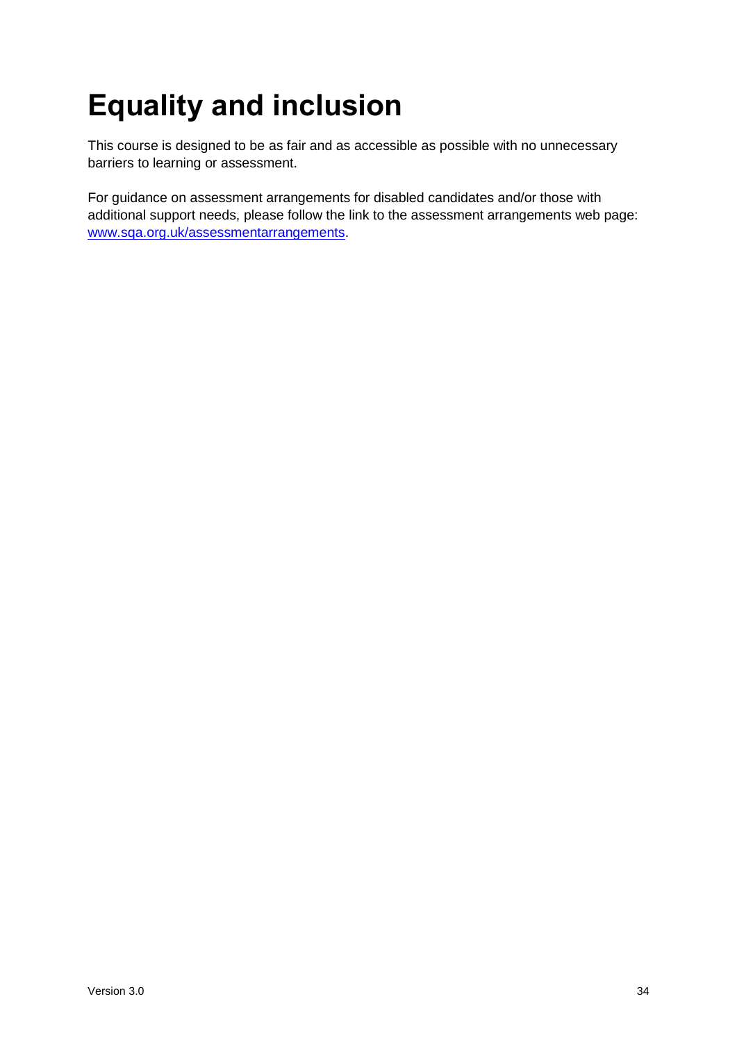# Equality and inclusion

This course is designed to be as fair and as accessible as possible with no unnecessary barriers to learning or assessment.

For guidance on assessment arrangements for disabled candidates and/or those with additional support needs, please follow the link to the assessment arrangements web page: [www.sqa.org.uk/assessmentarrangements](http://www.sqa.org.uk/assessmentarrangements).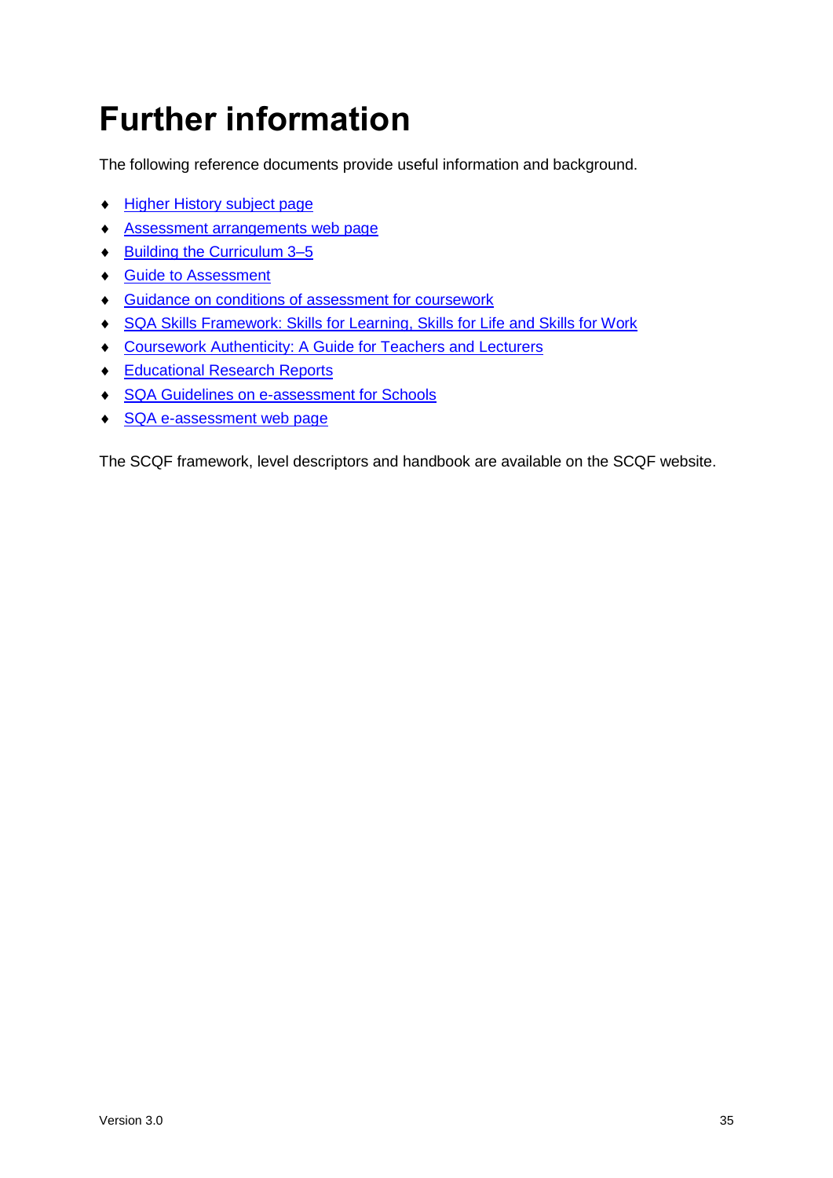# Further information

The following reference documents provide useful information and background.

- Higher History subject page
- Assessment arrangements web page
- Building the Curriculum 3–5
- Guide to Assessment
- Guidance on conditions of assessment for coursework
- SQA Skills Framework: Skills for Learning, Skills for Life and Skills for Work
- Coursework Authenticity: A Guide for Teachers and Lecturers
- Educational Research Reports
- SQA Guidelines on e-assessment for Schools
- SQA e-assessment web page

The SCQF framework, level descriptors and handbook are available on the SCQF website.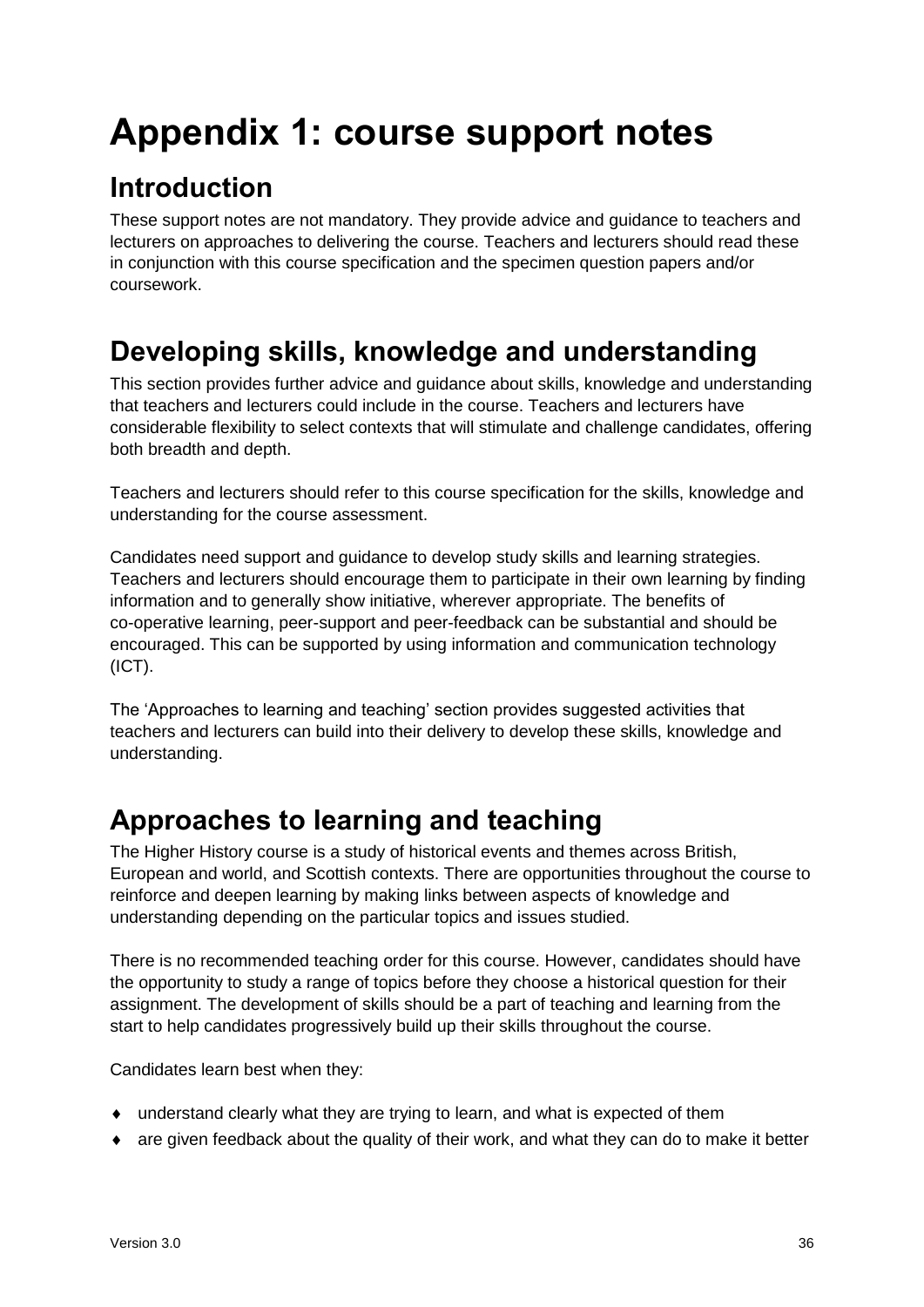# Appendix 1: course support notes

## Introduction

These support notes are not mandatory. They provide advice and guidance to teachers and lecturers on approaches to delivering the course. Teachers and lecturers should read these in conjunction with this course specification and the specimen question papers and/or coursework.

## Developing skills, knowledge and understanding

This section provides further advice and guidance about skills, knowledge and understanding that teachers and lecturers could include in the course. Teachers and lecturers have considerable flexibility to select contexts that will stimulate and challenge candidates, offering both breadth and depth.

Teachers and lecturers should refer to this course specification for the skills, knowledge and understanding for the course assessment.

Candidates need support and guidance to develop study skills and learning strategies. Teachers and lecturers should encourage them to participate in their own learning by finding information and to generally show initiative, wherever appropriate. The benefits of co-operative learning, peer-support and peer-feedback can be substantial and should be encouraged. This can be supported by using information and communication technology (ICT).

The 'Approaches to learning and teaching' section provides suggested activities that teachers and lecturers can build into their delivery to develop these skills, knowledge and understanding.

## Approaches to learning and teaching

The Higher History course is a study of historical events and themes across British, European and world, and Scottish contexts. There are opportunities throughout the course to reinforce and deepen learning by making links between aspects of knowledge and understanding depending on the particular topics and issues studied.

There is no recommended teaching order for this course. However, candidates should have the opportunity to study a range of topics before they choose a historical question for their assignment. The development of skills should be a part of teaching and learning from the start to help candidates progressively build up their skills throughout the course.

Candidates learn best when they:

- understand clearly what they are trying to learn, and what is expected of them
- are given feedback about the quality of their work, and what they can do to make it better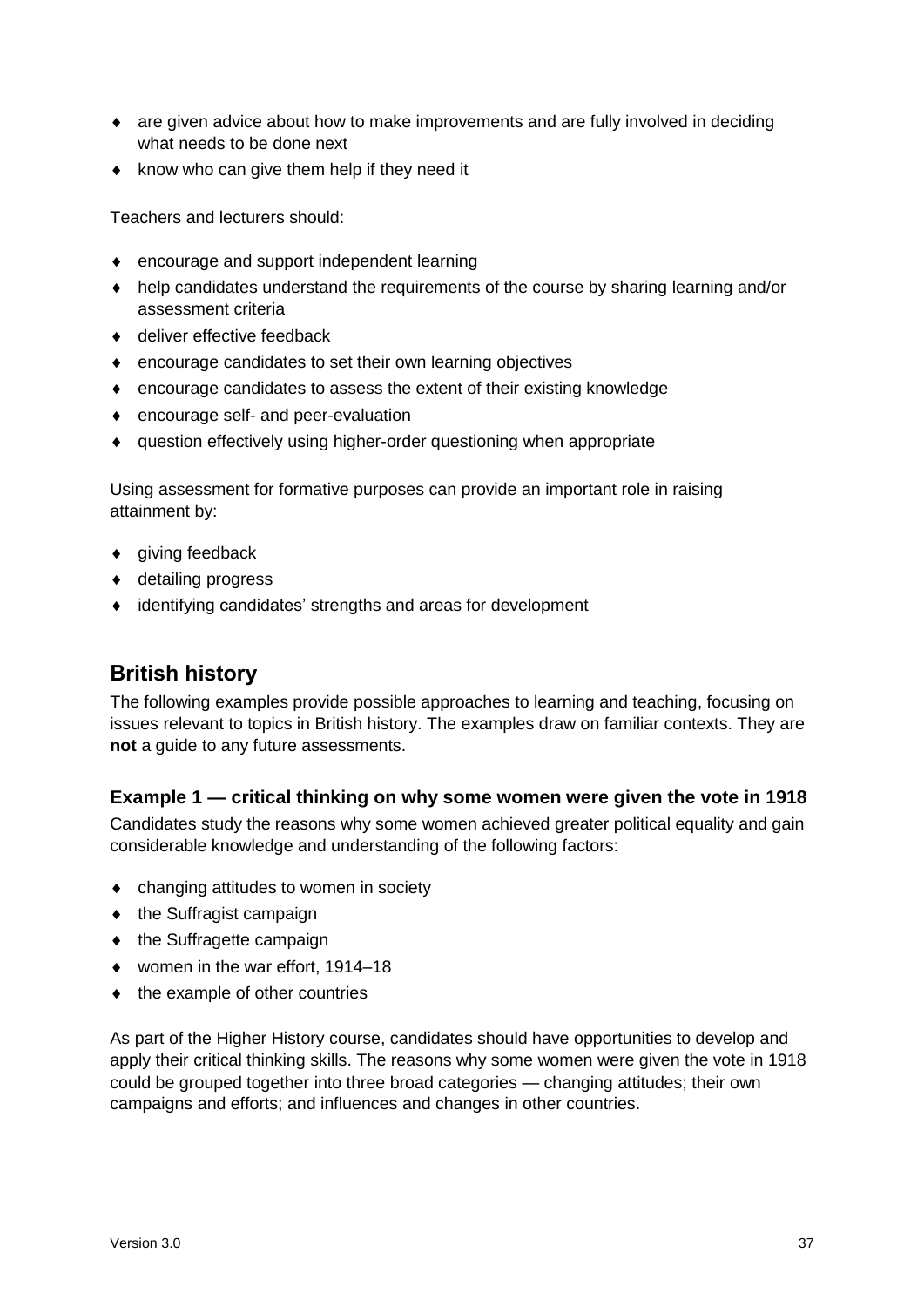- are given advice about how to make improvements and are fully involved in deciding what needs to be done next
- know who can give them help if they need it

Teachers and lecturers should:

- encourage and support independent learning
- help candidates understand the requirements of the course by sharing learning and/or assessment criteria
- deliver effective feedback
- encourage candidates to set their own learning objectives
- encourage candidates to assess the extent of their existing knowledge
- encourage self- and peer-evaluation
- question effectively using higher-order questioning when appropriate

Using assessment for formative purposes can provide an important role in raising attainment by:

- giving feedback
- detailing progress
- identifying candidates' strengths and areas for development

## British history

The following examples provide possible approaches to learning and teaching, focusing on issues relevant to topics in British history. The examples draw on familiar contexts. They are **not** a guide to any future assessments.

### Example 1 — critical thinking on why some women were given the vote in 1918

Candidates study the reasons why some women achieved greater political equality and gain considerable knowledge and understanding of the following factors:

- changing attitudes to women in society
- the Suffragist campaign
- the Suffragette campaign
- women in the war effort, 1914–18
- the example of other countries

As part of the Higher History course, candidates should have opportunities to develop and apply their critical thinking skills. The reasons why some women were given the vote in 1918 could be grouped together into three broad categories — changing attitudes; their own campaigns and efforts; and influences and changes in other countries.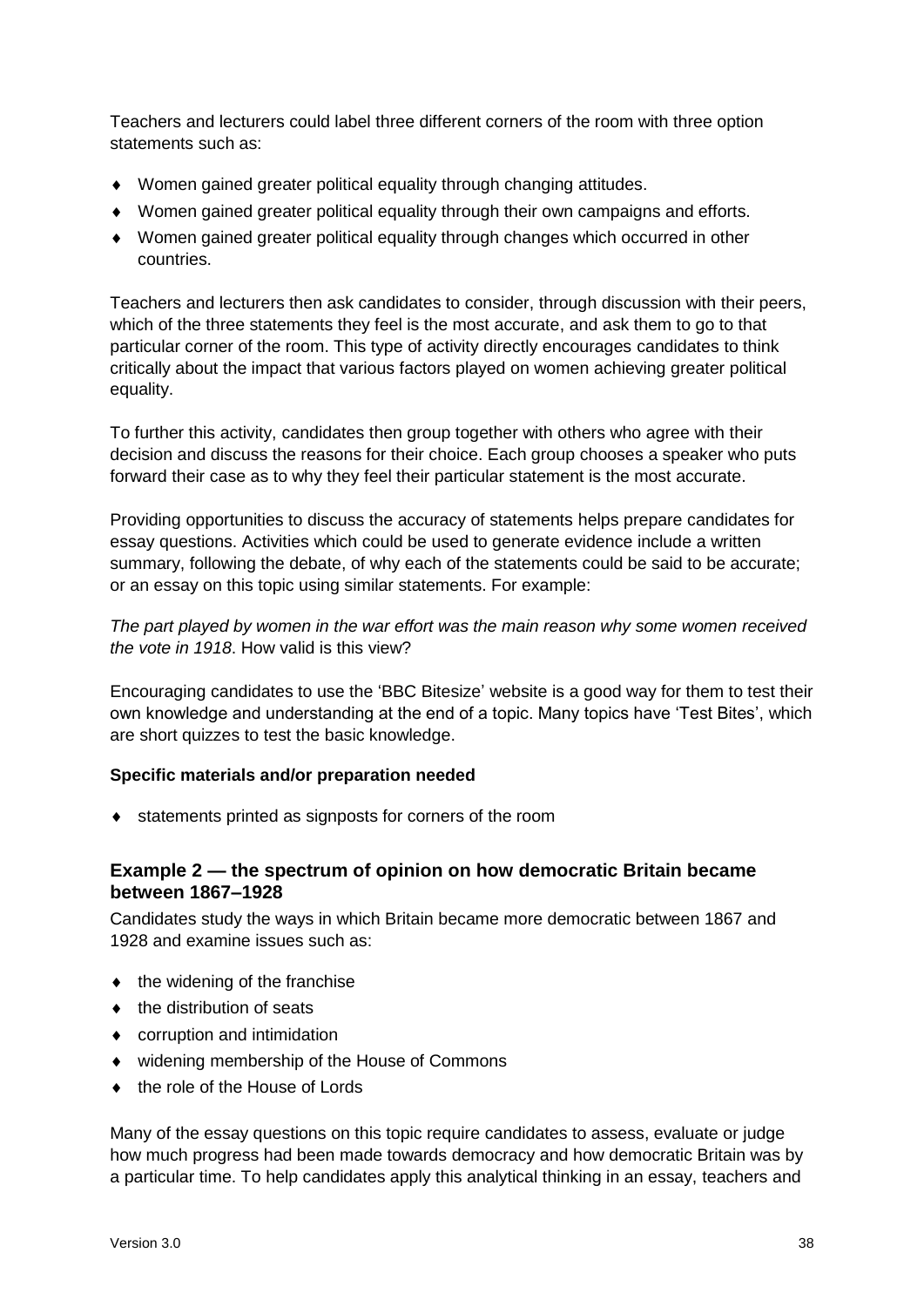Teachers and lecturers could label three different corners of the room with three option statements such as:

- Women gained greater political equality through changing attitudes.
- Women gained greater political equality through their own campaigns and efforts.
- Women gained greater political equality through changes which occurred in other countries.

Teachers and lecturers then ask candidates to consider, through discussion with their peers, which of the three statements they feel is the most accurate, and ask them to go to that particular corner of the room. This type of activity directly encourages candidates to think critically about the impact that various factors played on women achieving greater political equality.

To further this activity, candidates then group together with others who agree with their decision and discuss the reasons for their choice. Each group chooses a speaker who puts forward their case as to why they feel their particular statement is the most accurate.

Providing opportunities to discuss the accuracy of statements helps prepare candidates for essay questions. Activities which could be used to generate evidence include a written summary, following the debate, of why each of the statements could be said to be accurate; or an essay on this topic using similar statements. For example:

*The part played by women in the war effort was the main reason why some women received the vote in 1918*. How valid is this view?

Encouraging candidates to use the 'BBC Bitesize' website is a good way for them to test their own knowledge and understanding at the end of a topic. Many topics have 'Test Bites', which are short quizzes to test the basic knowledge.

**Specific materials and/or preparation needed**

- statements printed as signposts for corners of the room

### Example 2 — the spectrum of opinion on how democratic Britain became between 1867–1928

Candidates study the ways in which Britain became more democratic between 1867 and 1928 and examine issues such as:

- the widening of the franchise
- the distribution of seats
- corruption and intimidation
- widening membership of the House of Commons
- the role of the House of Lords

Many of the essay questions on this topic require candidates to assess, evaluate or judge how much progress had been made towards democracy and how democratic Britain was by a particular time. To help candidates apply this analytical thinking in an essay, teachers and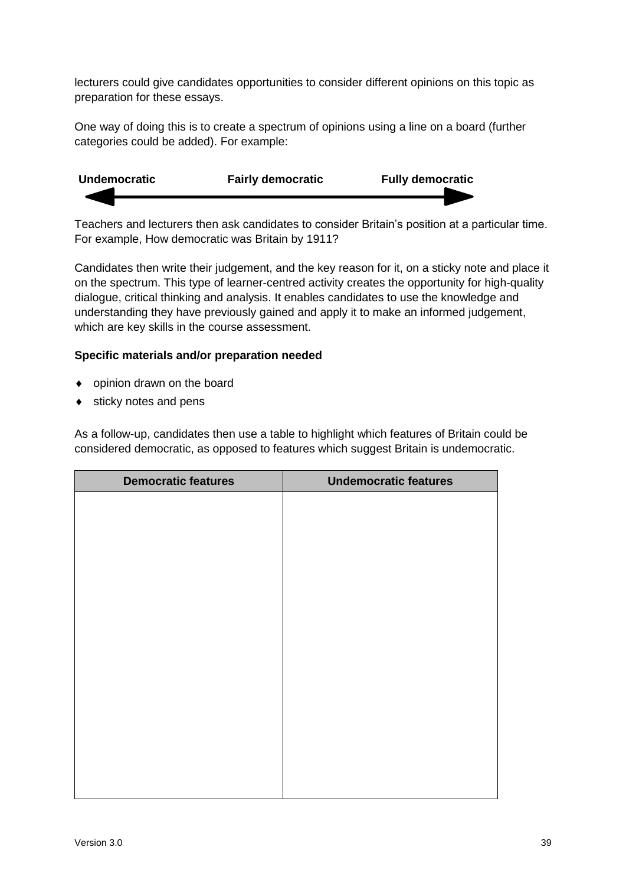lecturers could give candidates opportunities to consider different opinions on this topic as preparation for these essays.

One way of doing this is to create a spectrum of opinions using a line on a board (further categories could be added). For example:

**Undemocratic** ⟵————————— **Fairly democratic** —————————⟶ **Fully democratic**

Teachers and lecturers then ask candidates to consider Britain's position at a particular time. For example, How democratic was Britain by 1911?

Candidates then write their judgement, and the key reason for it, on a sticky note and place it on the spectrum. This type of learner-centred activity creates the opportunity for high-quality dialogue, critical thinking and analysis. It enables candidates to use the knowledge and understanding they have previously gained and apply it to make an informed judgement, which are key skills in the course assessment.

**Specific materials and/or preparation needed**

- opinion drawn on the board
- sticky notes and pens

As a follow-up, candidates then use a table to highlight which features of Britain could be considered democratic, as opposed to features which suggest Britain is undemocratic.

| Democratic features | Undemocratic features |
|---|---|
| | |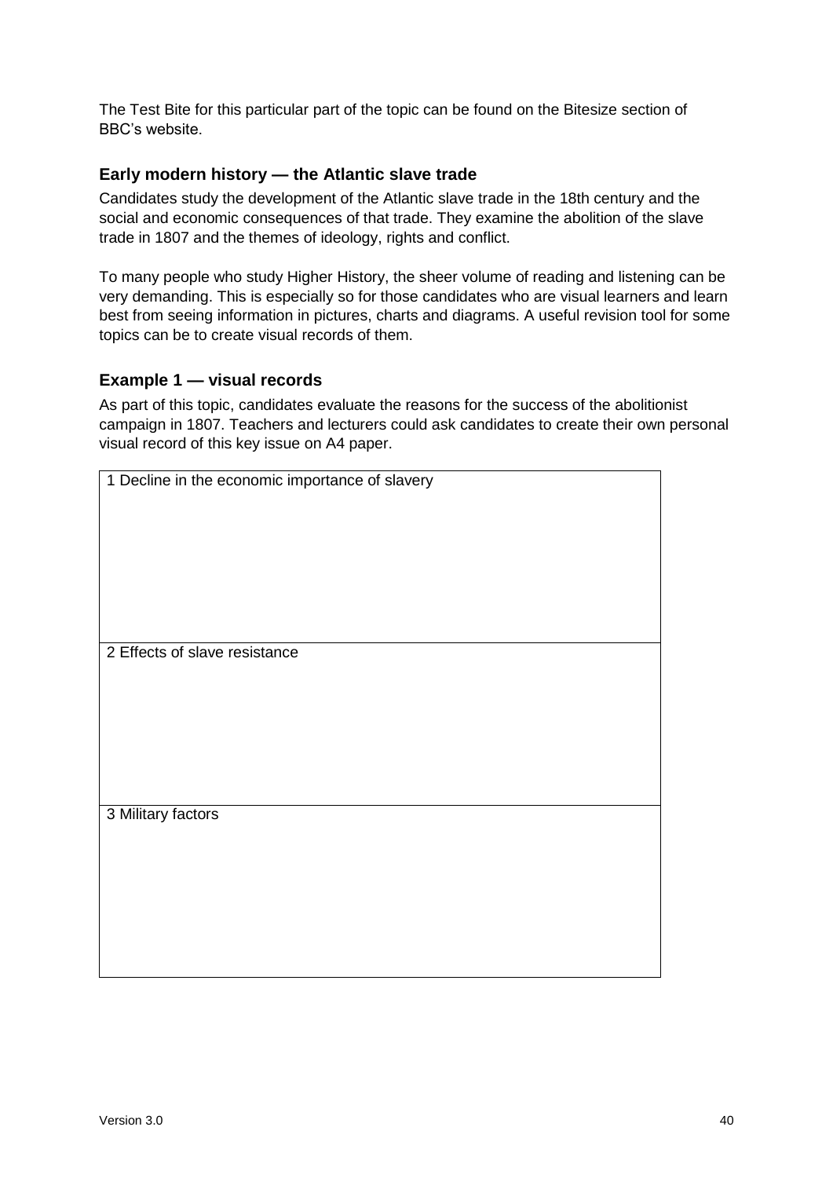The Test Bite for this particular part of the topic can be found on the Bitesize section of BBC's website.

### Early modern history — the Atlantic slave trade

Candidates study the development of the Atlantic slave trade in the 18th century and the social and economic consequences of that trade. They examine the abolition of the slave trade in 1807 and the themes of ideology, rights and conflict.

To many people who study Higher History, the sheer volume of reading and listening can be very demanding. This is especially so for those candidates who are visual learners and learn best from seeing information in pictures, charts and diagrams. A useful revision tool for some topics can be to create visual records of them.

### Example 1 — visual records

As part of this topic, candidates evaluate the reasons for the success of the abolitionist campaign in 1807. Teachers and lecturers could ask candidates to create their own personal visual record of this key issue on A4 paper.

| 1 Decline in the economic importance of slavery |
|---|
| 2 Effects of slave resistance |
| 3 Military factors |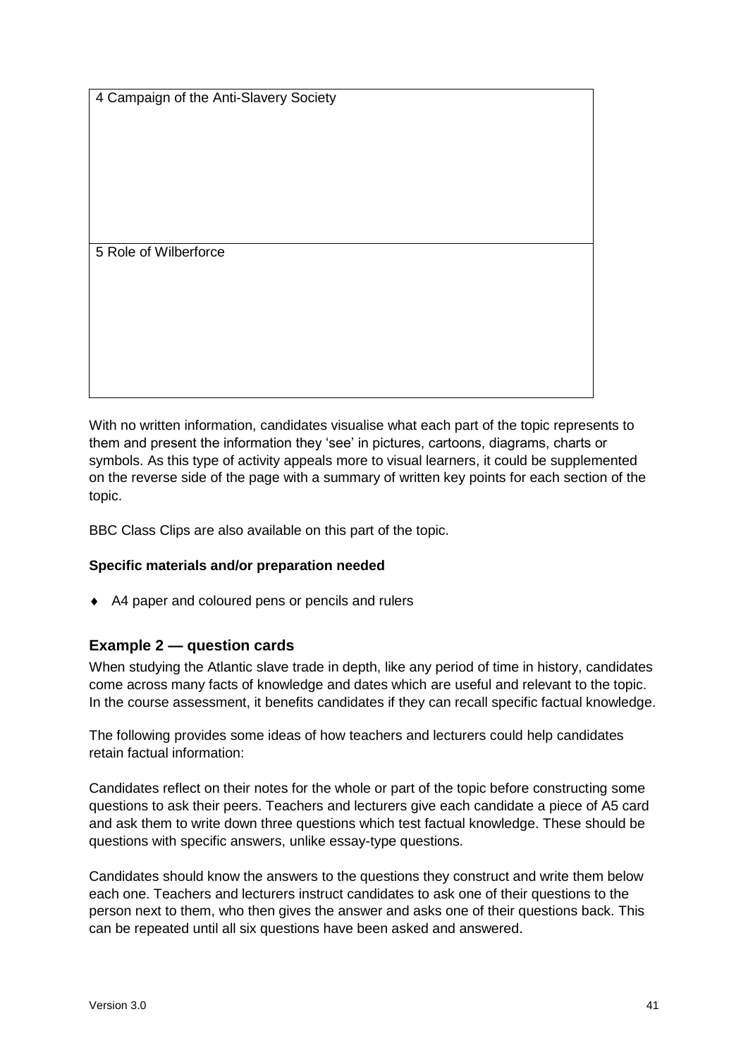| 4 Campaign of the Anti-Slavery Society |
| --- |
| 5 Role of Wilberforce |

With no written information, candidates visualise what each part of the topic represents to them and present the information they 'see' in pictures, cartoons, diagrams, charts or symbols. As this type of activity appeals more to visual learners, it could be supplemented on the reverse side of the page with a summary of written key points for each section of the topic.

BBC Class Clips are also available on this part of the topic.

**Specific materials and/or preparation needed**

- A4 paper and coloured pens or pencils and rulers

### Example 2 — question cards

When studying the Atlantic slave trade in depth, like any period of time in history, candidates come across many facts of knowledge and dates which are useful and relevant to the topic. In the course assessment, it benefits candidates if they can recall specific factual knowledge.

The following provides some ideas of how teachers and lecturers could help candidates retain factual information:

Candidates reflect on their notes for the whole or part of the topic before constructing some questions to ask their peers. Teachers and lecturers give each candidate a piece of A5 card and ask them to write down three questions which test factual knowledge. These should be questions with specific answers, unlike essay-type questions.

Candidates should know the answers to the questions they construct and write them below each one. Teachers and lecturers instruct candidates to ask one of their questions to the person next to them, who then gives the answer and asks one of their questions back. This can be repeated until all six questions have been asked and answered.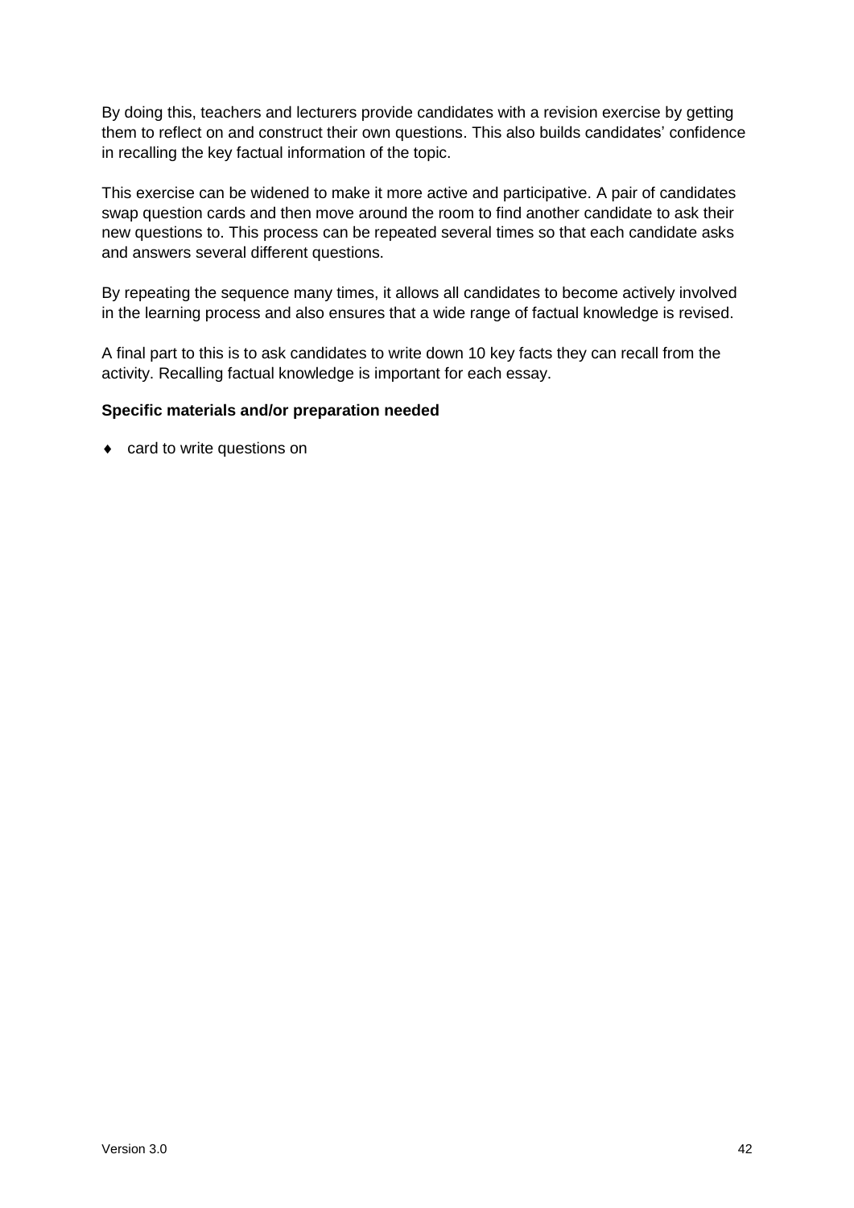By doing this, teachers and lecturers provide candidates with a revision exercise by getting them to reflect on and construct their own questions. This also builds candidates' confidence in recalling the key factual information of the topic.

This exercise can be widened to make it more active and participative. A pair of candidates swap question cards and then move around the room to find another candidate to ask their new questions to. This process can be repeated several times so that each candidate asks and answers several different questions.

By repeating the sequence many times, it allows all candidates to become actively involved in the learning process and also ensures that a wide range of factual knowledge is revised.

A final part to this is to ask candidates to write down 10 key facts they can recall from the activity. Recalling factual knowledge is important for each essay.

**Specific materials and/or preparation needed**

- card to write questions on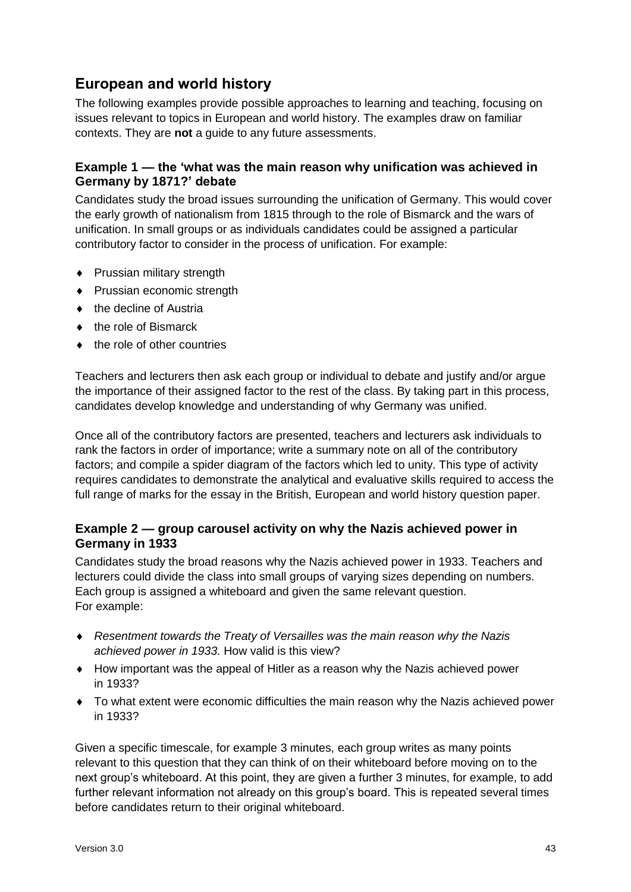## European and world history

The following examples provide possible approaches to learning and teaching, focusing on issues relevant to topics in European and world history. The examples draw on familiar contexts. They are **not** a guide to any future assessments.

### Example 1 — the 'what was the main reason why unification was achieved in Germany by 1871?' debate

Candidates study the broad issues surrounding the unification of Germany. This would cover the early growth of nationalism from 1815 through to the role of Bismarck and the wars of unification. In small groups or as individuals candidates could be assigned a particular contributory factor to consider in the process of unification. For example:

- Prussian military strength
- Prussian economic strength
- the decline of Austria
- the role of Bismarck
- the role of other countries

Teachers and lecturers then ask each group or individual to debate and justify and/or argue the importance of their assigned factor to the rest of the class. By taking part in this process, candidates develop knowledge and understanding of why Germany was unified.

Once all of the contributory factors are presented, teachers and lecturers ask individuals to rank the factors in order of importance; write a summary note on all of the contributory factors; and compile a spider diagram of the factors which led to unity. This type of activity requires candidates to demonstrate the analytical and evaluative skills required to access the full range of marks for the essay in the British, European and world history question paper.

### Example 2 — group carousel activity on why the Nazis achieved power in Germany in 1933

Candidates study the broad reasons why the Nazis achieved power in 1933. Teachers and lecturers could divide the class into small groups of varying sizes depending on numbers. Each group is assigned a whiteboard and given the same relevant question.
For example:

- *Resentment towards the Treaty of Versailles was the main reason why the Nazis achieved power in 1933.* How valid is this view?
- How important was the appeal of Hitler as a reason why the Nazis achieved power in 1933?
- To what extent were economic difficulties the main reason why the Nazis achieved power in 1933?

Given a specific timescale, for example 3 minutes, each group writes as many points relevant to this question that they can think of on their whiteboard before moving on to the next group's whiteboard. At this point, they are given a further 3 minutes, for example, to add further relevant information not already on this group's board. This is repeated several times before candidates return to their original whiteboard.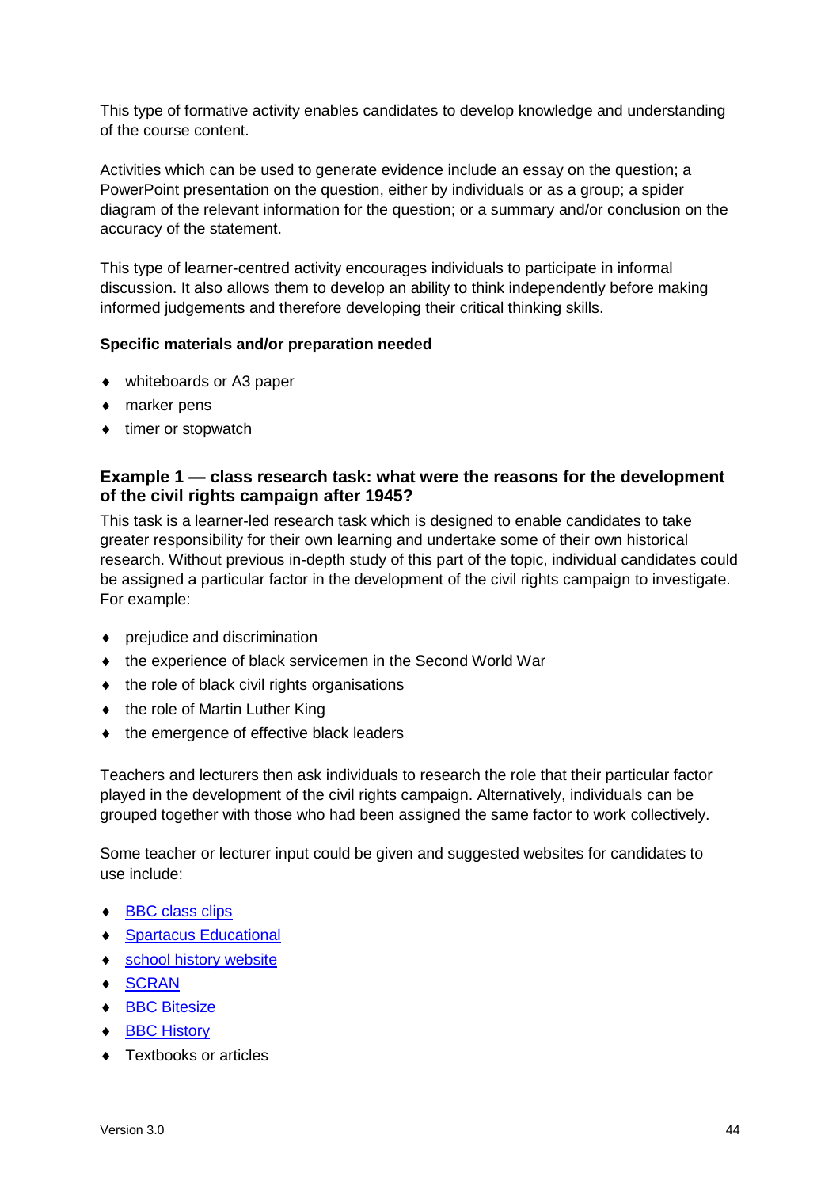This type of formative activity enables candidates to develop knowledge and understanding of the course content.

Activities which can be used to generate evidence include an essay on the question; a PowerPoint presentation on the question, either by individuals or as a group; a spider diagram of the relevant information for the question; or a summary and/or conclusion on the accuracy of the statement.

This type of learner-centred activity encourages individuals to participate in informal discussion. It also allows them to develop an ability to think independently before making informed judgements and therefore developing their critical thinking skills.

**Specific materials and/or preparation needed**

- whiteboards or A3 paper
- marker pens
- timer or stopwatch

### Example 1 — class research task: what were the reasons for the development of the civil rights campaign after 1945?

This task is a learner-led research task which is designed to enable candidates to take greater responsibility for their own learning and undertake some of their own historical research. Without previous in-depth study of this part of the topic, individual candidates could be assigned a particular factor in the development of the civil rights campaign to investigate. For example:

- prejudice and discrimination
- the experience of black servicemen in the Second World War
- the role of black civil rights organisations
- the role of Martin Luther King
- the emergence of effective black leaders

Teachers and lecturers then ask individuals to research the role that their particular factor played in the development of the civil rights campaign. Alternatively, individuals can be grouped together with those who had been assigned the same factor to work collectively.

Some teacher or lecturer input could be given and suggested websites for candidates to use include:

- BBC class clips
- Spartacus Educational
- school history website
- SCRAN
- BBC Bitesize
- BBC History
- Textbooks or articles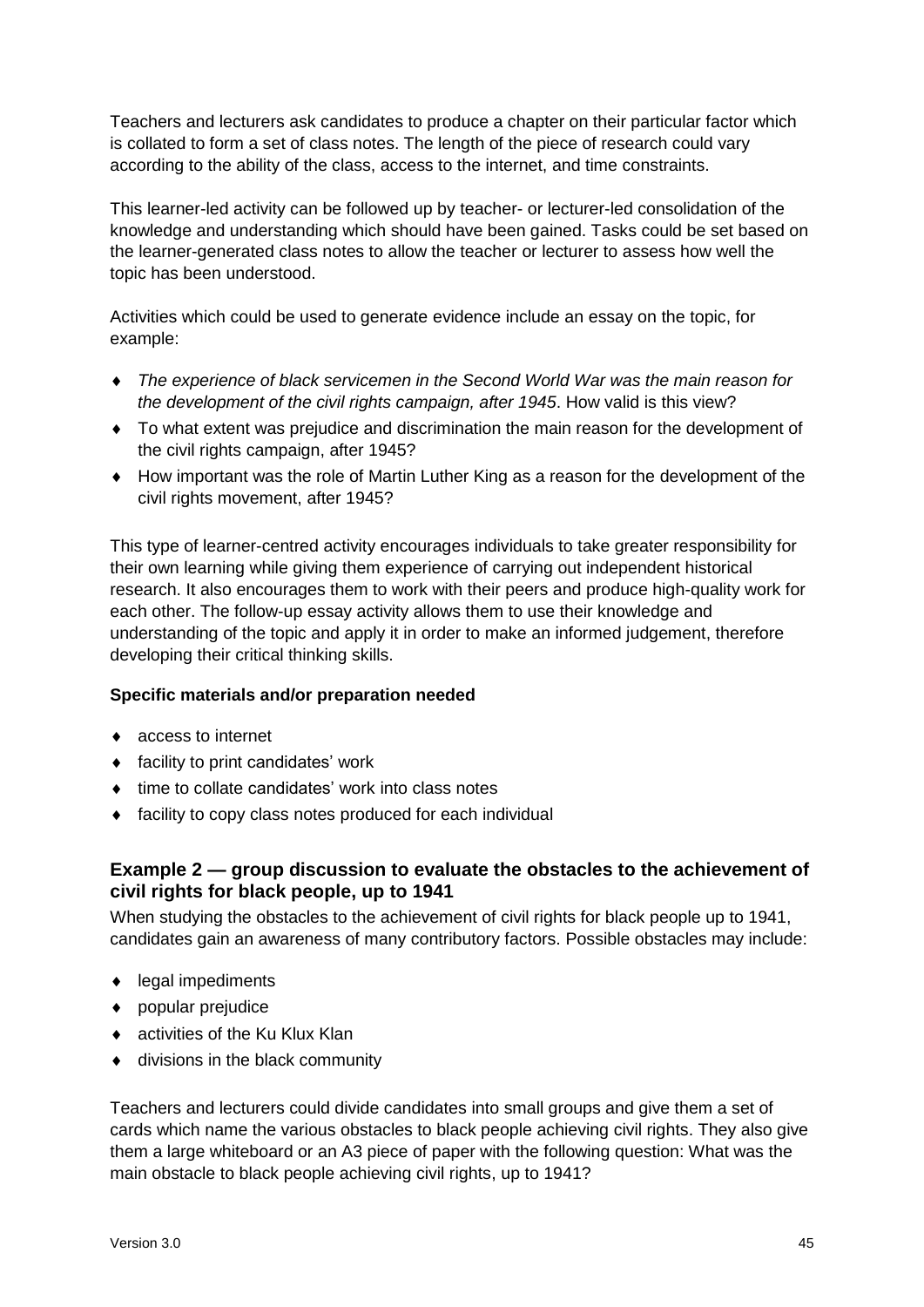Teachers and lecturers ask candidates to produce a chapter on their particular factor which is collated to form a set of class notes. The length of the piece of research could vary according to the ability of the class, access to the internet, and time constraints.

This learner-led activity can be followed up by teacher- or lecturer-led consolidation of the knowledge and understanding which should have been gained. Tasks could be set based on the learner-generated class notes to allow the teacher or lecturer to assess how well the topic has been understood.

Activities which could be used to generate evidence include an essay on the topic, for example:

- *The experience of black servicemen in the Second World War was the main reason for the development of the civil rights campaign, after 1945*. How valid is this view?
- To what extent was prejudice and discrimination the main reason for the development of the civil rights campaign, after 1945?
- How important was the role of Martin Luther King as a reason for the development of the civil rights movement, after 1945?

This type of learner-centred activity encourages individuals to take greater responsibility for their own learning while giving them experience of carrying out independent historical research. It also encourages them to work with their peers and produce high-quality work for each other. The follow-up essay activity allows them to use their knowledge and understanding of the topic and apply it in order to make an informed judgement, therefore developing their critical thinking skills.

**Specific materials and/or preparation needed**

- access to internet
- facility to print candidates' work
- time to collate candidates' work into class notes
- facility to copy class notes produced for each individual

### Example 2 — group discussion to evaluate the obstacles to the achievement of civil rights for black people, up to 1941

When studying the obstacles to the achievement of civil rights for black people up to 1941, candidates gain an awareness of many contributory factors. Possible obstacles may include:

- legal impediments
- popular prejudice
- activities of the Ku Klux Klan
- divisions in the black community

Teachers and lecturers could divide candidates into small groups and give them a set of cards which name the various obstacles to black people achieving civil rights. They also give them a large whiteboard or an A3 piece of paper with the following question: What was the main obstacle to black people achieving civil rights, up to 1941?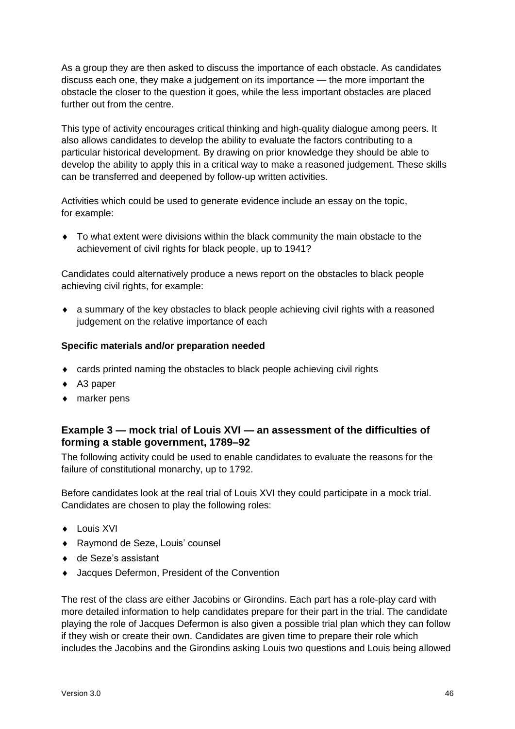As a group they are then asked to discuss the importance of each obstacle. As candidates discuss each one, they make a judgement on its importance — the more important the obstacle the closer to the question it goes, while the less important obstacles are placed further out from the centre.

This type of activity encourages critical thinking and high-quality dialogue among peers. It also allows candidates to develop the ability to evaluate the factors contributing to a particular historical development. By drawing on prior knowledge they should be able to develop the ability to apply this in a critical way to make a reasoned judgement. These skills can be transferred and deepened by follow-up written activities.

Activities which could be used to generate evidence include an essay on the topic, for example:

- To what extent were divisions within the black community the main obstacle to the achievement of civil rights for black people, up to 1941?

Candidates could alternatively produce a news report on the obstacles to black people achieving civil rights, for example:

- a summary of the key obstacles to black people achieving civil rights with a reasoned judgement on the relative importance of each

**Specific materials and/or preparation needed**

- cards printed naming the obstacles to black people achieving civil rights
- A3 paper
- marker pens

### Example 3 — mock trial of Louis XVI — an assessment of the difficulties of forming a stable government, 1789–92

The following activity could be used to enable candidates to evaluate the reasons for the failure of constitutional monarchy, up to 1792.

Before candidates look at the real trial of Louis XVI they could participate in a mock trial. Candidates are chosen to play the following roles:

- Louis XVI
- Raymond de Seze, Louis' counsel
- de Seze's assistant
- Jacques Defermon, President of the Convention

The rest of the class are either Jacobins or Girondins. Each part has a role-play card with more detailed information to help candidates prepare for their part in the trial. The candidate playing the role of Jacques Defermon is also given a possible trial plan which they can follow if they wish or create their own. Candidates are given time to prepare their role which includes the Jacobins and the Girondins asking Louis two questions and Louis being allowed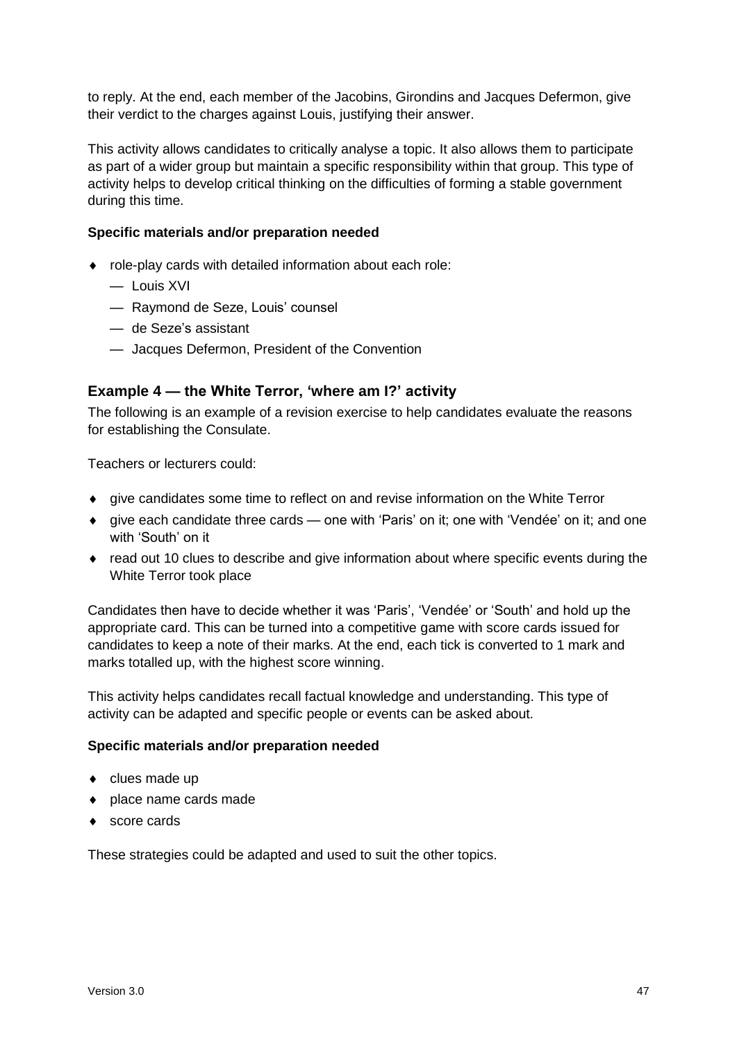to reply. At the end, each member of the Jacobins, Girondins and Jacques Defermon, give their verdict to the charges against Louis, justifying their answer.

This activity allows candidates to critically analyse a topic. It also allows them to participate as part of a wider group but maintain a specific responsibility within that group. This type of activity helps to develop critical thinking on the difficulties of forming a stable government during this time.

**Specific materials and/or preparation needed**

- role-play cards with detailed information about each role:
  - — Louis XVI
  - — Raymond de Seze, Louis' counsel
  - — de Seze's assistant
  - — Jacques Defermon, President of the Convention

### Example 4 — the White Terror, 'where am I?' activity

The following is an example of a revision exercise to help candidates evaluate the reasons for establishing the Consulate.

Teachers or lecturers could:

- give candidates some time to reflect on and revise information on the White Terror
- give each candidate three cards — one with 'Paris' on it; one with 'Vendée' on it; and one with 'South' on it
- read out 10 clues to describe and give information about where specific events during the White Terror took place

Candidates then have to decide whether it was 'Paris', 'Vendée' or 'South' and hold up the appropriate card. This can be turned into a competitive game with score cards issued for candidates to keep a note of their marks. At the end, each tick is converted to 1 mark and marks totalled up, with the highest score winning.

This activity helps candidates recall factual knowledge and understanding. This type of activity can be adapted and specific people or events can be asked about.

**Specific materials and/or preparation needed**

- clues made up
- place name cards made
- score cards

These strategies could be adapted and used to suit the other topics.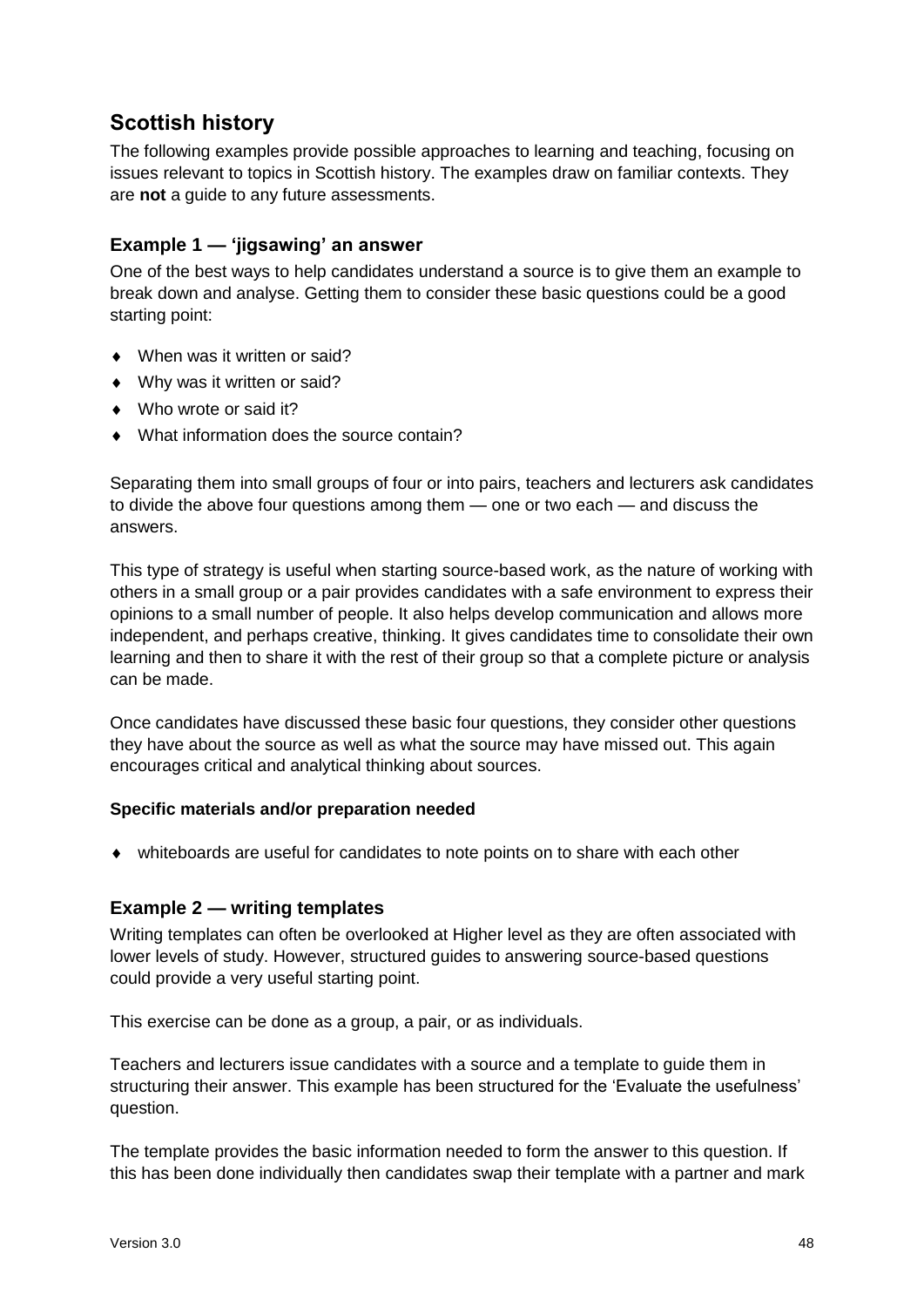## Scottish history

The following examples provide possible approaches to learning and teaching, focusing on issues relevant to topics in Scottish history. The examples draw on familiar contexts. They are **not** a guide to any future assessments.

### Example 1 — 'jigsawing' an answer

One of the best ways to help candidates understand a source is to give them an example to break down and analyse. Getting them to consider these basic questions could be a good starting point:

- When was it written or said?
- Why was it written or said?
- Who wrote or said it?
- What information does the source contain?

Separating them into small groups of four or into pairs, teachers and lecturers ask candidates to divide the above four questions among them — one or two each — and discuss the answers.

This type of strategy is useful when starting source-based work, as the nature of working with others in a small group or a pair provides candidates with a safe environment to express their opinions to a small number of people. It also helps develop communication and allows more independent, and perhaps creative, thinking. It gives candidates time to consolidate their own learning and then to share it with the rest of their group so that a complete picture or analysis can be made.

Once candidates have discussed these basic four questions, they consider other questions they have about the source as well as what the source may have missed out. This again encourages critical and analytical thinking about sources.

**Specific materials and/or preparation needed**

- whiteboards are useful for candidates to note points on to share with each other

### Example 2 — writing templates

Writing templates can often be overlooked at Higher level as they are often associated with lower levels of study. However, structured guides to answering source-based questions could provide a very useful starting point.

This exercise can be done as a group, a pair, or as individuals.

Teachers and lecturers issue candidates with a source and a template to guide them in structuring their answer. This example has been structured for the 'Evaluate the usefulness' question.

The template provides the basic information needed to form the answer to this question. If this has been done individually then candidates swap their template with a partner and mark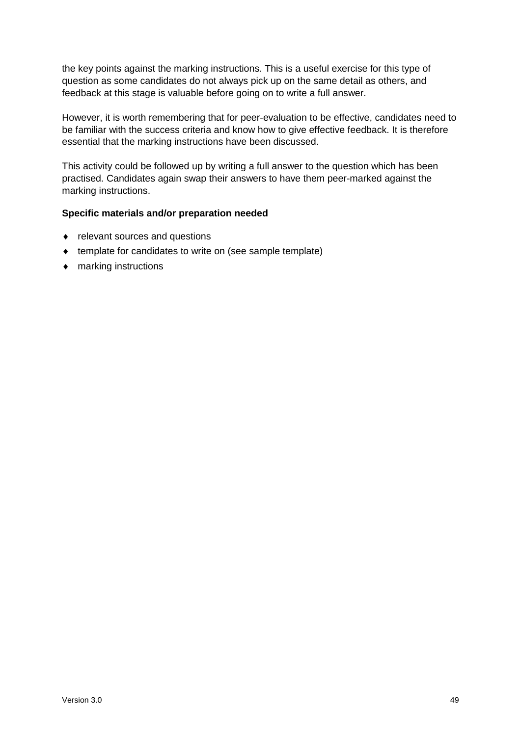the key points against the marking instructions. This is a useful exercise for this type of question as some candidates do not always pick up on the same detail as others, and feedback at this stage is valuable before going on to write a full answer.

However, it is worth remembering that for peer-evaluation to be effective, candidates need to be familiar with the success criteria and know how to give effective feedback. It is therefore essential that the marking instructions have been discussed.

This activity could be followed up by writing a full answer to the question which has been practised. Candidates again swap their answers to have them peer-marked against the marking instructions.

**Specific materials and/or preparation needed**

- relevant sources and questions
- template for candidates to write on (see sample template)
- marking instructions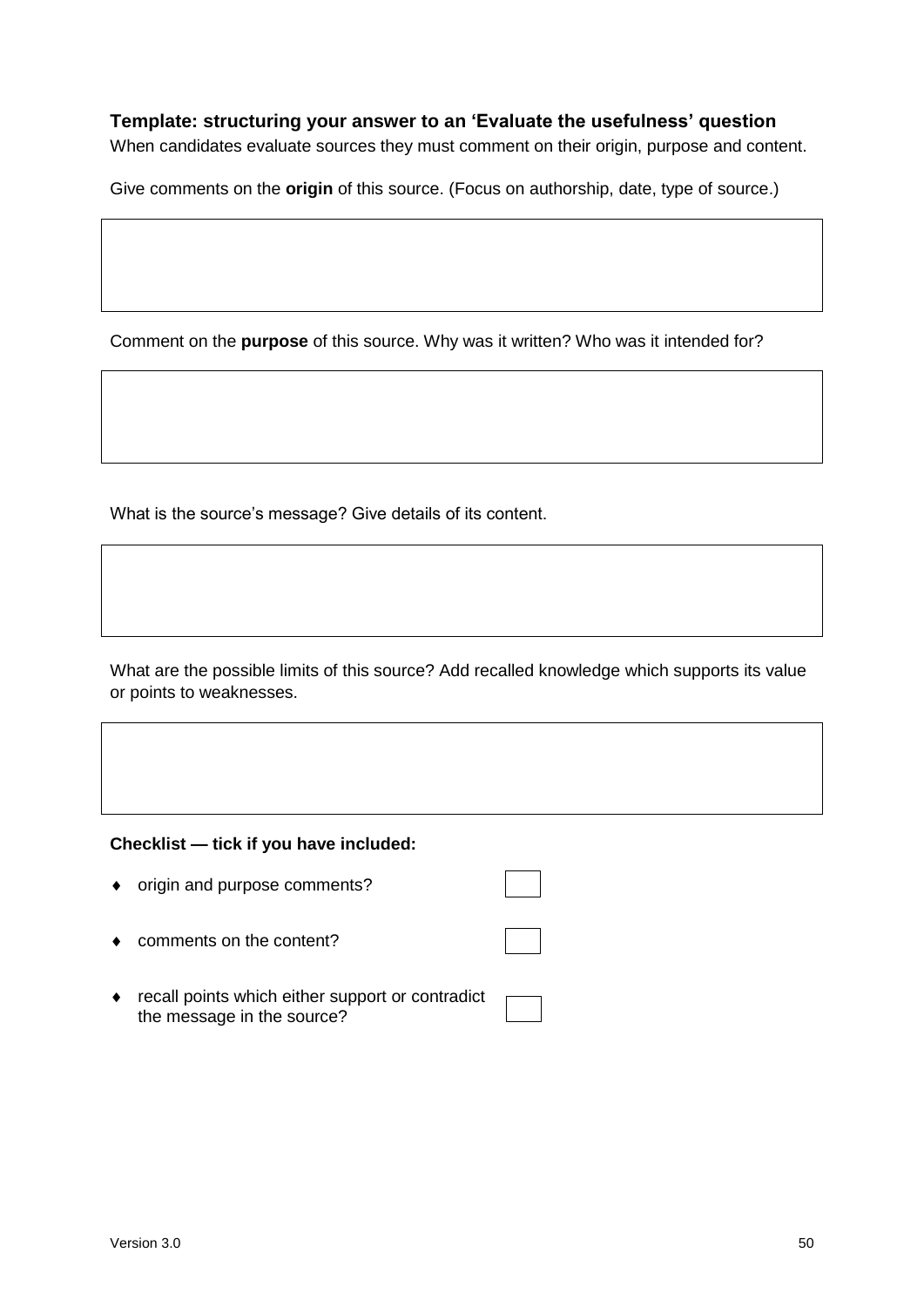### Template: structuring your answer to an 'Evaluate the usefulness' question

When candidates evaluate sources they must comment on their origin, purpose and content.

Give comments on the **origin** of this source. (Focus on authorship, date, type of source.)

Comment on the **purpose** of this source. Why was it written? Who was it intended for?

What is the source's message? Give details of its content.

What are the possible limits of this source? Add recalled knowledge which supports its value or points to weaknesses.

**Checklist — tick if you have included:**

- origin and purpose comments? ☐
- comments on the content? ☐
- recall points which either support or contradict the message in the source? ☐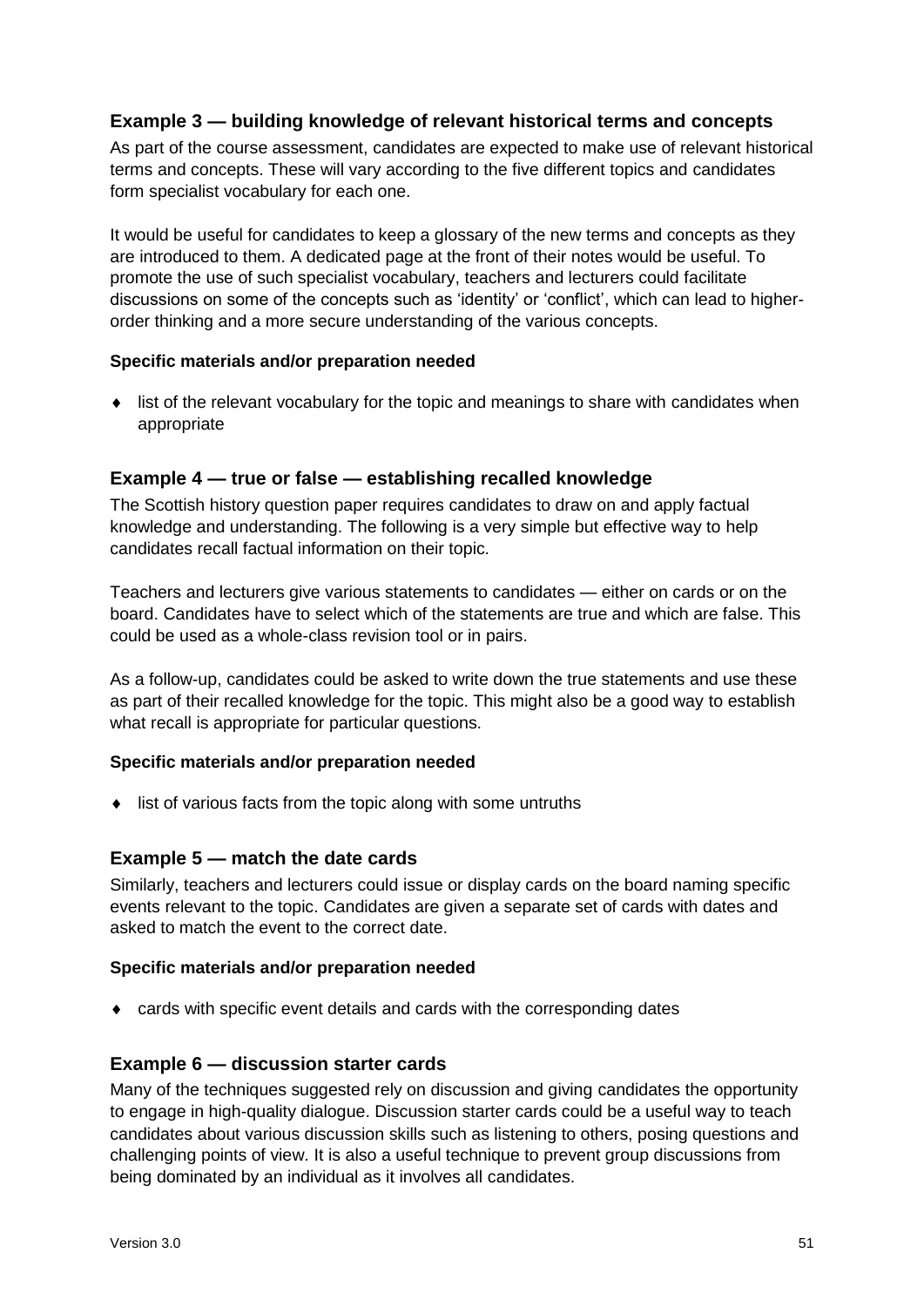## Example 3 — building knowledge of relevant historical terms and concepts

As part of the course assessment, candidates are expected to make use of relevant historical terms and concepts. These will vary according to the five different topics and candidates form specialist vocabulary for each one.

It would be useful for candidates to keep a glossary of the new terms and concepts as they are introduced to them. A dedicated page at the front of their notes would be useful. To promote the use of such specialist vocabulary, teachers and lecturers could facilitate discussions on some of the concepts such as 'identity' or 'conflict', which can lead to higher-order thinking and a more secure understanding of the various concepts.

**Specific materials and/or preparation needed**

- list of the relevant vocabulary for the topic and meanings to share with candidates when appropriate

## Example 4 — true or false — establishing recalled knowledge

The Scottish history question paper requires candidates to draw on and apply factual knowledge and understanding. The following is a very simple but effective way to help candidates recall factual information on their topic.

Teachers and lecturers give various statements to candidates — either on cards or on the board. Candidates have to select which of the statements are true and which are false. This could be used as a whole-class revision tool or in pairs.

As a follow-up, candidates could be asked to write down the true statements and use these as part of their recalled knowledge for the topic. This might also be a good way to establish what recall is appropriate for particular questions.

**Specific materials and/or preparation needed**

- list of various facts from the topic along with some untruths

## Example 5 — match the date cards

Similarly, teachers and lecturers could issue or display cards on the board naming specific events relevant to the topic. Candidates are given a separate set of cards with dates and asked to match the event to the correct date.

**Specific materials and/or preparation needed**

- cards with specific event details and cards with the corresponding dates

## Example 6 — discussion starter cards

Many of the techniques suggested rely on discussion and giving candidates the opportunity to engage in high-quality dialogue. Discussion starter cards could be a useful way to teach candidates about various discussion skills such as listening to others, posing questions and challenging points of view. It is also a useful technique to prevent group discussions from being dominated by an individual as it involves all candidates.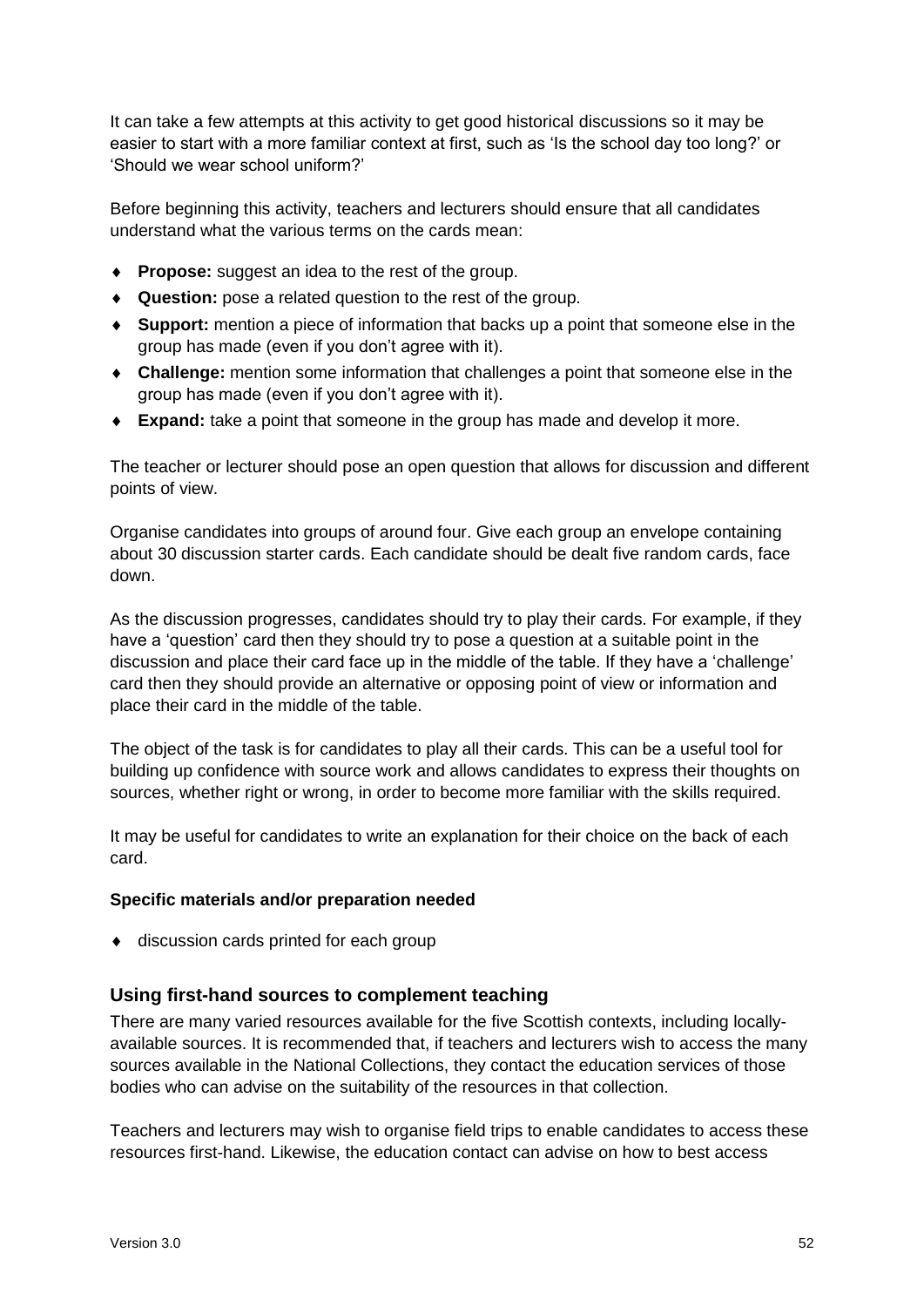It can take a few attempts at this activity to get good historical discussions so it may be easier to start with a more familiar context at first, such as 'Is the school day too long?' or 'Should we wear school uniform?'

Before beginning this activity, teachers and lecturers should ensure that all candidates understand what the various terms on the cards mean:

- **Propose:** suggest an idea to the rest of the group.
- **Question:** pose a related question to the rest of the group.
- **Support:** mention a piece of information that backs up a point that someone else in the group has made (even if you don't agree with it).
- **Challenge:** mention some information that challenges a point that someone else in the group has made (even if you don't agree with it).
- **Expand:** take a point that someone in the group has made and develop it more.

The teacher or lecturer should pose an open question that allows for discussion and different points of view.

Organise candidates into groups of around four. Give each group an envelope containing about 30 discussion starter cards. Each candidate should be dealt five random cards, face down.

As the discussion progresses, candidates should try to play their cards. For example, if they have a 'question' card then they should try to pose a question at a suitable point in the discussion and place their card face up in the middle of the table. If they have a 'challenge' card then they should provide an alternative or opposing point of view or information and place their card in the middle of the table.

The object of the task is for candidates to play all their cards. This can be a useful tool for building up confidence with source work and allows candidates to express their thoughts on sources, whether right or wrong, in order to become more familiar with the skills required.

It may be useful for candidates to write an explanation for their choice on the back of each card.

**Specific materials and/or preparation needed**

- discussion cards printed for each group

### Using first-hand sources to complement teaching

There are many varied resources available for the five Scottish contexts, including locally-available sources. It is recommended that, if teachers and lecturers wish to access the many sources available in the National Collections, they contact the education services of those bodies who can advise on the suitability of the resources in that collection.

Teachers and lecturers may wish to organise field trips to enable candidates to access these resources first-hand. Likewise, the education contact can advise on how to best access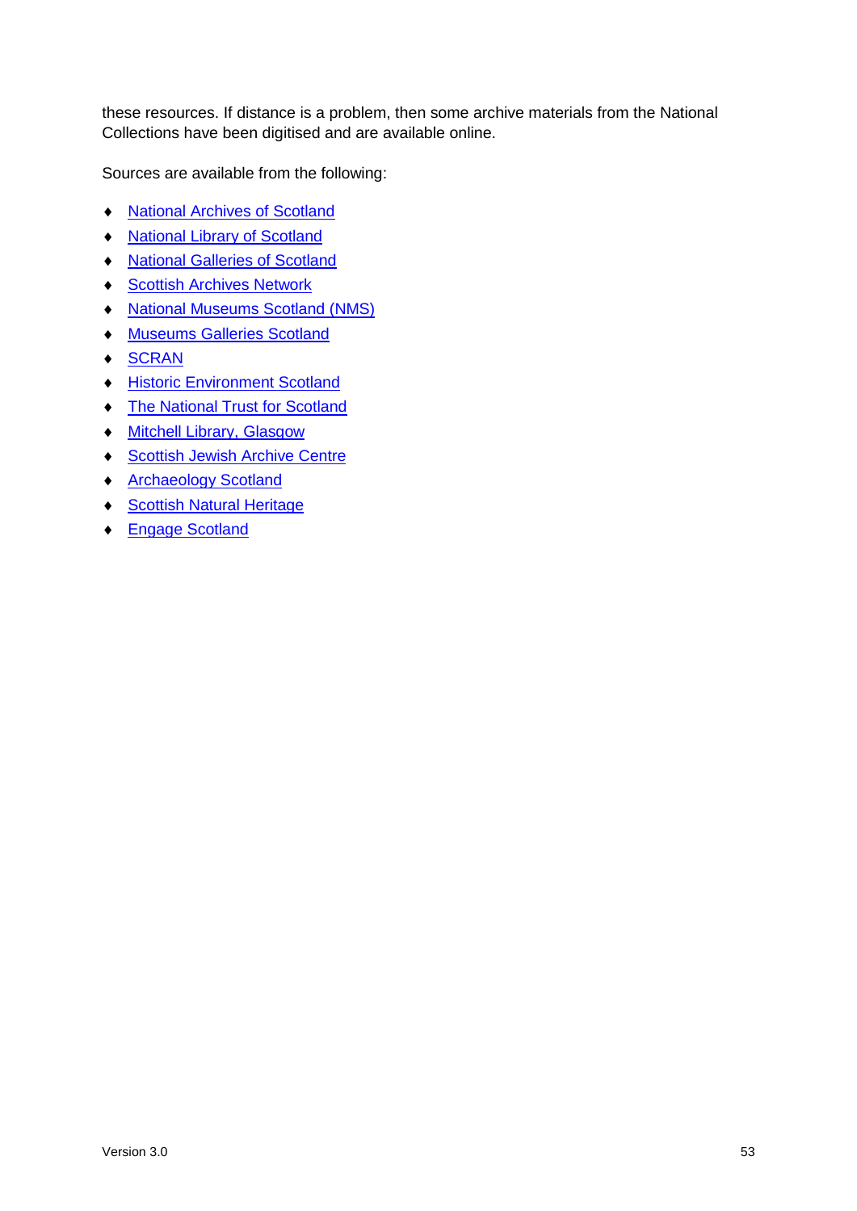these resources. If distance is a problem, then some archive materials from the National Collections have been digitised and are available online.

Sources are available from the following:

- National Archives of Scotland
- National Library of Scotland
- National Galleries of Scotland
- Scottish Archives Network
- National Museums Scotland (NMS)
- Museums Galleries Scotland
- SCRAN
- Historic Environment Scotland
- The National Trust for Scotland
- Mitchell Library, Glasgow
- Scottish Jewish Archive Centre
- Archaeology Scotland
- Scottish Natural Heritage
- Engage Scotland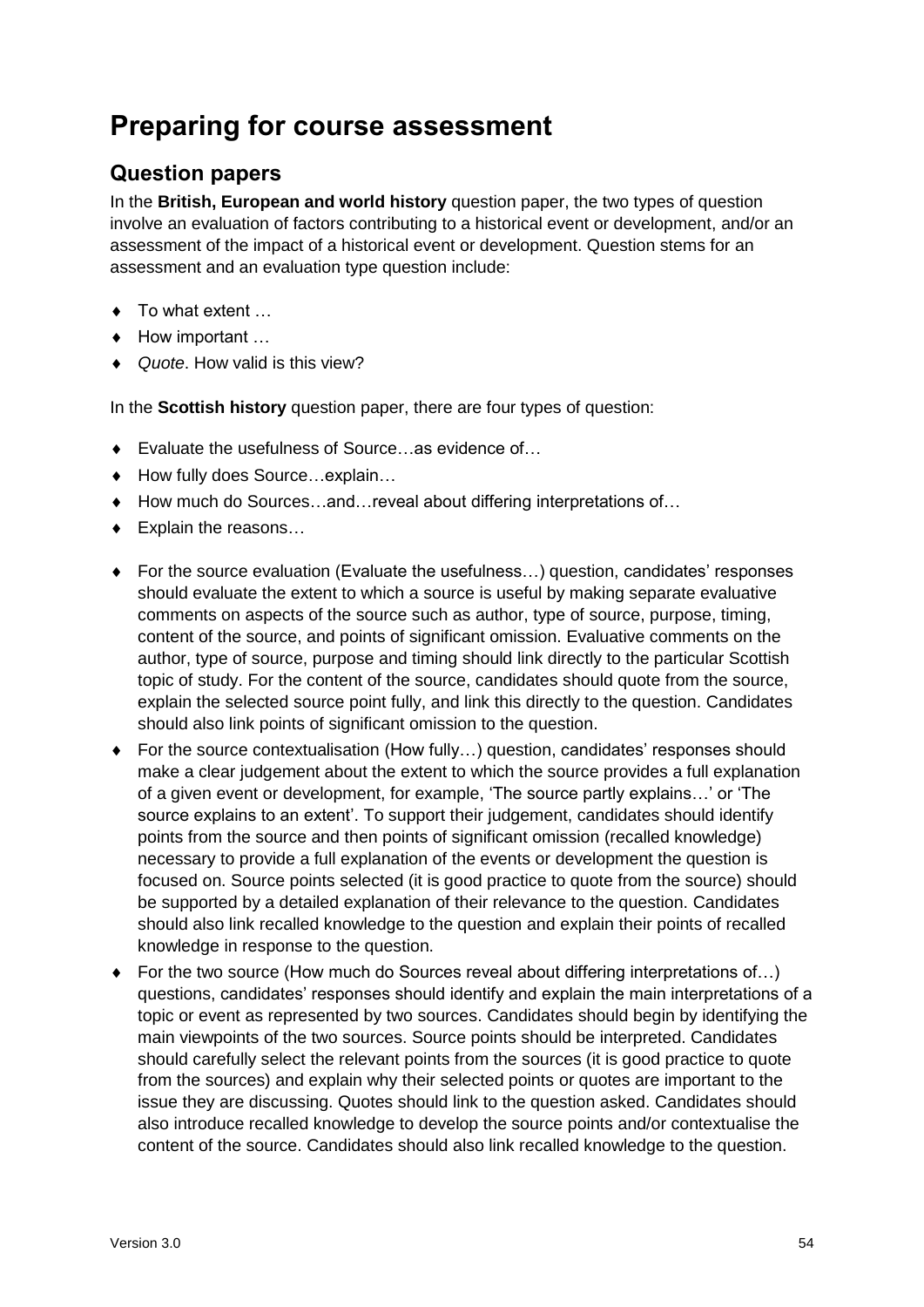# Preparing for course assessment

## Question papers

In the **British, European and world history** question paper, the two types of question involve an evaluation of factors contributing to a historical event or development, and/or an assessment of the impact of a historical event or development. Question stems for an assessment and an evaluation type question include:

- To what extent …
- How important …
- *Quote*. How valid is this view?

In the **Scottish history** question paper, there are four types of question:

- Evaluate the usefulness of Source…as evidence of…
- How fully does Source…explain…
- How much do Sources…and…reveal about differing interpretations of…
- Explain the reasons…

- For the source evaluation (Evaluate the usefulness…) question, candidates' responses should evaluate the extent to which a source is useful by making separate evaluative comments on aspects of the source such as author, type of source, purpose, timing, content of the source, and points of significant omission. Evaluative comments on the author, type of source, purpose and timing should link directly to the particular Scottish topic of study. For the content of the source, candidates should quote from the source, explain the selected source point fully, and link this directly to the question. Candidates should also link points of significant omission to the question.
- For the source contextualisation (How fully…) question, candidates' responses should make a clear judgement about the extent to which the source provides a full explanation of a given event or development, for example, 'The source partly explains…' or 'The source explains to an extent'. To support their judgement, candidates should identify points from the source and then points of significant omission (recalled knowledge) necessary to provide a full explanation of the events or development the question is focused on. Source points selected (it is good practice to quote from the source) should be supported by a detailed explanation of their relevance to the question. Candidates should also link recalled knowledge to the question and explain their points of recalled knowledge in response to the question.
- For the two source (How much do Sources reveal about differing interpretations of…) questions, candidates' responses should identify and explain the main interpretations of a topic or event as represented by two sources. Candidates should begin by identifying the main viewpoints of the two sources. Source points should be interpreted. Candidates should carefully select the relevant points from the sources (it is good practice to quote from the sources) and explain why their selected points or quotes are important to the issue they are discussing. Quotes should link to the question asked. Candidates should also introduce recalled knowledge to develop the source points and/or contextualise the content of the source. Candidates should also link recalled knowledge to the question.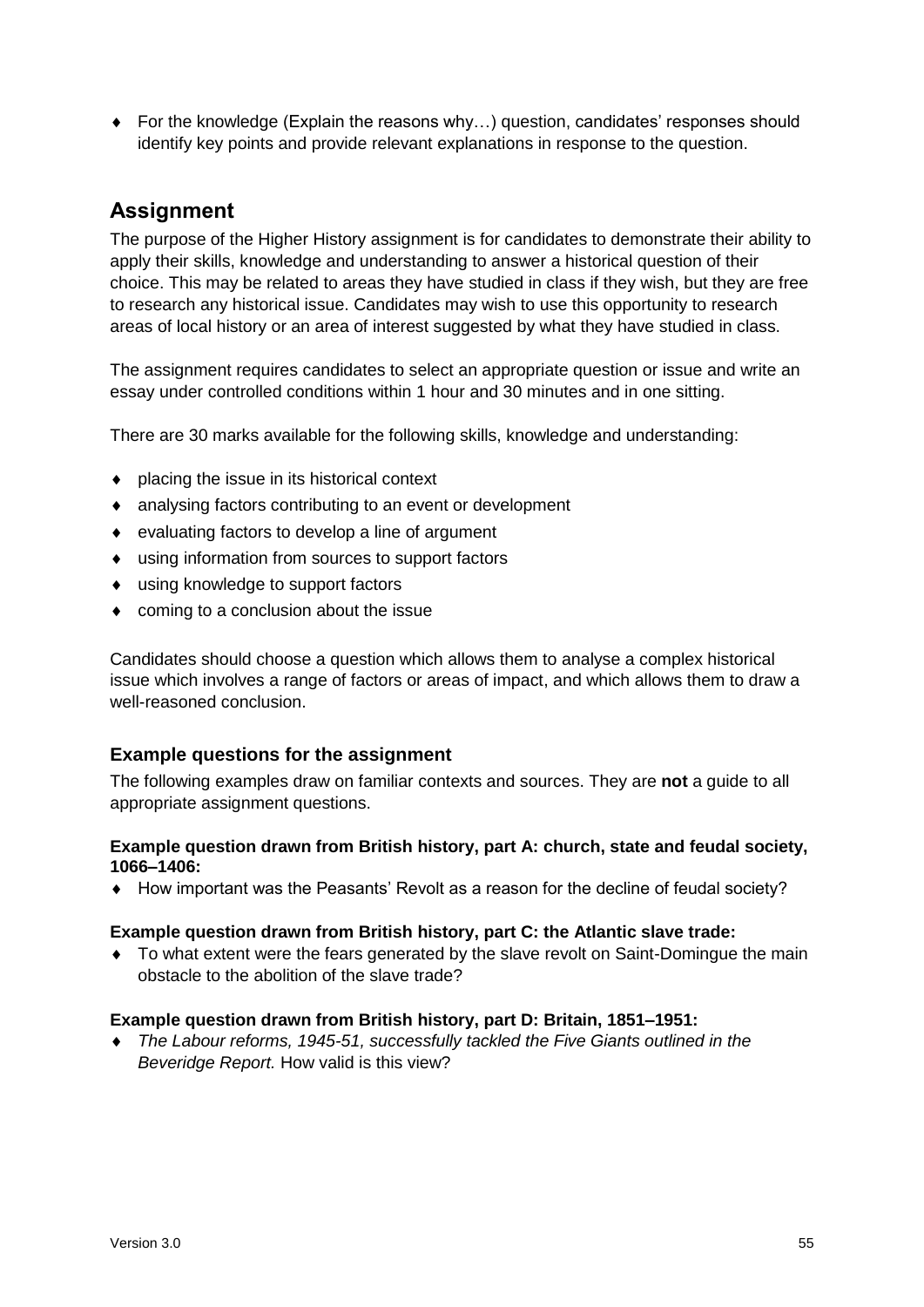- For the knowledge (Explain the reasons why…) question, candidates' responses should identify key points and provide relevant explanations in response to the question.

## Assignment

The purpose of the Higher History assignment is for candidates to demonstrate their ability to apply their skills, knowledge and understanding to answer a historical question of their choice. This may be related to areas they have studied in class if they wish, but they are free to research any historical issue. Candidates may wish to use this opportunity to research areas of local history or an area of interest suggested by what they have studied in class.

The assignment requires candidates to select an appropriate question or issue and write an essay under controlled conditions within 1 hour and 30 minutes and in one sitting.

There are 30 marks available for the following skills, knowledge and understanding:

- placing the issue in its historical context
- analysing factors contributing to an event or development
- evaluating factors to develop a line of argument
- using information from sources to support factors
- using knowledge to support factors
- coming to a conclusion about the issue

Candidates should choose a question which allows them to analyse a complex historical issue which involves a range of factors or areas of impact, and which allows them to draw a well-reasoned conclusion.

### Example questions for the assignment

The following examples draw on familiar contexts and sources. They are **not** a guide to all appropriate assignment questions.

**Example question drawn from British history, part A: church, state and feudal society, 1066–1406:**

- How important was the Peasants' Revolt as a reason for the decline of feudal society?

**Example question drawn from British history, part C: the Atlantic slave trade:**

- To what extent were the fears generated by the slave revolt on Saint-Domingue the main obstacle to the abolition of the slave trade?

**Example question drawn from British history, part D: Britain, 1851–1951:**

- *The Labour reforms, 1945-51, successfully tackled the Five Giants outlined in the Beveridge Report.* How valid is this view?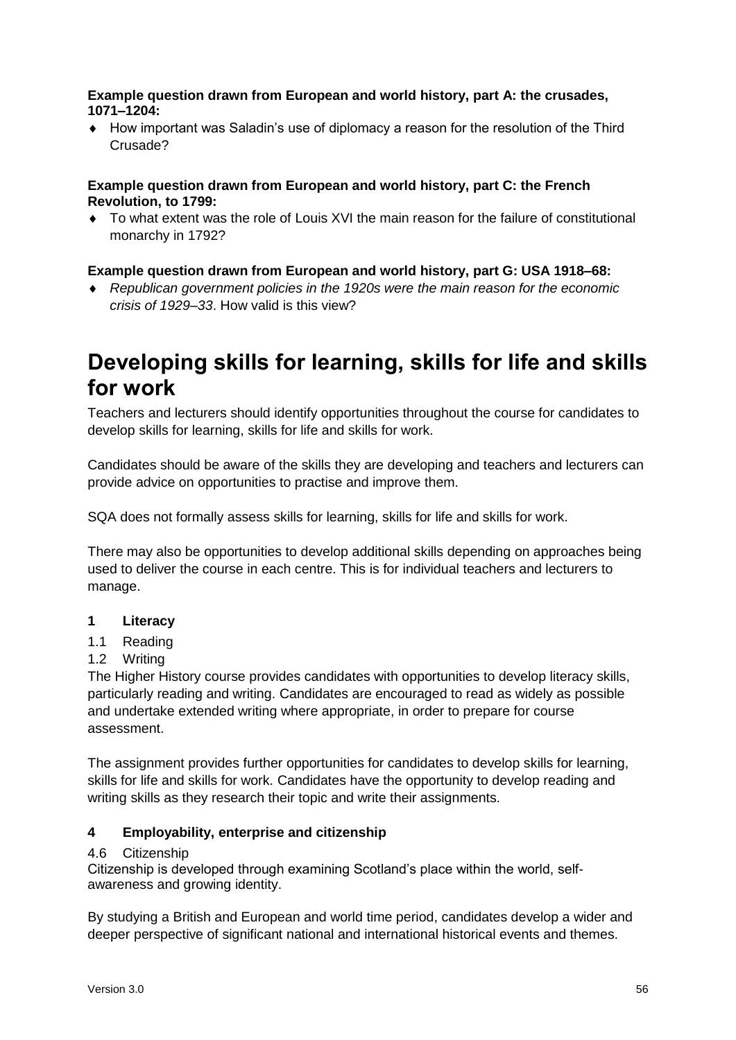**Example question drawn from European and world history, part A: the crusades, 1071–1204:**

- How important was Saladin's use of diplomacy a reason for the resolution of the Third Crusade?

**Example question drawn from European and world history, part C: the French Revolution, to 1799:**

- To what extent was the role of Louis XVI the main reason for the failure of constitutional monarchy in 1792?

**Example question drawn from European and world history, part G: USA 1918–68:**

- *Republican government policies in the 1920s were the main reason for the economic crisis of 1929–33*. How valid is this view?

# Developing skills for learning, skills for life and skills for work

Teachers and lecturers should identify opportunities throughout the course for candidates to develop skills for learning, skills for life and skills for work.

Candidates should be aware of the skills they are developing and teachers and lecturers can provide advice on opportunities to practise and improve them.

SQA does not formally assess skills for learning, skills for life and skills for work.

There may also be opportunities to develop additional skills depending on approaches being used to deliver the course in each centre. This is for individual teachers and lecturers to manage.

**1 Literacy**

1.1 Reading
1.2 Writing

The Higher History course provides candidates with opportunities to develop literacy skills, particularly reading and writing. Candidates are encouraged to read as widely as possible and undertake extended writing where appropriate, in order to prepare for course assessment.

The assignment provides further opportunities for candidates to develop skills for learning, skills for life and skills for work. Candidates have the opportunity to develop reading and writing skills as they research their topic and write their assignments.

**4 Employability, enterprise and citizenship**

4.6 Citizenship

Citizenship is developed through examining Scotland's place within the world, self-awareness and growing identity.

By studying a British and European and world time period, candidates develop a wider and deeper perspective of significant national and international historical events and themes.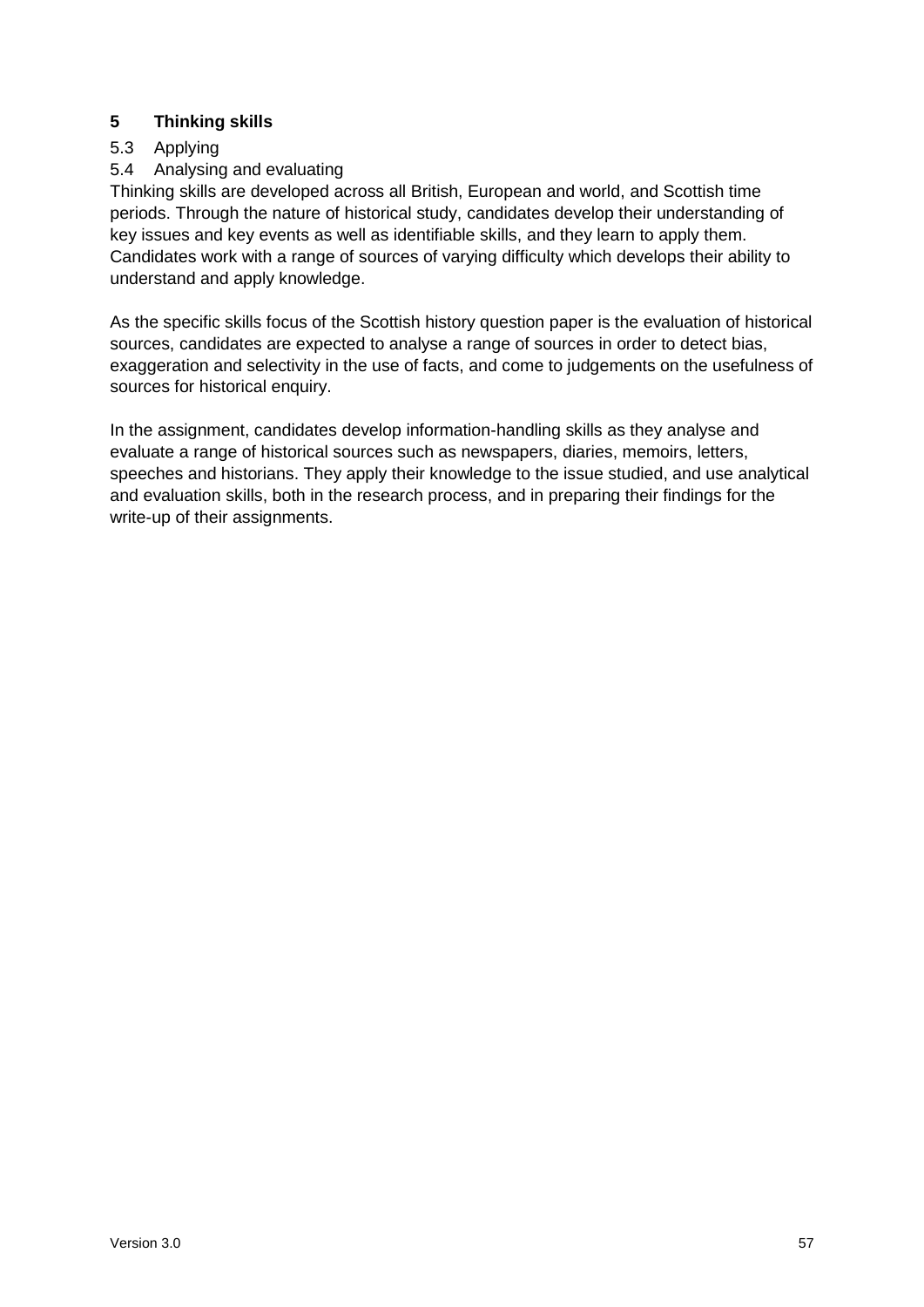## 5 Thinking skills

5.3 Applying

5.4 Analysing and evaluating

Thinking skills are developed across all British, European and world, and Scottish time periods. Through the nature of historical study, candidates develop their understanding of key issues and key events as well as identifiable skills, and they learn to apply them. Candidates work with a range of sources of varying difficulty which develops their ability to understand and apply knowledge.

As the specific skills focus of the Scottish history question paper is the evaluation of historical sources, candidates are expected to analyse a range of sources in order to detect bias, exaggeration and selectivity in the use of facts, and come to judgements on the usefulness of sources for historical enquiry.

In the assignment, candidates develop information-handling skills as they analyse and evaluate a range of historical sources such as newspapers, diaries, memoirs, letters, speeches and historians. They apply their knowledge to the issue studied, and use analytical and evaluation skills, both in the research process, and in preparing their findings for the write-up of their assignments.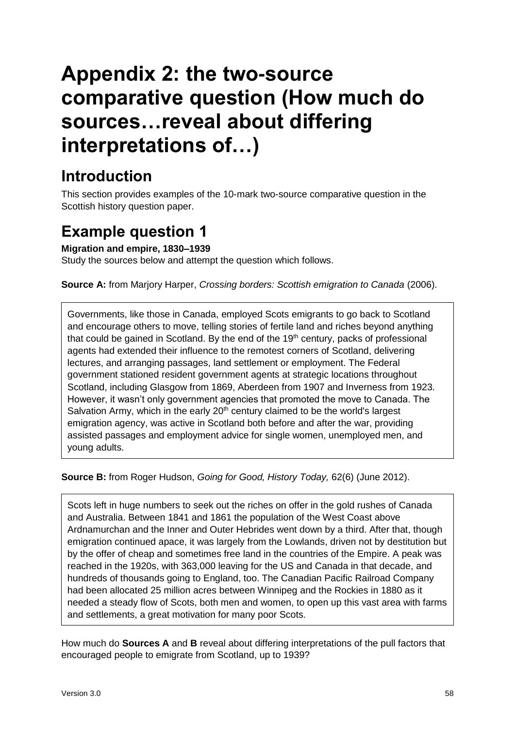# Appendix 2: the two-source comparative question (How much do sources…reveal about differing interpretations of…)

## Introduction

This section provides examples of the 10-mark two-source comparative question in the Scottish history question paper.

## Example question 1

**Migration and empire, 1830–1939**

Study the sources below and attempt the question which follows.

**Source A:** from Marjory Harper, *Crossing borders: Scottish emigration to Canada* (2006).

> Governments, like those in Canada, employed Scots emigrants to go back to Scotland and encourage others to move, telling stories of fertile land and riches beyond anything that could be gained in Scotland. By the end of the 19th century, packs of professional agents had extended their influence to the remotest corners of Scotland, delivering lectures, and arranging passages, land settlement or employment. The Federal government stationed resident government agents at strategic locations throughout Scotland, including Glasgow from 1869, Aberdeen from 1907 and Inverness from 1923. However, it wasn't only government agencies that promoted the move to Canada. The Salvation Army, which in the early 20th century claimed to be the world's largest emigration agency, was active in Scotland both before and after the war, providing assisted passages and employment advice for single women, unemployed men, and young adults.

**Source B:** from Roger Hudson, *Going for Good, History Today,* 62(6) (June 2012).

> Scots left in huge numbers to seek out the riches on offer in the gold rushes of Canada and Australia. Between 1841 and 1861 the population of the West Coast above Ardnamurchan and the Inner and Outer Hebrides went down by a third. After that, though emigration continued apace, it was largely from the Lowlands, driven not by destitution but by the offer of cheap and sometimes free land in the countries of the Empire. A peak was reached in the 1920s, with 363,000 leaving for the US and Canada in that decade, and hundreds of thousands going to England, too. The Canadian Pacific Railroad Company had been allocated 25 million acres between Winnipeg and the Rockies in 1880 as it needed a steady flow of Scots, both men and women, to open up this vast area with farms and settlements, a great motivation for many poor Scots.

How much do **Sources A** and **B** reveal about differing interpretations of the pull factors that encouraged people to emigrate from Scotland, up to 1939?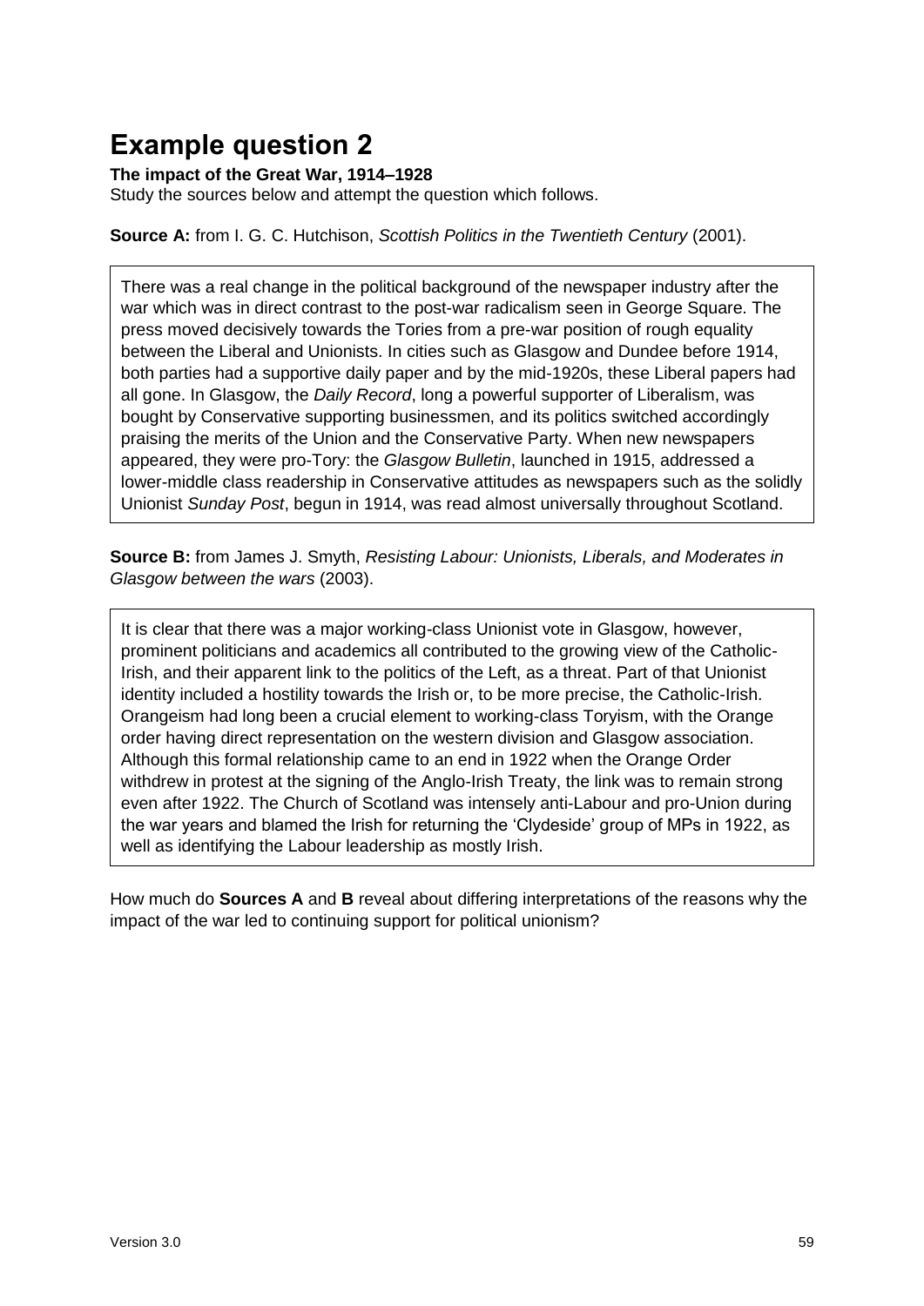# Example question 2

**The impact of the Great War, 1914–1928**

Study the sources below and attempt the question which follows.

**Source A:** from I. G. C. Hutchison, *Scottish Politics in the Twentieth Century* (2001).

> There was a real change in the political background of the newspaper industry after the war which was in direct contrast to the post-war radicalism seen in George Square. The press moved decisively towards the Tories from a pre-war position of rough equality between the Liberal and Unionists. In cities such as Glasgow and Dundee before 1914, both parties had a supportive daily paper and by the mid-1920s, these Liberal papers had all gone. In Glasgow, the *Daily Record*, long a powerful supporter of Liberalism, was bought by Conservative supporting businessmen, and its politics switched accordingly praising the merits of the Union and the Conservative Party. When new newspapers appeared, they were pro-Tory: the *Glasgow Bulletin*, launched in 1915, addressed a lower-middle class readership in Conservative attitudes as newspapers such as the solidly Unionist *Sunday Post*, begun in 1914, was read almost universally throughout Scotland.

**Source B:** from James J. Smyth, *Resisting Labour: Unionists, Liberals, and Moderates in Glasgow between the wars* (2003).

> It is clear that there was a major working-class Unionist vote in Glasgow, however, prominent politicians and academics all contributed to the growing view of the Catholic-Irish, and their apparent link to the politics of the Left, as a threat. Part of that Unionist identity included a hostility towards the Irish or, to be more precise, the Catholic-Irish. Orangeism had long been a crucial element to working-class Toryism, with the Orange order having direct representation on the western division and Glasgow association. Although this formal relationship came to an end in 1922 when the Orange Order withdrew in protest at the signing of the Anglo-Irish Treaty, the link was to remain strong even after 1922. The Church of Scotland was intensely anti-Labour and pro-Union during the war years and blamed the Irish for returning the 'Clydeside' group of MPs in 1922, as well as identifying the Labour leadership as mostly Irish.

How much do **Sources A** and **B** reveal about differing interpretations of the reasons why the impact of the war led to continuing support for political unionism?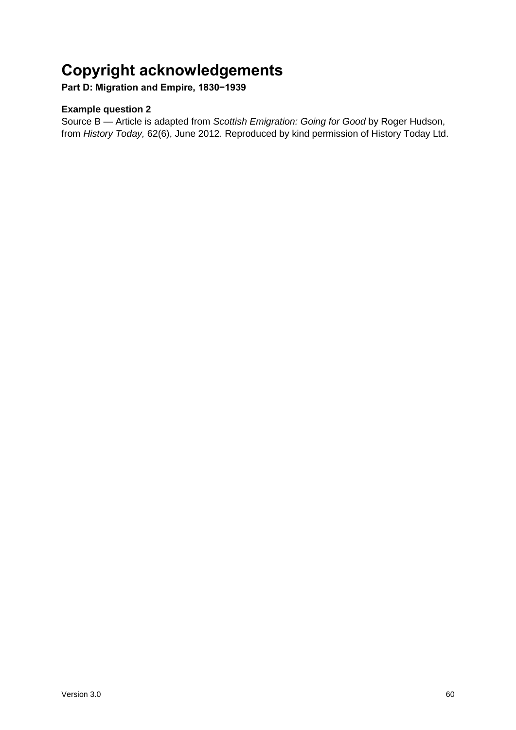# Copyright acknowledgements

**Part D: Migration and Empire, 1830–1939**

**Example question 2**

Source B — Article is adapted from *Scottish Emigration: Going for Good* by Roger Hudson, from *History Today,* 62(6), June 2012*.* Reproduced by kind permission of History Today Ltd.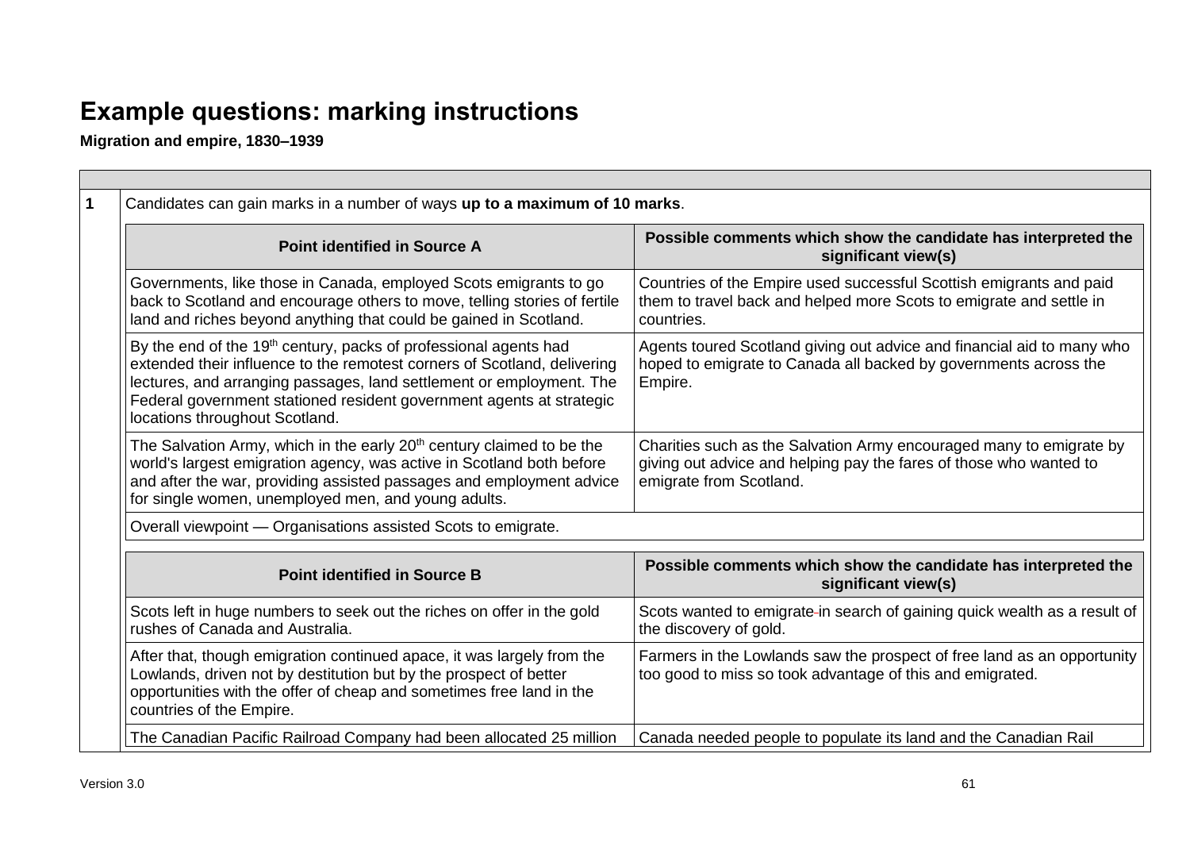# Example questions: marking instructions

**Migration and empire, 1830–1939**

**1** Candidates can gain marks in a number of ways **up to a maximum of 10 marks**.

| Point identified in Source A | Possible comments which show the candidate has interpreted the significant view(s) |
|---|---|
| Governments, like those in Canada, employed Scots emigrants to go back to Scotland and encourage others to move, telling stories of fertile land and riches beyond anything that could be gained in Scotland. | Countries of the Empire used successful Scottish emigrants and paid them to travel back and helped more Scots to emigrate and settle in countries. |
| By the end of the 19th century, packs of professional agents had extended their influence to the remotest corners of Scotland, delivering lectures, and arranging passages, land settlement or employment. The Federal government stationed resident government agents at strategic locations throughout Scotland. | Agents toured Scotland giving out advice and financial aid to many who hoped to emigrate to Canada all backed by governments across the Empire. |
| The Salvation Army, which in the early 20th century claimed to be the world's largest emigration agency, was active in Scotland both before and after the war, providing assisted passages and employment advice for single women, unemployed men, and young adults. | Charities such as the Salvation Army encouraged many to emigrate by giving out advice and helping pay the fares of those who wanted to emigrate from Scotland. |
| Overall viewpoint — Organisations assisted Scots to emigrate. | |

| Point identified in Source B | Possible comments which show the candidate has interpreted the significant view(s) |
|---|---|
| Scots left in huge numbers to seek out the riches on offer in the gold rushes of Canada and Australia. | Scots wanted to emigrate in search of gaining quick wealth as a result of the discovery of gold. |
| After that, though emigration continued apace, it was largely from the Lowlands, driven not by destitution but by the prospect of better opportunities with the offer of cheap and sometimes free land in the countries of the Empire. | Farmers in the Lowlands saw the prospect of free land as an opportunity too good to miss so took advantage of this and emigrated. |
| The Canadian Pacific Railroad Company had been allocated 25 million | Canada needed people to populate its land and the Canadian Rail |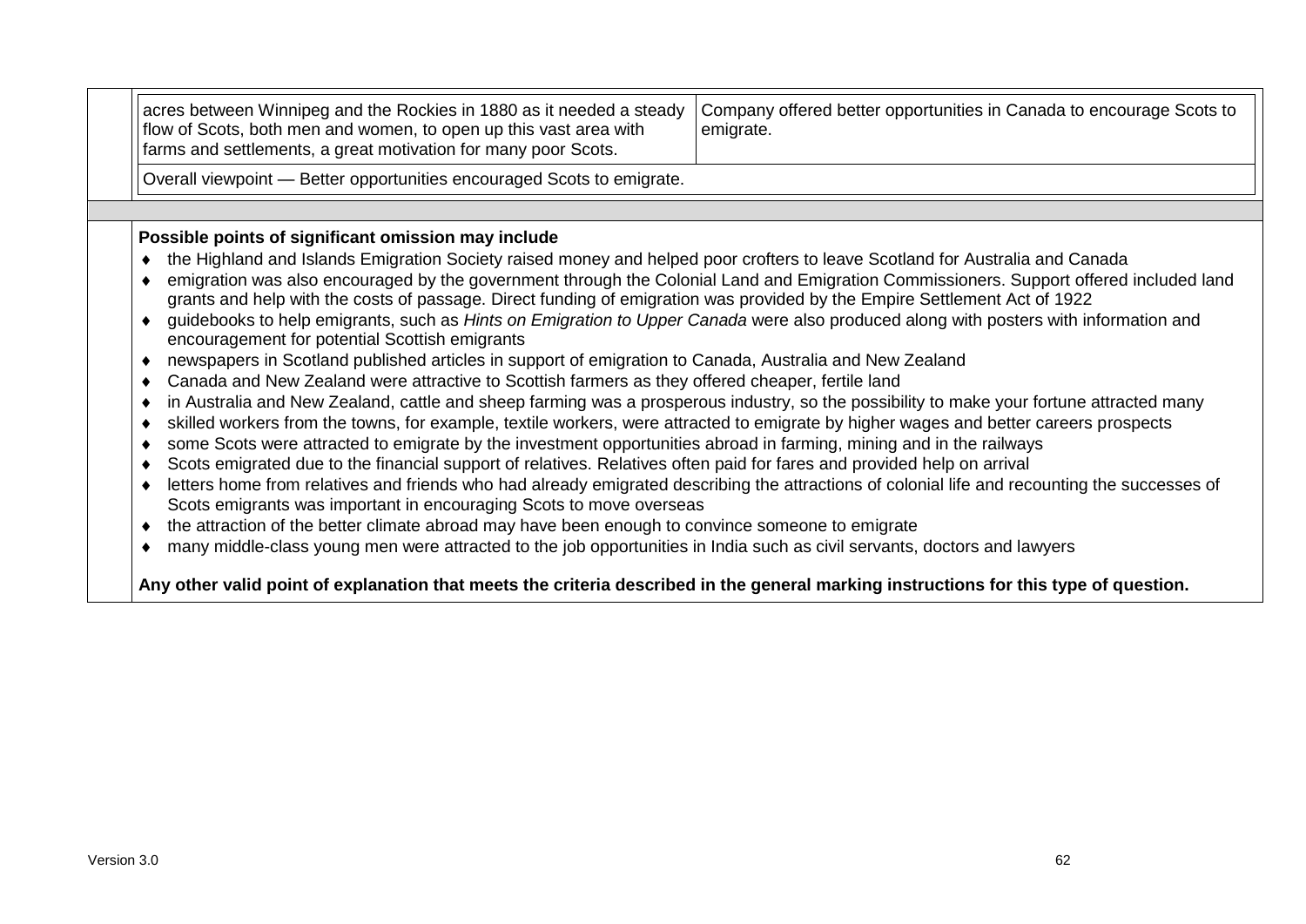| | |
|---|---|
| acres between Winnipeg and the Rockies in 1880 as it needed a steady flow of Scots, both men and women, to open up this vast area with farms and settlements, a great motivation for many poor Scots. | Company offered better opportunities in Canada to encourage Scots to emigrate. |
| Overall viewpoint — Better opportunities encouraged Scots to emigrate. | |

**Possible points of significant omission may include**

- the Highland and Islands Emigration Society raised money and helped poor crofters to leave Scotland for Australia and Canada
- emigration was also encouraged by the government through the Colonial Land and Emigration Commissioners. Support offered included land grants and help with the costs of passage. Direct funding of emigration was provided by the Empire Settlement Act of 1922
- guidebooks to help emigrants, such as *Hints on Emigration to Upper Canada* were also produced along with posters with information and encouragement for potential Scottish emigrants
- newspapers in Scotland published articles in support of emigration to Canada, Australia and New Zealand
- Canada and New Zealand were attractive to Scottish farmers as they offered cheaper, fertile land
- in Australia and New Zealand, cattle and sheep farming was a prosperous industry, so the possibility to make your fortune attracted many
- skilled workers from the towns, for example, textile workers, were attracted to emigrate by higher wages and better careers prospects
- some Scots were attracted to emigrate by the investment opportunities abroad in farming, mining and in the railways
- Scots emigrated due to the financial support of relatives. Relatives often paid for fares and provided help on arrival
- letters home from relatives and friends who had already emigrated describing the attractions of colonial life and recounting the successes of Scots emigrants was important in encouraging Scots to move overseas
- the attraction of the better climate abroad may have been enough to convince someone to emigrate
- many middle-class young men were attracted to the job opportunities in India such as civil servants, doctors and lawyers

**Any other valid point of explanation that meets the criteria described in the general marking instructions for this type of question.**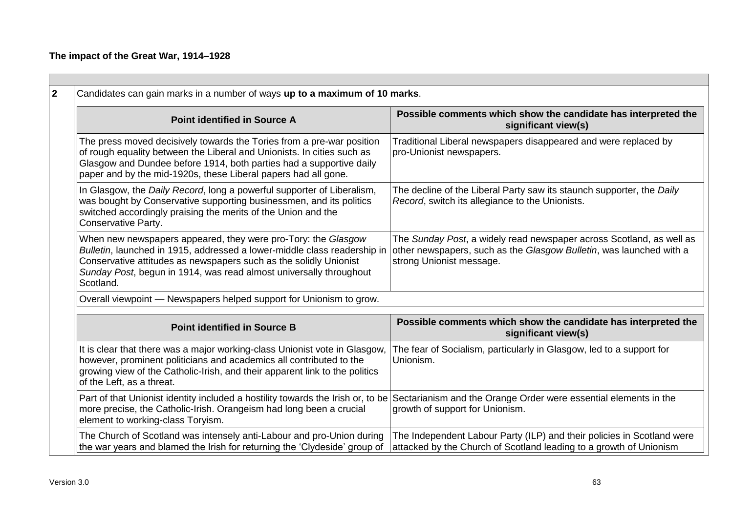**The impact of the Great War, 1914–1928**

| | |
|---|---|
| **2** | Candidates can gain marks in a number of ways **up to a maximum of 10 marks**. |

| Point identified in Source A | Possible comments which show the candidate has interpreted the significant view(s) |
|---|---|
| The press moved decisively towards the Tories from a pre-war position of rough equality between the Liberal and Unionists. In cities such as Glasgow and Dundee before 1914, both parties had a supportive daily paper and by the mid-1920s, these Liberal papers had all gone. | Traditional Liberal newspapers disappeared and were replaced by pro-Unionist newspapers. |
| In Glasgow, the *Daily Record*, long a powerful supporter of Liberalism, was bought by Conservative supporting businessmen, and its politics switched accordingly praising the merits of the Union and the Conservative Party. | The decline of the Liberal Party saw its staunch supporter, the *Daily Record*, switch its allegiance to the Unionists. |
| When new newspapers appeared, they were pro-Tory: the *Glasgow Bulletin*, launched in 1915, addressed a lower-middle class readership in Conservative attitudes as newspapers such as the solidly Unionist *Sunday Post*, begun in 1914, was read almost universally throughout Scotland. | The *Sunday Post*, a widely read newspaper across Scotland, as well as other newspapers, such as the *Glasgow Bulletin*, was launched with a strong Unionist message. |
| Overall viewpoint — Newspapers helped support for Unionism to grow. | |

| Point identified in Source B | Possible comments which show the candidate has interpreted the significant view(s) |
|---|---|
| It is clear that there was a major working-class Unionist vote in Glasgow, however, prominent politicians and academics all contributed to the growing view of the Catholic-Irish, and their apparent link to the politics of the Left, as a threat. | The fear of Socialism, particularly in Glasgow, led to a support for Unionism. |
| Part of that Unionist identity included a hostility towards the Irish or, to be more precise, the Catholic-Irish. Orangeism had long been a crucial element to working-class Toryism. | Sectarianism and the Orange Order were essential elements in the growth of support for Unionism. |
| The Church of Scotland was intensely anti-Labour and pro-Union during the war years and blamed the Irish for returning the 'Clydeside' group of | The Independent Labour Party (ILP) and their policies in Scotland were attacked by the Church of Scotland leading to a growth of Unionism |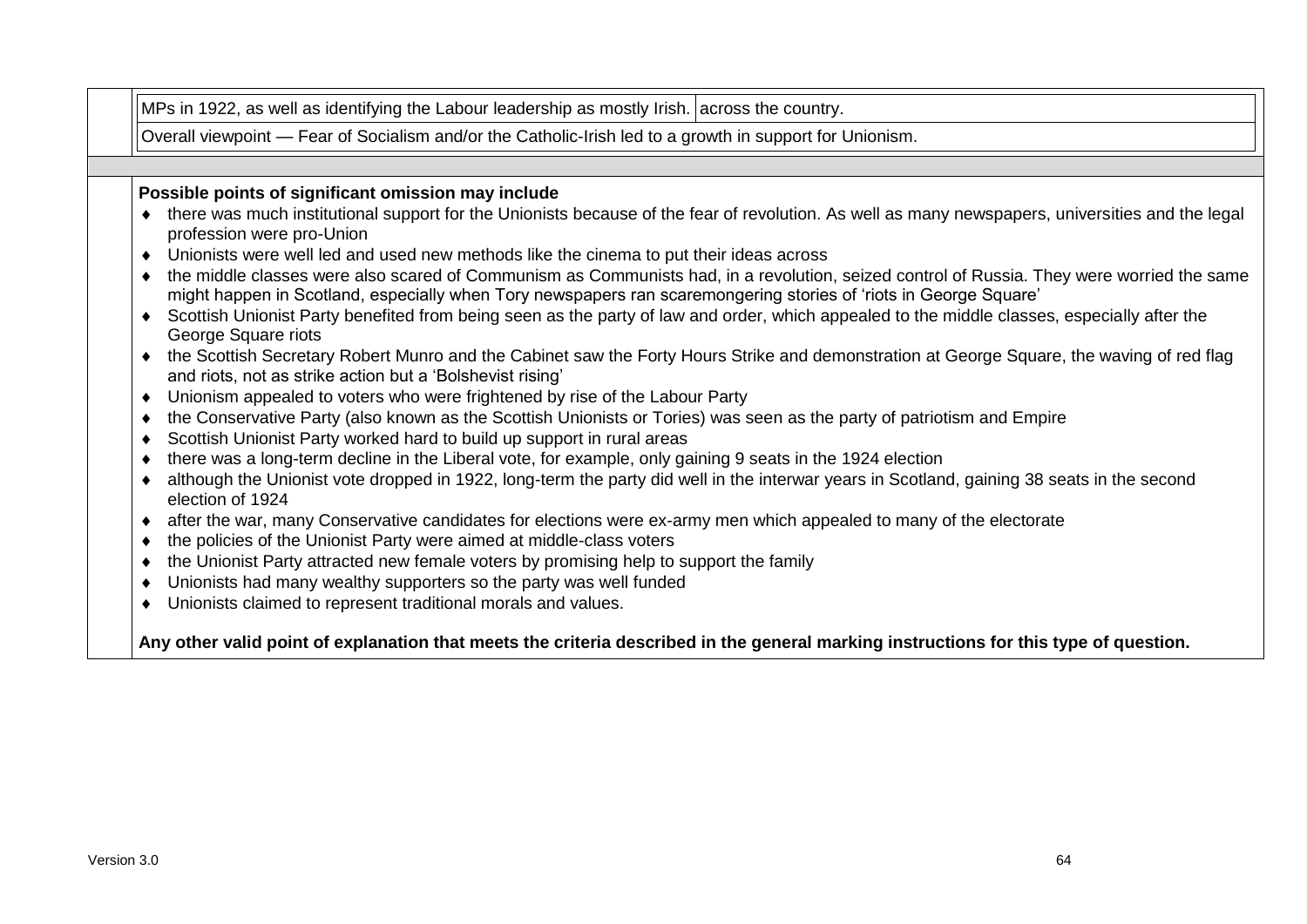| MPs in 1922, as well as identifying the Labour leadership as mostly Irish. | across the country. |
|---|---|

Overall viewpoint — Fear of Socialism and/or the Catholic-Irish led to a growth in support for Unionism.

**Possible points of significant omission may include**

- there was much institutional support for the Unionists because of the fear of revolution. As well as many newspapers, universities and the legal profession were pro-Union
- Unionists were well led and used new methods like the cinema to put their ideas across
- the middle classes were also scared of Communism as Communists had, in a revolution, seized control of Russia. They were worried the same might happen in Scotland, especially when Tory newspapers ran scaremongering stories of 'riots in George Square'
- Scottish Unionist Party benefited from being seen as the party of law and order, which appealed to the middle classes, especially after the George Square riots
- the Scottish Secretary Robert Munro and the Cabinet saw the Forty Hours Strike and demonstration at George Square, the waving of red flag and riots, not as strike action but a 'Bolshevist rising'
- Unionism appealed to voters who were frightened by rise of the Labour Party
- the Conservative Party (also known as the Scottish Unionists or Tories) was seen as the party of patriotism and Empire
- Scottish Unionist Party worked hard to build up support in rural areas
- there was a long-term decline in the Liberal vote, for example, only gaining 9 seats in the 1924 election
- although the Unionist vote dropped in 1922, long-term the party did well in the interwar years in Scotland, gaining 38 seats in the second election of 1924
- after the war, many Conservative candidates for elections were ex-army men which appealed to many of the electorate
- the policies of the Unionist Party were aimed at middle-class voters
- the Unionist Party attracted new female voters by promising help to support the family
- Unionists had many wealthy supporters so the party was well funded
- Unionists claimed to represent traditional morals and values.

**Any other valid point of explanation that meets the criteria described in the general marking instructions for this type of question.**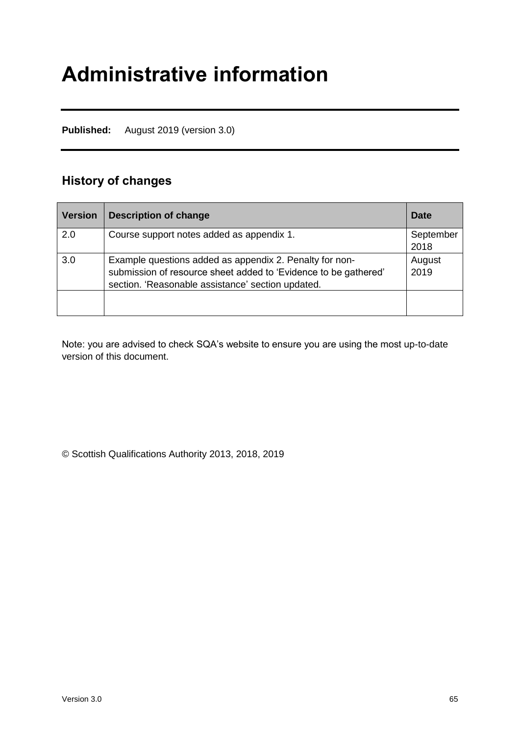# Administrative information

**Published:** August 2019 (version 3.0)

## History of changes

| Version | Description of change | Date |
|---|---|---|
| 2.0 | Course support notes added as appendix 1. | September 2018 |
| 3.0 | Example questions added as appendix 2. Penalty for non-submission of resource sheet added to 'Evidence to be gathered' section. 'Reasonable assistance' section updated. | August 2019 |
| | | |

Note: you are advised to check SQA's website to ensure you are using the most up-to-date version of this document.

© Scottish Qualifications Authority 2013, 2018, 2019